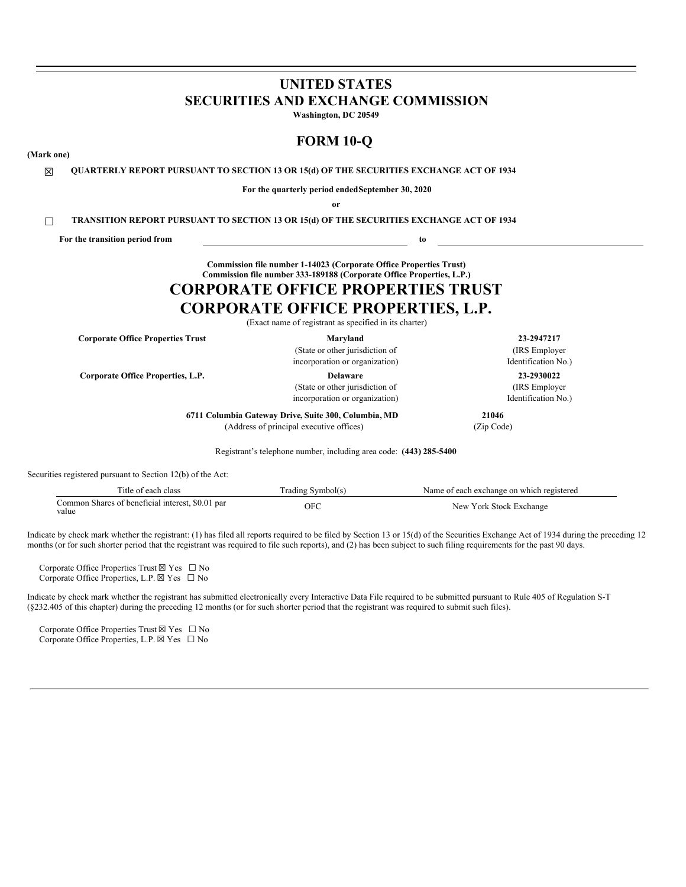# UNITED STATES
# SECURITIES AND EXCHANGE COMMISSION

**Washington, DC 20549**

# FORM 10-Q

**(Mark one)**

☒ **QUARTERLY REPORT PURSUANT TO SECTION 13 OR 15(d) OF THE SECURITIES EXCHANGE ACT OF 1934**

**For the quarterly period endedSeptember 30, 2020**

**or**

☐ **TRANSITION REPORT PURSUANT TO SECTION 13 OR 15(d) OF THE SECURITIES EXCHANGE ACT OF 1934**

**For the transition period from** \_\_\_\_\_\_\_\_\_\_\_\_\_\_\_\_\_\_\_\_ **to** \_\_\_\_\_\_\_\_\_\_\_\_\_\_\_\_\_\_\_\_

**Commission file number 1-14023 (Corporate Office Properties Trust)**
**Commission file number 333-189188 (Corporate Office Properties, L.P.)**

# CORPORATE OFFICE PROPERTIES TRUST
# CORPORATE OFFICE PROPERTIES, L.P.

(Exact name of registrant as specified in its charter)

| | | |
|---|---|---|
| **Corporate Office Properties Trust** | **Maryland** | **23-2947217** |
| | (State or other jurisdiction of incorporation or organization) | (IRS Employer Identification No.) |
| **Corporate Office Properties, L.P.** | **Delaware** | **23-2930022** |
| | (State or other jurisdiction of incorporation or organization) | (IRS Employer Identification No.) |

**6711 Columbia Gateway Drive, Suite 300, Columbia, MD** **21046**
(Address of principal executive offices) (Zip Code)

Registrant's telephone number, including area code: **(443) 285-5400**

Securities registered pursuant to Section 12(b) of the Act:

| Title of each class | Trading Symbol(s) | Name of each exchange on which registered |
|---|---|---|
| Common Shares of beneficial interest, $0.01 par value | OFC | New York Stock Exchange |

Indicate by check mark whether the registrant: (1) has filed all reports required to be filed by Section 13 or 15(d) of the Securities Exchange Act of 1934 during the preceding 12 months (or for such shorter period that the registrant was required to file such reports), and (2) has been subject to such filing requirements for the past 90 days.

Corporate Office Properties Trust ☒ Yes ☐ No
Corporate Office Properties, L.P. ☒ Yes ☐ No

Indicate by check mark whether the registrant has submitted electronically every Interactive Data File required to be submitted pursuant to Rule 405 of Regulation S-T (§232.405 of this chapter) during the preceding 12 months (or for such shorter period that the registrant was required to submit such files).

Corporate Office Properties Trust ☒ Yes ☐ No
Corporate Office Properties, L.P. ☒ Yes ☐ No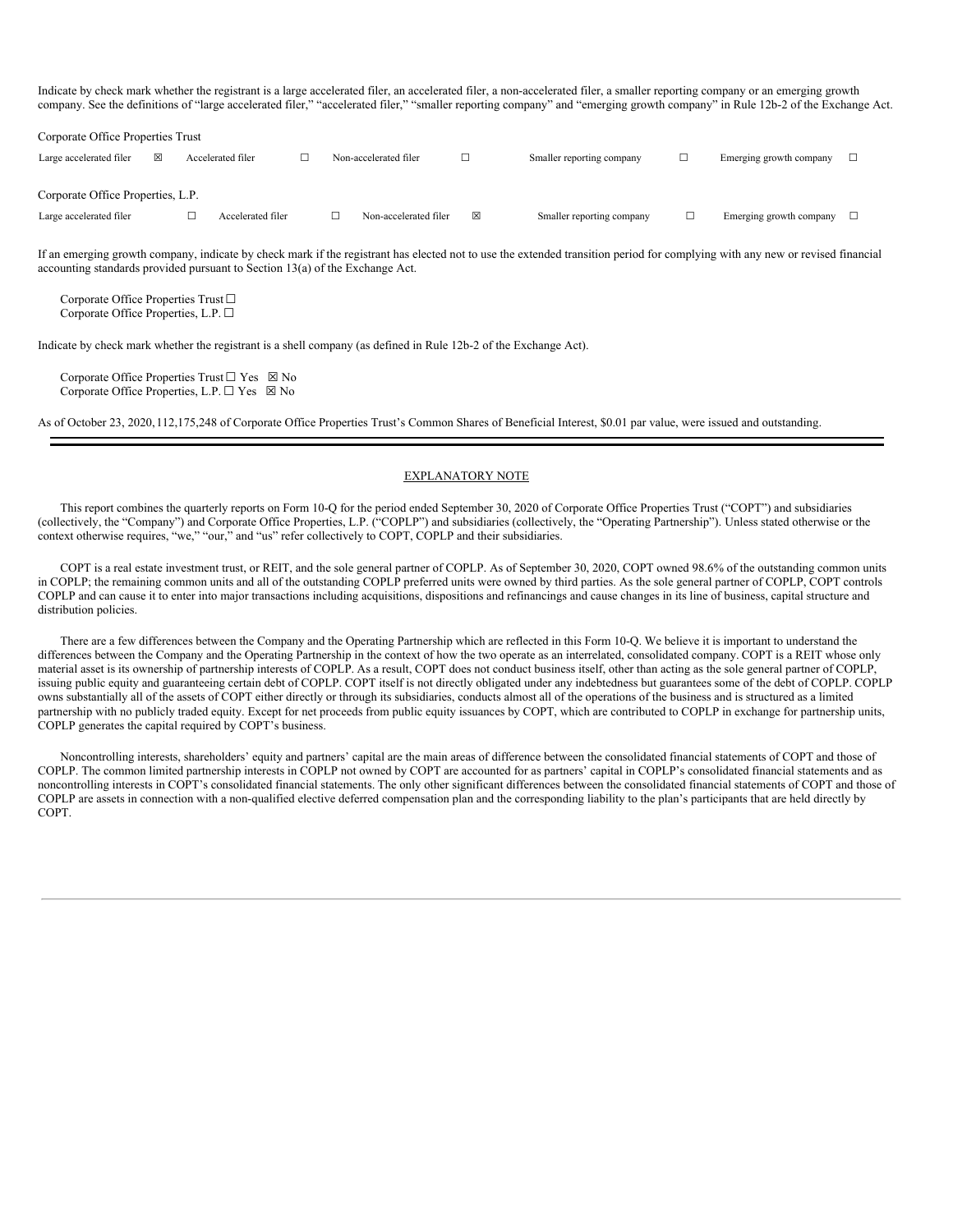Indicate by check mark whether the registrant is a large accelerated filer, an accelerated filer, a non-accelerated filer, a smaller reporting company or an emerging growth company. See the definitions of "large accelerated filer," "accelerated filer," "smaller reporting company" and "emerging growth company" in Rule 12b-2 of the Exchange Act.

Corporate Office Properties Trust

| Large accelerated filer | ☒ | Accelerated filer | ☐ | Non-accelerated filer | ☐ | Smaller reporting company | ☐ | Emerging growth company | ☐ |
|---|---|---|---|---|---|---|---|---|---|

Corporate Office Properties, L.P.

| Large accelerated filer | ☐ | Accelerated filer | ☐ | Non-accelerated filer | ☒ | Smaller reporting company | ☐ | Emerging growth company | ☐ |
|---|---|---|---|---|---|---|---|---|---|

If an emerging growth company, indicate by check mark if the registrant has elected not to use the extended transition period for complying with any new or revised financial accounting standards provided pursuant to Section 13(a) of the Exchange Act.

Corporate Office Properties Trust ☐
Corporate Office Properties, L.P. ☐

Indicate by check mark whether the registrant is a shell company (as defined in Rule 12b-2 of the Exchange Act).

Corporate Office Properties Trust ☐ Yes ☒ No
Corporate Office Properties, L.P. ☐ Yes ☒ No

As of October 23, 2020, 112,175,248 of Corporate Office Properties Trust's Common Shares of Beneficial Interest, $0.01 par value, were issued and outstanding.

---

## EXPLANATORY NOTE

This report combines the quarterly reports on Form 10-Q for the period ended September 30, 2020 of Corporate Office Properties Trust ("COPT") and subsidiaries (collectively, the "Company") and Corporate Office Properties, L.P. ("COPLP") and subsidiaries (collectively, the "Operating Partnership"). Unless stated otherwise or the context otherwise requires, "we," "our," and "us" refer collectively to COPT, COPLP and their subsidiaries.

COPT is a real estate investment trust, or REIT, and the sole general partner of COPLP. As of September 30, 2020, COPT owned 98.6% of the outstanding common units in COPLP; the remaining common units and all of the outstanding COPLP preferred units were owned by third parties. As the sole general partner of COPLP, COPT controls COPLP and can cause it to enter into major transactions including acquisitions, dispositions and refinancings and cause changes in its line of business, capital structure and distribution policies.

There are a few differences between the Company and the Operating Partnership which are reflected in this Form 10-Q. We believe it is important to understand the differences between the Company and the Operating Partnership in the context of how the two operate as an interrelated, consolidated company. COPT is a REIT whose only material asset is its ownership of partnership interests of COPLP. As a result, COPT does not conduct business itself, other than acting as the sole general partner of COPLP, issuing public equity and guaranteeing certain debt of COPLP. COPT itself is not directly obligated under any indebtedness but guarantees some of the debt of COPLP. COPLP owns substantially all of the assets of COPT either directly or through its subsidiaries, conducts almost all of the operations of the business and is structured as a limited partnership with no publicly traded equity. Except for net proceeds from public equity issuances by COPT, which are contributed to COPLP in exchange for partnership units, COPLP generates the capital required by COPT's business.

Noncontrolling interests, shareholders' equity and partners' capital are the main areas of difference between the consolidated financial statements of COPT and those of COPLP. The common limited partnership interests in COPLP not owned by COPT are accounted for as partners' capital in COPLP's consolidated financial statements and as noncontrolling interests in COPT's consolidated financial statements. The only other significant differences between the consolidated financial statements of COPT and those of COPLP are assets in connection with a non-qualified elective deferred compensation plan and the corresponding liability to the plan's participants that are held directly by COPT.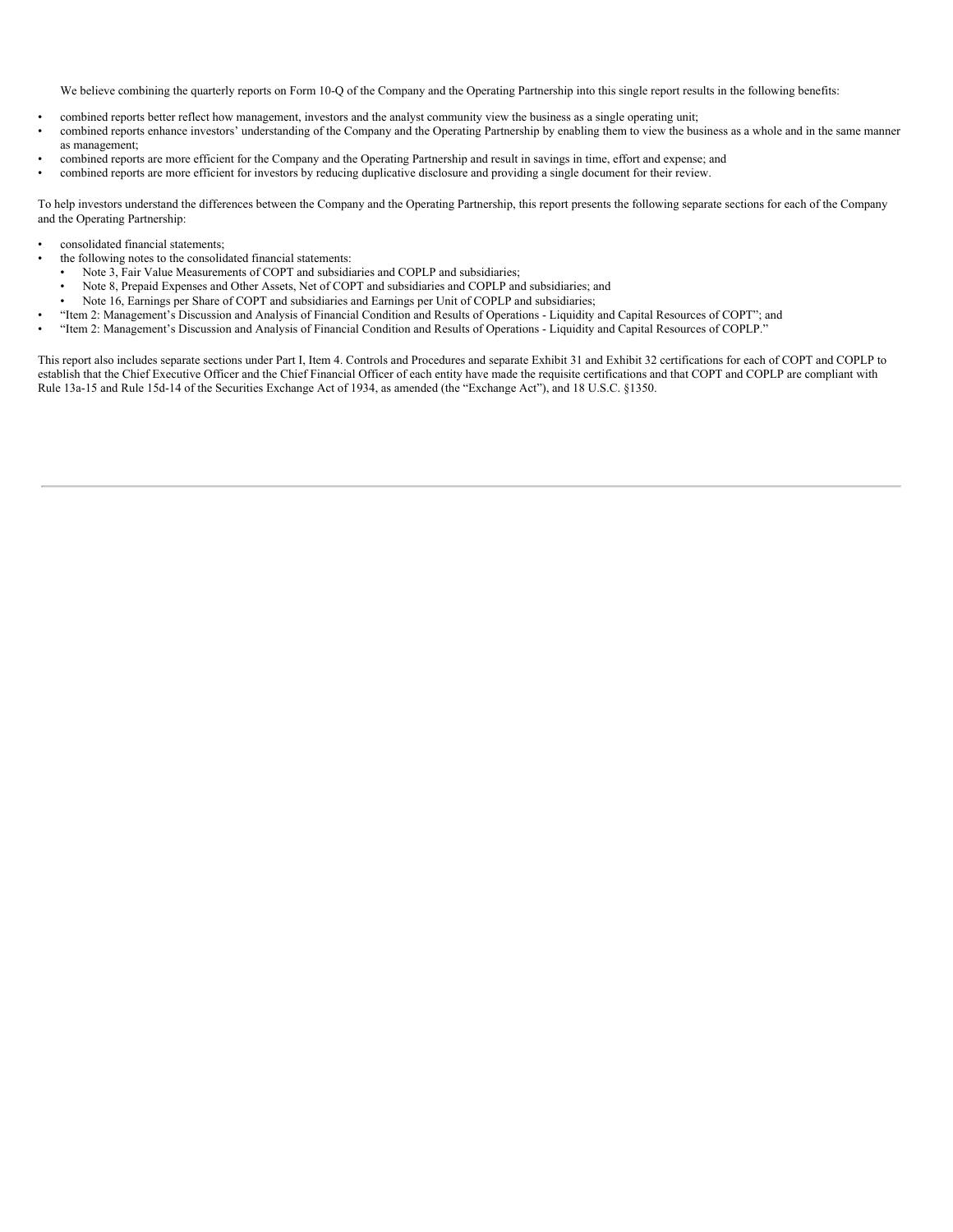We believe combining the quarterly reports on Form 10-Q of the Company and the Operating Partnership into this single report results in the following benefits:

- combined reports better reflect how management, investors and the analyst community view the business as a single operating unit;
- combined reports enhance investors' understanding of the Company and the Operating Partnership by enabling them to view the business as a whole and in the same manner as management;
- combined reports are more efficient for the Company and the Operating Partnership and result in savings in time, effort and expense; and
- combined reports are more efficient for investors by reducing duplicative disclosure and providing a single document for their review.

To help investors understand the differences between the Company and the Operating Partnership, this report presents the following separate sections for each of the Company and the Operating Partnership:

- consolidated financial statements;
- the following notes to the consolidated financial statements:
  - Note 3, Fair Value Measurements of COPT and subsidiaries and COPLP and subsidiaries;
  - Note 8, Prepaid Expenses and Other Assets, Net of COPT and subsidiaries and COPLP and subsidiaries; and
  - Note 16, Earnings per Share of COPT and subsidiaries and Earnings per Unit of COPLP and subsidiaries;
- "Item 2: Management's Discussion and Analysis of Financial Condition and Results of Operations - Liquidity and Capital Resources of COPT"; and
- "Item 2: Management's Discussion and Analysis of Financial Condition and Results of Operations - Liquidity and Capital Resources of COPLP."

This report also includes separate sections under Part I, Item 4. Controls and Procedures and separate Exhibit 31 and Exhibit 32 certifications for each of COPT and COPLP to establish that the Chief Executive Officer and the Chief Financial Officer of each entity have made the requisite certifications and that COPT and COPLP are compliant with Rule 13a-15 and Rule 15d-14 of the Securities Exchange Act of 1934, as amended (the "Exchange Act"), and 18 U.S.C. §1350.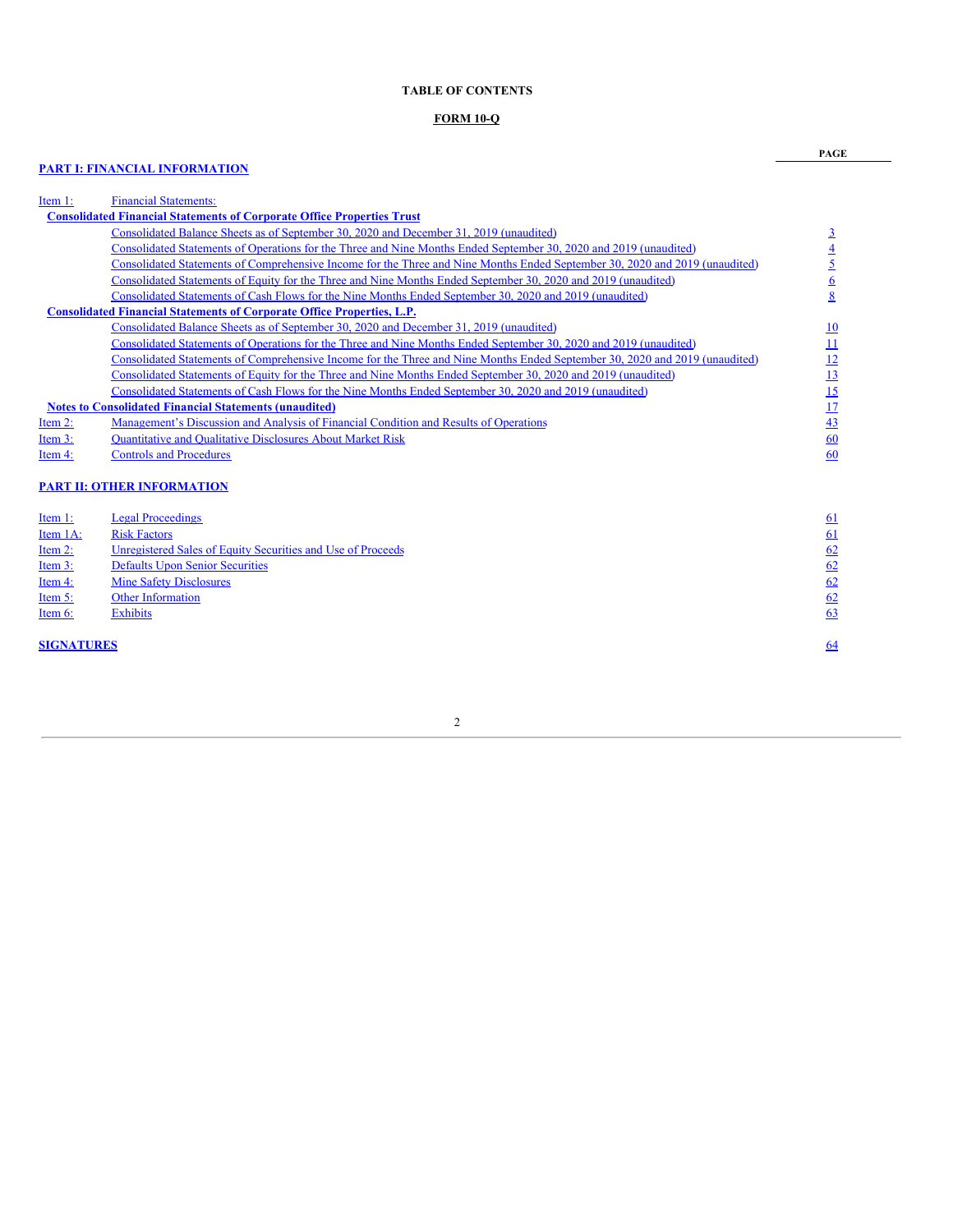**TABLE OF CONTENTS**

**FORM 10-Q**

| | | PAGE |
|---|---|---|
| **PART I: FINANCIAL INFORMATION** | | |
| Item 1: | Financial Statements: | |
| **Consolidated Financial Statements of Corporate Office Properties Trust** | | |
| | Consolidated Balance Sheets as of September 30, 2020 and December 31, 2019 (unaudited) | 3 |
| | Consolidated Statements of Operations for the Three and Nine Months Ended September 30, 2020 and 2019 (unaudited) | 4 |
| | Consolidated Statements of Comprehensive Income for the Three and Nine Months Ended September 30, 2020 and 2019 (unaudited) | 5 |
| | Consolidated Statements of Equity for the Three and Nine Months Ended September 30, 2020 and 2019 (unaudited) | 6 |
| | Consolidated Statements of Cash Flows for the Nine Months Ended September 30, 2020 and 2019 (unaudited) | 8 |
| **Consolidated Financial Statements of Corporate Office Properties, L.P.** | | |
| | Consolidated Balance Sheets as of September 30, 2020 and December 31, 2019 (unaudited) | 10 |
| | Consolidated Statements of Operations for the Three and Nine Months Ended September 30, 2020 and 2019 (unaudited) | 11 |
| | Consolidated Statements of Comprehensive Income for the Three and Nine Months Ended September 30, 2020 and 2019 (unaudited) | 12 |
| | Consolidated Statements of Equity for the Three and Nine Months Ended September 30, 2020 and 2019 (unaudited) | 13 |
| | Consolidated Statements of Cash Flows for the Nine Months Ended September 30, 2020 and 2019 (unaudited) | 15 |
| **Notes to Consolidated Financial Statements (unaudited)** | | 17 |
| Item 2: | Management's Discussion and Analysis of Financial Condition and Results of Operations | 43 |
| Item 3: | Quantitative and Qualitative Disclosures About Market Risk | 60 |
| Item 4: | Controls and Procedures | 60 |
| **PART II: OTHER INFORMATION** | | |
| Item 1: | Legal Proceedings | 61 |
| Item 1A: | Risk Factors | 61 |
| Item 2: | Unregistered Sales of Equity Securities and Use of Proceeds | 62 |
| Item 3: | Defaults Upon Senior Securities | 62 |
| Item 4: | Mine Safety Disclosures | 62 |
| Item 5: | Other Information | 62 |
| Item 6: | Exhibits | 63 |
| **SIGNATURES** | | 64 |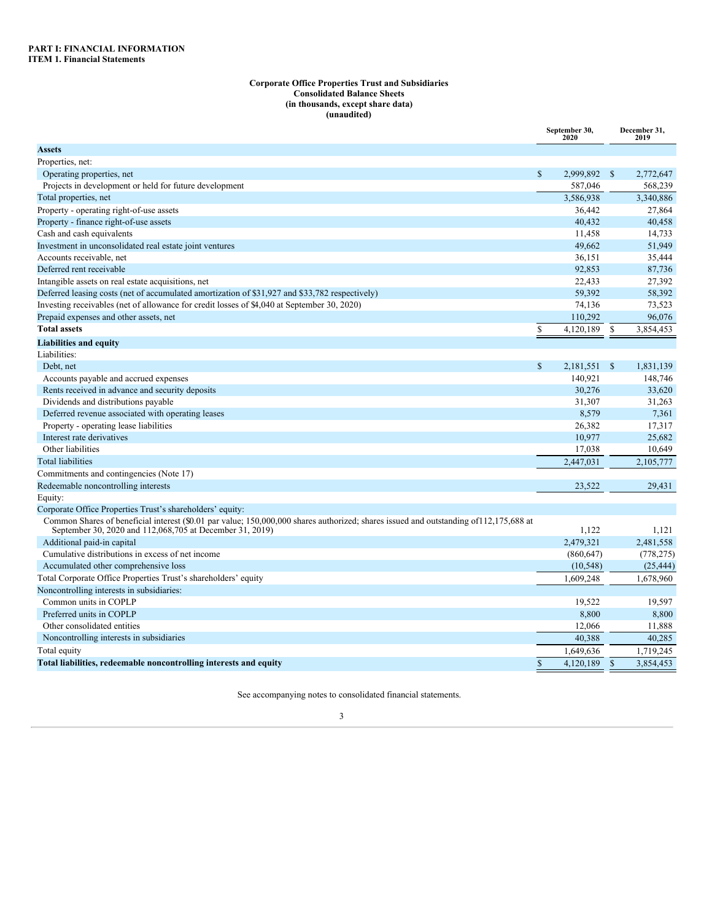**PART I: FINANCIAL INFORMATION**
**ITEM 1. Financial Statements**

**Corporate Office Properties Trust and Subsidiaries**
**Consolidated Balance Sheets**
**(in thousands, except share data)**
**(unaudited)**

| | September 30, 2020 | December 31, 2019 |
|---|---|---|
| **Assets** | | |
| Properties, net: | | |
| Operating properties, net | $ 2,999,892 | $ 2,772,647 |
| Projects in development or held for future development | 587,046 | 568,239 |
| Total properties, net | 3,586,938 | 3,340,886 |
| Property - operating right-of-use assets | 36,442 | 27,864 |
| Property - finance right-of-use assets | 40,432 | 40,458 |
| Cash and cash equivalents | 11,458 | 14,733 |
| Investment in unconsolidated real estate joint ventures | 49,662 | 51,949 |
| Accounts receivable, net | 36,151 | 35,444 |
| Deferred rent receivable | 92,853 | 87,736 |
| Intangible assets on real estate acquisitions, net | 22,433 | 27,392 |
| Deferred leasing costs (net of accumulated amortization of $31,927 and $33,782 respectively) | 59,392 | 58,392 |
| Investing receivables (net of allowance for credit losses of $4,040 at September 30, 2020) | 74,136 | 73,523 |
| Prepaid expenses and other assets, net | 110,292 | 96,076 |
| **Total assets** | $ 4,120,189 | $ 3,854,453 |
| **Liabilities and equity** | | |
| Liabilities: | | |
| Debt, net | $ 2,181,551 | $ 1,831,139 |
| Accounts payable and accrued expenses | 140,921 | 148,746 |
| Rents received in advance and security deposits | 30,276 | 33,620 |
| Dividends and distributions payable | 31,307 | 31,263 |
| Deferred revenue associated with operating leases | 8,579 | 7,361 |
| Property - operating lease liabilities | 26,382 | 17,317 |
| Interest rate derivatives | 10,977 | 25,682 |
| Other liabilities | 17,038 | 10,649 |
| Total liabilities | 2,447,031 | 2,105,777 |
| Commitments and contingencies (Note 17) | | |
| Redeemable noncontrolling interests | 23,522 | 29,431 |
| Equity: | | |
| Corporate Office Properties Trust's shareholders' equity: | | |
| Common Shares of beneficial interest ($0.01 par value; 150,000,000 shares authorized; shares issued and outstanding of112,175,688 at September 30, 2020 and 112,068,705 at December 31, 2019) | 1,122 | 1,121 |
| Additional paid-in capital | 2,479,321 | 2,481,558 |
| Cumulative distributions in excess of net income | (860,647) | (778,275) |
| Accumulated other comprehensive loss | (10,548) | (25,444) |
| Total Corporate Office Properties Trust's shareholders' equity | 1,609,248 | 1,678,960 |
| Noncontrolling interests in subsidiaries: | | |
| Common units in COPLP | 19,522 | 19,597 |
| Preferred units in COPLP | 8,800 | 8,800 |
| Other consolidated entities | 12,066 | 11,888 |
| Noncontrolling interests in subsidiaries | 40,388 | 40,285 |
| Total equity | 1,649,636 | 1,719,245 |
| **Total liabilities, redeemable noncontrolling interests and equity** | $ 4,120,189 | $ 3,854,453 |

See accompanying notes to consolidated financial statements.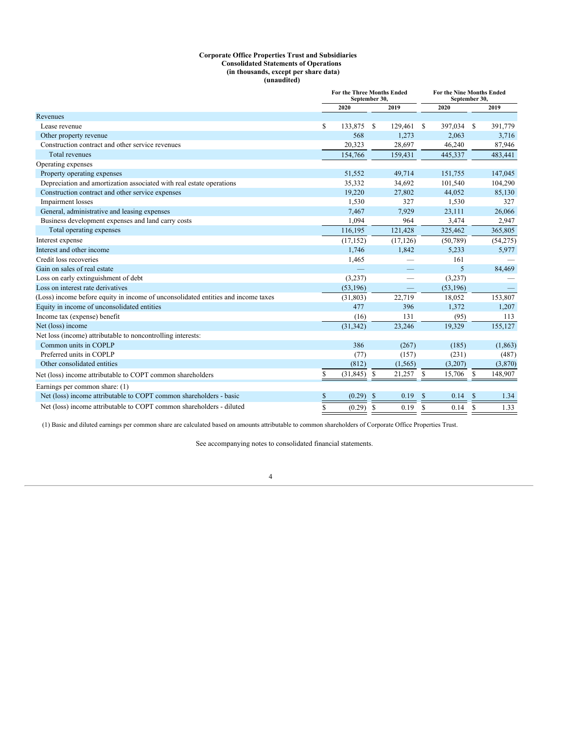**Corporate Office Properties Trust and Subsidiaries**
**Consolidated Statements of Operations**
**(in thousands, except per share data)**
**(unaudited)**

| | For the Three Months Ended September 30, | | For the Nine Months Ended September 30, | |
|---|---|---|---|---|
| | 2020 | 2019 | 2020 | 2019 |
| Revenues | | | | |
| Lease revenue | $ 133,875 | $ 129,461 | $ 397,034 | $ 391,779 |
| Other property revenue | 568 | 1,273 | 2,063 | 3,716 |
| Construction contract and other service revenues | 20,323 | 28,697 | 46,240 | 87,946 |
| Total revenues | 154,766 | 159,431 | 445,337 | 483,441 |
| Operating expenses | | | | |
| Property operating expenses | 51,552 | 49,714 | 151,755 | 147,045 |
| Depreciation and amortization associated with real estate operations | 35,332 | 34,692 | 101,540 | 104,290 |
| Construction contract and other service expenses | 19,220 | 27,802 | 44,052 | 85,130 |
| Impairment losses | 1,530 | 327 | 1,530 | 327 |
| General, administrative and leasing expenses | 7,467 | 7,929 | 23,111 | 26,066 |
| Business development expenses and land carry costs | 1,094 | 964 | 3,474 | 2,947 |
| Total operating expenses | 116,195 | 121,428 | 325,462 | 365,805 |
| Interest expense | (17,152) | (17,126) | (50,789) | (54,275) |
| Interest and other income | 1,746 | 1,842 | 5,233 | 5,977 |
| Credit loss recoveries | 1,465 | — | 161 | — |
| Gain on sales of real estate | — | — | 5 | 84,469 |
| Loss on early extinguishment of debt | (3,237) | — | (3,237) | — |
| Loss on interest rate derivatives | (53,196) | — | (53,196) | — |
| (Loss) income before equity in income of unconsolidated entities and income taxes | (31,803) | 22,719 | 18,052 | 153,807 |
| Equity in income of unconsolidated entities | 477 | 396 | 1,372 | 1,207 |
| Income tax (expense) benefit | (16) | 131 | (95) | 113 |
| Net (loss) income | (31,342) | 23,246 | 19,329 | 155,127 |
| Net loss (income) attributable to noncontrolling interests: | | | | |
| Common units in COPLP | 386 | (267) | (185) | (1,863) |
| Preferred units in COPLP | (77) | (157) | (231) | (487) |
| Other consolidated entities | (812) | (1,565) | (3,207) | (3,870) |
| Net (loss) income attributable to COPT common shareholders | $ (31,845) | $ 21,257 | $ 15,706 | $ 148,907 |
| Earnings per common share: (1) | | | | |
| Net (loss) income attributable to COPT common shareholders - basic | $ (0.29) | $ 0.19 | $ 0.14 | $ 1.34 |
| Net (loss) income attributable to COPT common shareholders - diluted | $ (0.29) | $ 0.19 | $ 0.14 | $ 1.33 |

(1) Basic and diluted earnings per common share are calculated based on amounts attributable to common shareholders of Corporate Office Properties Trust.

See accompanying notes to consolidated financial statements.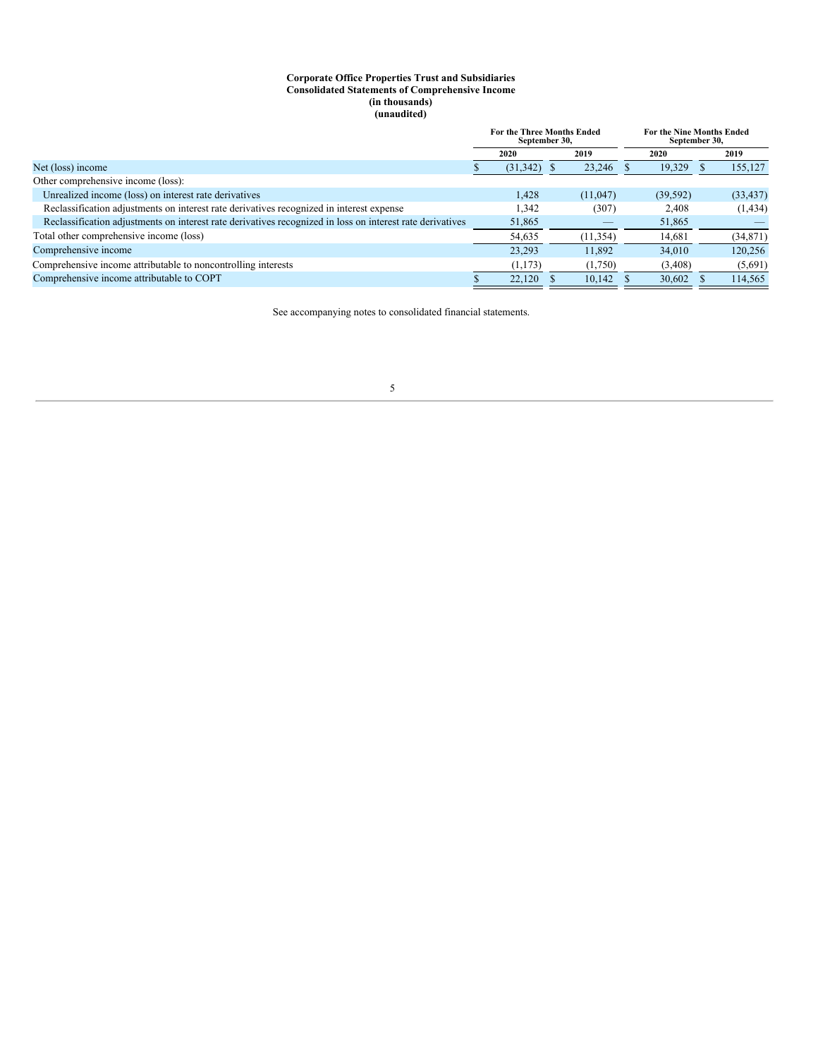**Corporate Office Properties Trust and Subsidiaries**
**Consolidated Statements of Comprehensive Income**
**(in thousands)**
**(unaudited)**

| | For the Three Months Ended September 30, | | For the Nine Months Ended September 30, | |
|---|---|---|---|---|
| | 2020 | 2019 | 2020 | 2019 |
| Net (loss) income | $ (31,342) | $ 23,246 | $ 19,329 | $ 155,127 |
| Other comprehensive income (loss): | | | | |
| Unrealized income (loss) on interest rate derivatives | 1,428 | (11,047) | (39,592) | (33,437) |
| Reclassification adjustments on interest rate derivatives recognized in interest expense | 1,342 | (307) | 2,408 | (1,434) |
| Reclassification adjustments on interest rate derivatives recognized in loss on interest rate derivatives | 51,865 | — | 51,865 | — |
| Total other comprehensive income (loss) | 54,635 | (11,354) | 14,681 | (34,871) |
| Comprehensive income | 23,293 | 11,892 | 34,010 | 120,256 |
| Comprehensive income attributable to noncontrolling interests | (1,173) | (1,750) | (3,408) | (5,691) |
| Comprehensive income attributable to COPT | $ 22,120 | $ 10,142 | $ 30,602 | $ 114,565 |

See accompanying notes to consolidated financial statements.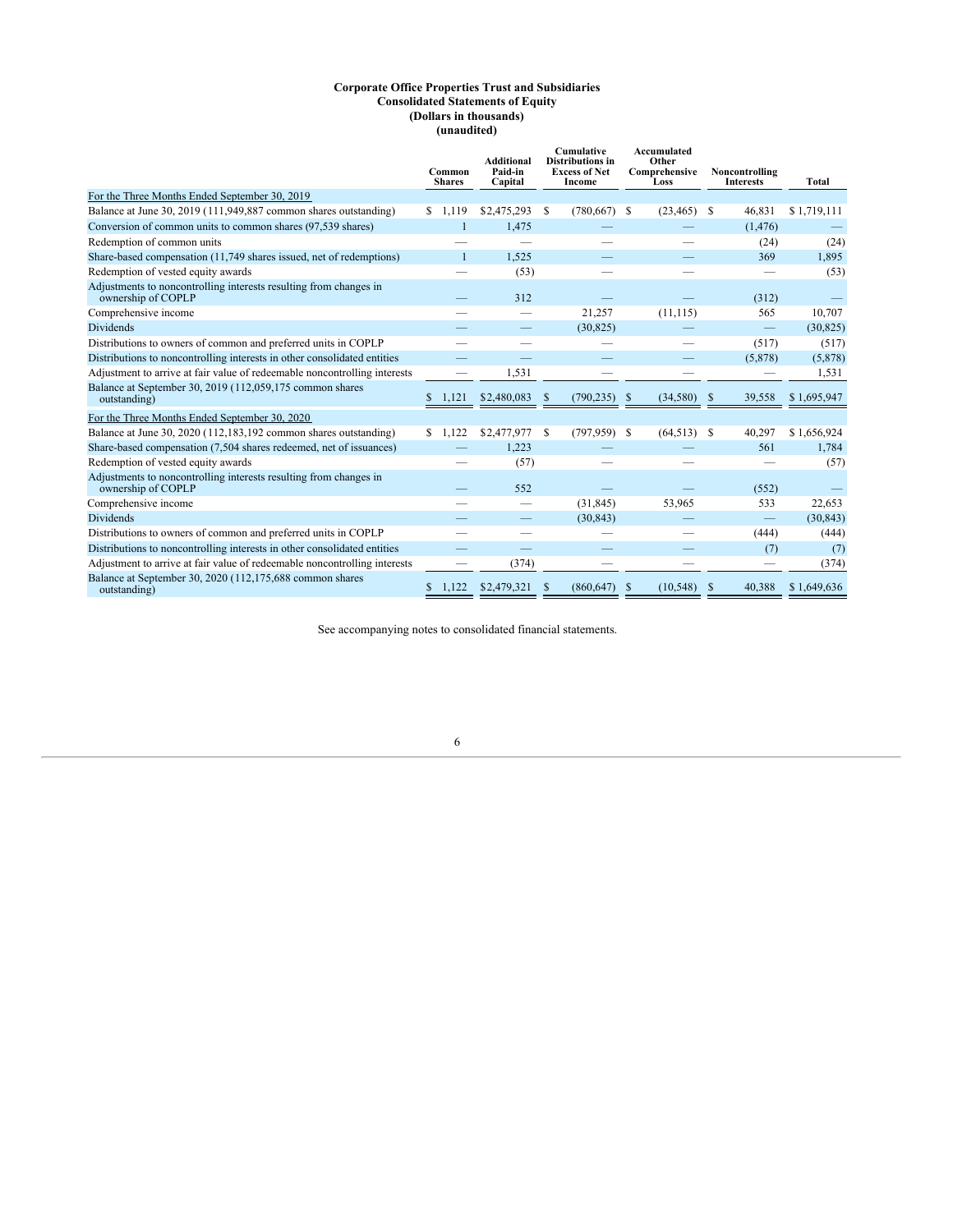**Corporate Office Properties Trust and Subsidiaries**
**Consolidated Statements of Equity**
**(Dollars in thousands)**
**(unaudited)**

| | Common Shares | Additional Paid-in Capital | Cumulative Distributions in Excess of Net Income | Accumulated Other Comprehensive Loss | Noncontrolling Interests | Total |
|---|---|---|---|---|---|---|
| For the Three Months Ended September 30, 2019 | | | | | | |
| Balance at June 30, 2019 (111,949,887 common shares outstanding) | $ 1,119 | $2,475,293 | $ (780,667) | $ (23,465) | $ 46,831 | $ 1,719,111 |
| Conversion of common units to common shares (97,539 shares) | 1 | 1,475 | — | — | (1,476) | — |
| Redemption of common units | — | — | — | — | (24) | (24) |
| Share-based compensation (11,749 shares issued, net of redemptions) | 1 | 1,525 | — | — | 369 | 1,895 |
| Redemption of vested equity awards | — | (53) | — | — | — | (53) |
| Adjustments to noncontrolling interests resulting from changes in ownership of COPLP | — | 312 | — | — | (312) | — |
| Comprehensive income | — | — | 21,257 | (11,115) | 565 | 10,707 |
| Dividends | — | — | (30,825) | — | — | (30,825) |
| Distributions to owners of common and preferred units in COPLP | — | — | — | — | (517) | (517) |
| Distributions to noncontrolling interests in other consolidated entities | — | — | — | — | (5,878) | (5,878) |
| Adjustment to arrive at fair value of redeemable noncontrolling interests | — | 1,531 | — | — | — | 1,531 |
| Balance at September 30, 2019 (112,059,175 common shares outstanding) | $ 1,121 | $2,480,083 | $ (790,235) | $ (34,580) | $ 39,558 | $ 1,695,947 |
| For the Three Months Ended September 30, 2020 | | | | | | |
| Balance at June 30, 2020 (112,183,192 common shares outstanding) | $ 1,122 | $2,477,977 | $ (797,959) | $ (64,513) | $ 40,297 | $ 1,656,924 |
| Share-based compensation (7,504 shares redeemed, net of issuances) | — | 1,223 | — | — | 561 | 1,784 |
| Redemption of vested equity awards | — | (57) | — | — | — | (57) |
| Adjustments to noncontrolling interests resulting from changes in ownership of COPLP | — | 552 | — | — | (552) | — |
| Comprehensive income | — | — | (31,845) | 53,965 | 533 | 22,653 |
| Dividends | — | — | (30,843) | — | — | (30,843) |
| Distributions to owners of common and preferred units in COPLP | — | — | — | — | (444) | (444) |
| Distributions to noncontrolling interests in other consolidated entities | — | — | — | — | (7) | (7) |
| Adjustment to arrive at fair value of redeemable noncontrolling interests | — | (374) | — | — | — | (374) |
| Balance at September 30, 2020 (112,175,688 common shares outstanding) | $ 1,122 | $2,479,321 | $ (860,647) | $ (10,548) | $ 40,388 | $ 1,649,636 |

See accompanying notes to consolidated financial statements.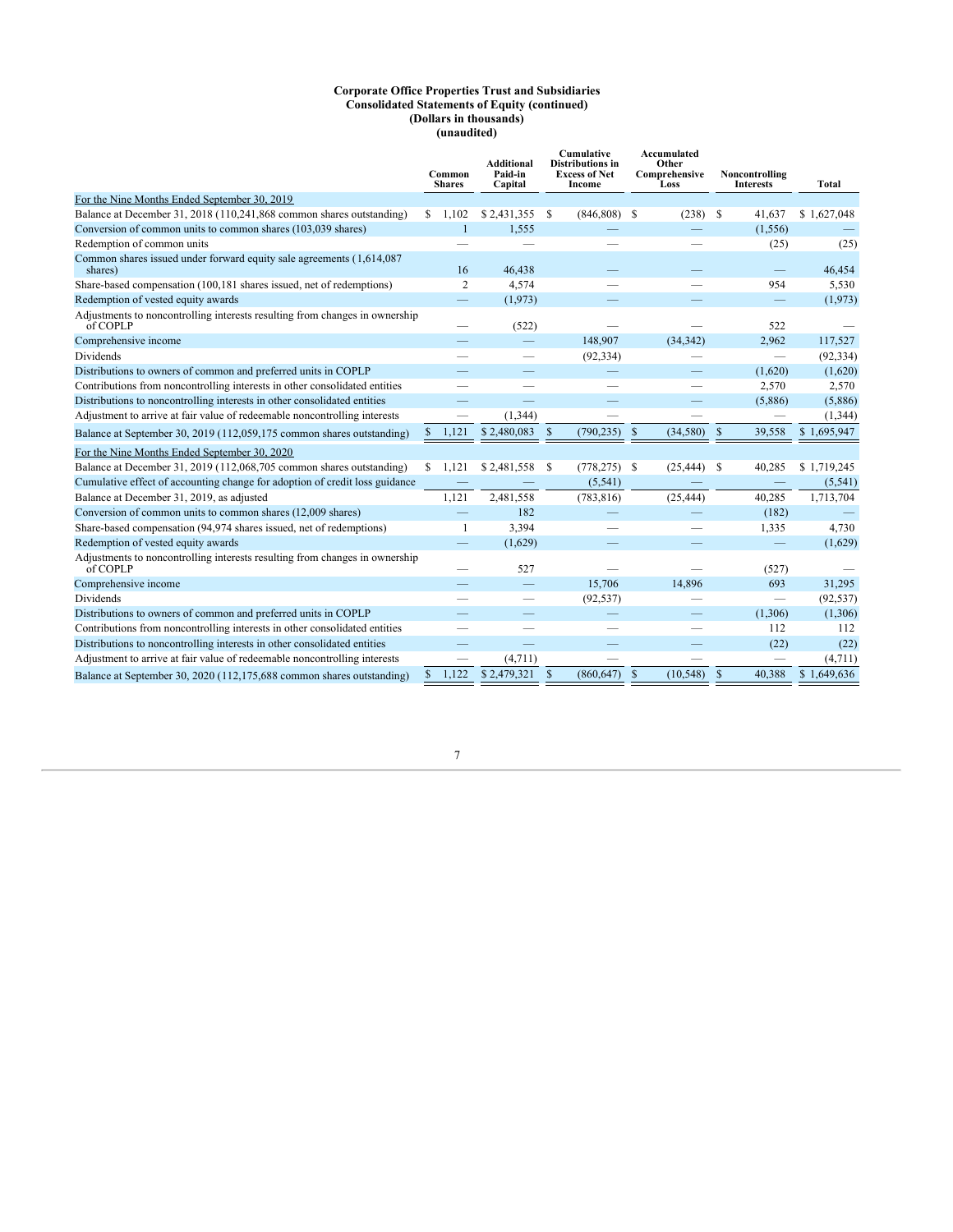**Corporate Office Properties Trust and Subsidiaries**
**Consolidated Statements of Equity (continued)**
**(Dollars in thousands)**
**(unaudited)**

| | Common Shares | Additional Paid-in Capital | Cumulative Distributions in Excess of Net Income | Accumulated Other Comprehensive Loss | Noncontrolling Interests | Total |
|---|---|---|---|---|---|---|
| For the Nine Months Ended September 30, 2019 | | | | | | |
| Balance at December 31, 2018 (110,241,868 common shares outstanding) | $ 1,102 | $ 2,431,355 | $ (846,808) | $ (238) | $ 41,637 | $ 1,627,048 |
| Conversion of common units to common shares (103,039 shares) | 1 | 1,555 | — | — | (1,556) | — |
| Redemption of common units | — | — | — | — | (25) | (25) |
| Common shares issued under forward equity sale agreements (1,614,087 shares) | 16 | 46,438 | — | — | — | 46,454 |
| Share-based compensation (100,181 shares issued, net of redemptions) | 2 | 4,574 | — | — | 954 | 5,530 |
| Redemption of vested equity awards | — | (1,973) | — | — | — | (1,973) |
| Adjustments to noncontrolling interests resulting from changes in ownership of COPLP | — | (522) | — | — | 522 | — |
| Comprehensive income | — | — | 148,907 | (34,342) | 2,962 | 117,527 |
| Dividends | — | — | (92,334) | — | — | (92,334) |
| Distributions to owners of common and preferred units in COPLP | — | — | — | — | (1,620) | (1,620) |
| Contributions from noncontrolling interests in other consolidated entities | — | — | — | — | 2,570 | 2,570 |
| Distributions to noncontrolling interests in other consolidated entities | — | — | — | — | (5,886) | (5,886) |
| Adjustment to arrive at fair value of redeemable noncontrolling interests | — | (1,344) | — | — | — | (1,344) |
| Balance at September 30, 2019 (112,059,175 common shares outstanding) | $ 1,121 | $ 2,480,083 | $ (790,235) | $ (34,580) | $ 39,558 | $ 1,695,947 |
| For the Nine Months Ended September 30, 2020 | | | | | | |
| Balance at December 31, 2019 (112,068,705 common shares outstanding) | $ 1,121 | $ 2,481,558 | $ (778,275) | $ (25,444) | $ 40,285 | $ 1,719,245 |
| Cumulative effect of accounting change for adoption of credit loss guidance | — | — | (5,541) | — | — | (5,541) |
| Balance at December 31, 2019, as adjusted | 1,121 | 2,481,558 | (783,816) | (25,444) | 40,285 | 1,713,704 |
| Conversion of common units to common shares (12,009 shares) | — | 182 | — | — | (182) | — |
| Share-based compensation (94,974 shares issued, net of redemptions) | 1 | 3,394 | — | — | 1,335 | 4,730 |
| Redemption of vested equity awards | — | (1,629) | — | — | — | (1,629) |
| Adjustments to noncontrolling interests resulting from changes in ownership of COPLP | — | 527 | — | — | (527) | — |
| Comprehensive income | — | — | 15,706 | 14,896 | 693 | 31,295 |
| Dividends | — | — | (92,537) | — | — | (92,537) |
| Distributions to owners of common and preferred units in COPLP | — | — | — | — | (1,306) | (1,306) |
| Contributions from noncontrolling interests in other consolidated entities | — | — | — | — | 112 | 112 |
| Distributions to noncontrolling interests in other consolidated entities | — | — | — | — | (22) | (22) |
| Adjustment to arrive at fair value of redeemable noncontrolling interests | — | (4,711) | — | — | — | (4,711) |
| Balance at September 30, 2020 (112,175,688 common shares outstanding) | $ 1,122 | $ 2,479,321 | $ (860,647) | $ (10,548) | $ 40,388 | $ 1,649,636 |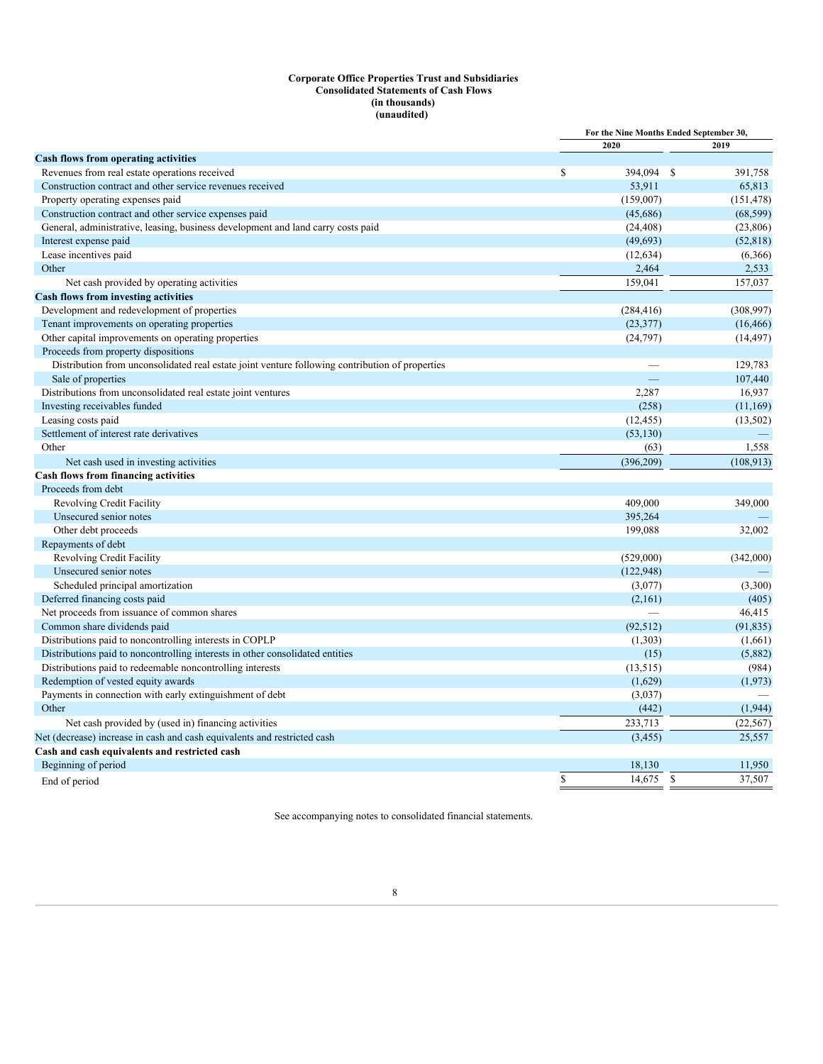**Corporate Office Properties Trust and Subsidiaries**
**Consolidated Statements of Cash Flows**
**(in thousands)**
**(unaudited)**

| | For the Nine Months Ended September 30, | |
|---|---|---|
| | 2020 | 2019 |
| **Cash flows from operating activities** | | |
| Revenues from real estate operations received | $ 394,094 | $ 391,758 |
| Construction contract and other service revenues received | 53,911 | 65,813 |
| Property operating expenses paid | (159,007) | (151,478) |
| Construction contract and other service expenses paid | (45,686) | (68,599) |
| General, administrative, leasing, business development and land carry costs paid | (24,408) | (23,806) |
| Interest expense paid | (49,693) | (52,818) |
| Lease incentives paid | (12,634) | (6,366) |
| Other | 2,464 | 2,533 |
| Net cash provided by operating activities | 159,041 | 157,037 |
| **Cash flows from investing activities** | | |
| Development and redevelopment of properties | (284,416) | (308,997) |
| Tenant improvements on operating properties | (23,377) | (16,466) |
| Other capital improvements on operating properties | (24,797) | (14,497) |
| Proceeds from property dispositions | | |
| Distribution from unconsolidated real estate joint venture following contribution of properties | — | 129,783 |
| Sale of properties | — | 107,440 |
| Distributions from unconsolidated real estate joint ventures | 2,287 | 16,937 |
| Investing receivables funded | (258) | (11,169) |
| Leasing costs paid | (12,455) | (13,502) |
| Settlement of interest rate derivatives | (53,130) | — |
| Other | (63) | 1,558 |
| Net cash used in investing activities | (396,209) | (108,913) |
| **Cash flows from financing activities** | | |
| Proceeds from debt | | |
| Revolving Credit Facility | 409,000 | 349,000 |
| Unsecured senior notes | 395,264 | — |
| Other debt proceeds | 199,088 | 32,002 |
| Repayments of debt | | |
| Revolving Credit Facility | (529,000) | (342,000) |
| Unsecured senior notes | (122,948) | — |
| Scheduled principal amortization | (3,077) | (3,300) |
| Deferred financing costs paid | (2,161) | (405) |
| Net proceeds from issuance of common shares | — | 46,415 |
| Common share dividends paid | (92,512) | (91,835) |
| Distributions paid to noncontrolling interests in COPLP | (1,303) | (1,661) |
| Distributions paid to noncontrolling interests in other consolidated entities | (15) | (5,882) |
| Distributions paid to redeemable noncontrolling interests | (13,515) | (984) |
| Redemption of vested equity awards | (1,629) | (1,973) |
| Payments in connection with early extinguishment of debt | (3,037) | — |
| Other | (442) | (1,944) |
| Net cash provided by (used in) financing activities | 233,713 | (22,567) |
| Net (decrease) increase in cash and cash equivalents and restricted cash | (3,455) | 25,557 |
| **Cash and cash equivalents and restricted cash** | | |
| Beginning of period | 18,130 | 11,950 |
| End of period | $ 14,675 | $ 37,507 |

See accompanying notes to consolidated financial statements.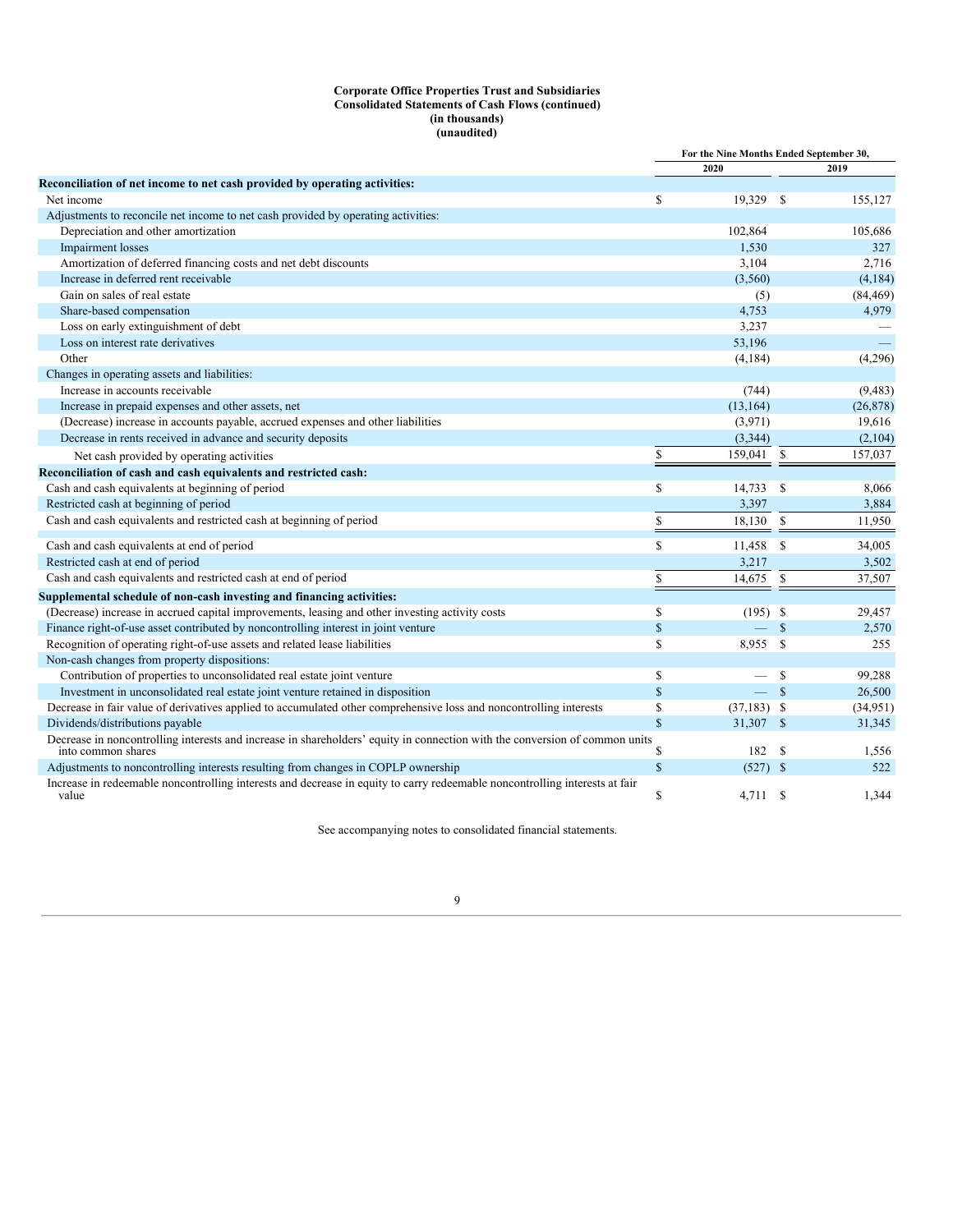**Corporate Office Properties Trust and Subsidiaries**
**Consolidated Statements of Cash Flows (continued)**
**(in thousands)**
**(unaudited)**

| | For the Nine Months Ended September 30, | |
|---|---|---|
| | 2020 | 2019 |
| **Reconciliation of net income to net cash provided by operating activities:** | | |
| Net income | $ 19,329 | $ 155,127 |
| Adjustments to reconcile net income to net cash provided by operating activities: | | |
| Depreciation and other amortization | 102,864 | 105,686 |
| Impairment losses | 1,530 | 327 |
| Amortization of deferred financing costs and net debt discounts | 3,104 | 2,716 |
| Increase in deferred rent receivable | (3,560) | (4,184) |
| Gain on sales of real estate | (5) | (84,469) |
| Share-based compensation | 4,753 | 4,979 |
| Loss on early extinguishment of debt | 3,237 | — |
| Loss on interest rate derivatives | 53,196 | — |
| Other | (4,184) | (4,296) |
| Changes in operating assets and liabilities: | | |
| Increase in accounts receivable | (744) | (9,483) |
| Increase in prepaid expenses and other assets, net | (13,164) | (26,878) |
| (Decrease) increase in accounts payable, accrued expenses and other liabilities | (3,971) | 19,616 |
| Decrease in rents received in advance and security deposits | (3,344) | (2,104) |
| Net cash provided by operating activities | $ 159,041 | $ 157,037 |
| **Reconciliation of cash and cash equivalents and restricted cash:** | | |
| Cash and cash equivalents at beginning of period | $ 14,733 | $ 8,066 |
| Restricted cash at beginning of period | 3,397 | 3,884 |
| Cash and cash equivalents and restricted cash at beginning of period | $ 18,130 | $ 11,950 |
| Cash and cash equivalents at end of period | $ 11,458 | $ 34,005 |
| Restricted cash at end of period | 3,217 | 3,502 |
| Cash and cash equivalents and restricted cash at end of period | $ 14,675 | $ 37,507 |
| **Supplemental schedule of non-cash investing and financing activities:** | | |
| (Decrease) increase in accrued capital improvements, leasing and other investing activity costs | $ (195) | $ 29,457 |
| Finance right-of-use asset contributed by noncontrolling interest in joint venture | $ — | $ 2,570 |
| Recognition of operating right-of-use assets and related lease liabilities | $ 8,955 | $ 255 |
| Non-cash changes from property dispositions: | | |
| Contribution of properties to unconsolidated real estate joint venture | $ — | $ 99,288 |
| Investment in unconsolidated real estate joint venture retained in disposition | $ — | $ 26,500 |
| Decrease in fair value of derivatives applied to accumulated other comprehensive loss and noncontrolling interests | $ (37,183) | $ (34,951) |
| Dividends/distributions payable | $ 31,307 | $ 31,345 |
| Decrease in noncontrolling interests and increase in shareholders' equity in connection with the conversion of common units into common shares | $ 182 | $ 1,556 |
| Adjustments to noncontrolling interests resulting from changes in COPLP ownership | $ (527) | $ 522 |
| Increase in redeemable noncontrolling interests and decrease in equity to carry redeemable noncontrolling interests at fair value | $ 4,711 | $ 1,344 |

See accompanying notes to consolidated financial statements.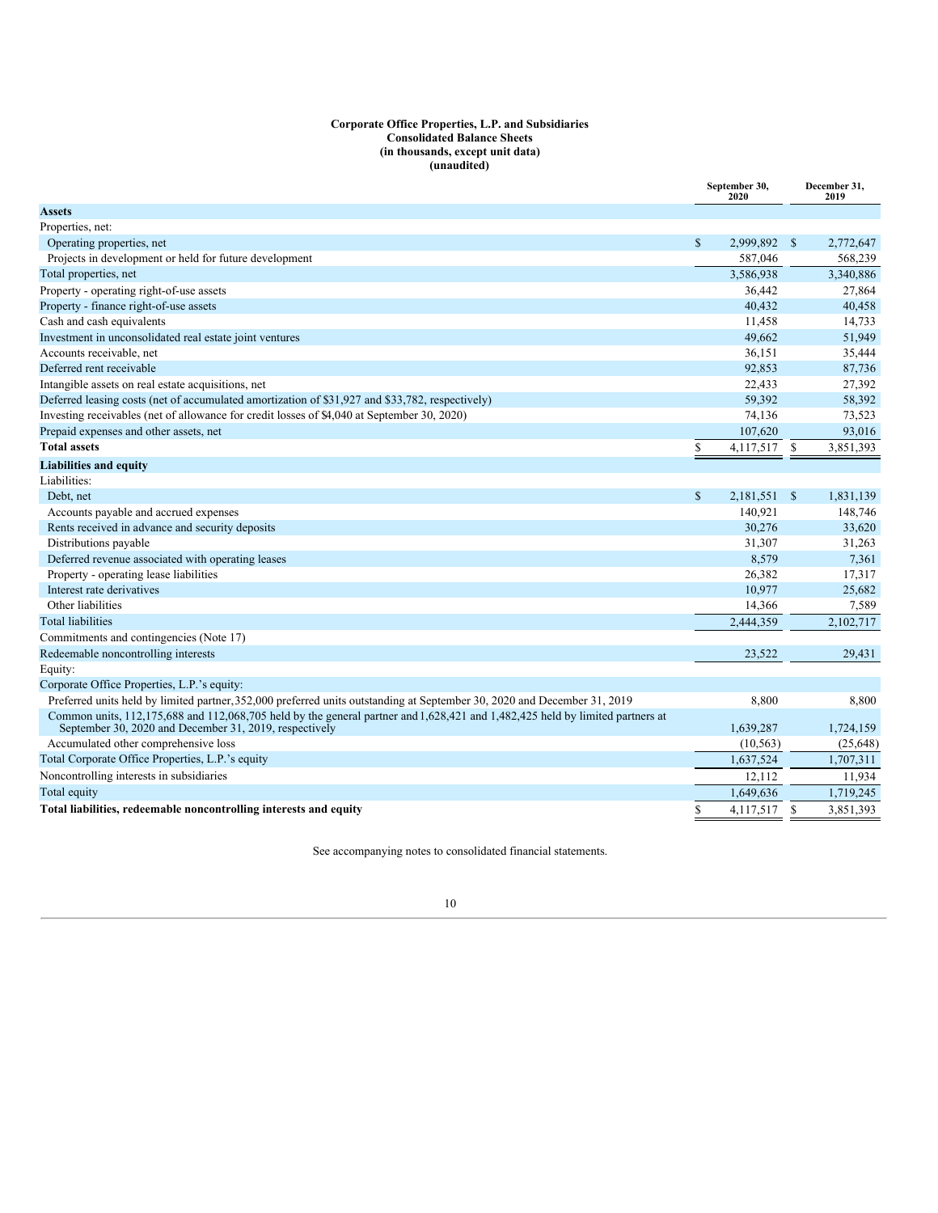**Corporate Office Properties, L.P. and Subsidiaries**
**Consolidated Balance Sheets**
**(in thousands, except unit data)**
**(unaudited)**

| | September 30, 2020 | December 31, 2019 |
|---|---|---|
| **Assets** | | |
| Properties, net: | | |
| Operating properties, net | $ 2,999,892 | $ 2,772,647 |
| Projects in development or held for future development | 587,046 | 568,239 |
| Total properties, net | 3,586,938 | 3,340,886 |
| Property - operating right-of-use assets | 36,442 | 27,864 |
| Property - finance right-of-use assets | 40,432 | 40,458 |
| Cash and cash equivalents | 11,458 | 14,733 |
| Investment in unconsolidated real estate joint ventures | 49,662 | 51,949 |
| Accounts receivable, net | 36,151 | 35,444 |
| Deferred rent receivable | 92,853 | 87,736 |
| Intangible assets on real estate acquisitions, net | 22,433 | 27,392 |
| Deferred leasing costs (net of accumulated amortization of $31,927 and $33,782, respectively) | 59,392 | 58,392 |
| Investing receivables (net of allowance for credit losses of $4,040 at September 30, 2020) | 74,136 | 73,523 |
| Prepaid expenses and other assets, net | 107,620 | 93,016 |
| **Total assets** | $ 4,117,517 | $ 3,851,393 |
| **Liabilities and equity** | | |
| Liabilities: | | |
| Debt, net | $ 2,181,551 | $ 1,831,139 |
| Accounts payable and accrued expenses | 140,921 | 148,746 |
| Rents received in advance and security deposits | 30,276 | 33,620 |
| Distributions payable | 31,307 | 31,263 |
| Deferred revenue associated with operating leases | 8,579 | 7,361 |
| Property - operating lease liabilities | 26,382 | 17,317 |
| Interest rate derivatives | 10,977 | 25,682 |
| Other liabilities | 14,366 | 7,589 |
| Total liabilities | 2,444,359 | 2,102,717 |
| Commitments and contingencies (Note 17) | | |
| Redeemable noncontrolling interests | 23,522 | 29,431 |
| Equity: | | |
| Corporate Office Properties, L.P.'s equity: | | |
| Preferred units held by limited partner, 352,000 preferred units outstanding at September 30, 2020 and December 31, 2019 | 8,800 | 8,800 |
| Common units, 112,175,688 and 112,068,705 held by the general partner and 1,628,421 and 1,482,425 held by limited partners at September 30, 2020 and December 31, 2019, respectively | 1,639,287 | 1,724,159 |
| Accumulated other comprehensive loss | (10,563) | (25,648) |
| Total Corporate Office Properties, L.P.'s equity | 1,637,524 | 1,707,311 |
| Noncontrolling interests in subsidiaries | 12,112 | 11,934 |
| Total equity | 1,649,636 | 1,719,245 |
| **Total liabilities, redeemable noncontrolling interests and equity** | $ 4,117,517 | $ 3,851,393 |

See accompanying notes to consolidated financial statements.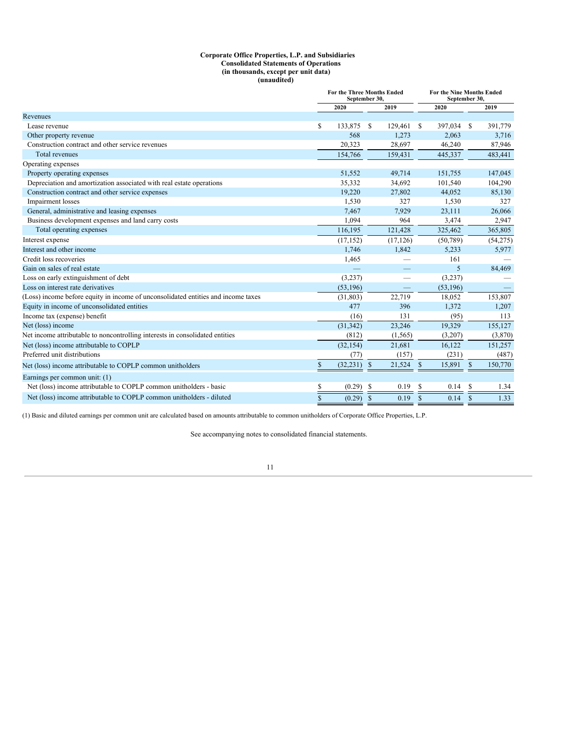**Corporate Office Properties, L.P. and Subsidiaries**
**Consolidated Statements of Operations**
**(in thousands, except per unit data)**
**(unaudited)**

| | For the Three Months Ended September 30, | | For the Nine Months Ended September 30, | |
|---|---|---|---|---|
| | 2020 | 2019 | 2020 | 2019 |
| Revenues | | | | |
| Lease revenue | $ 133,875 | $ 129,461 | $ 397,034 | $ 391,779 |
| Other property revenue | 568 | 1,273 | 2,063 | 3,716 |
| Construction contract and other service revenues | 20,323 | 28,697 | 46,240 | 87,946 |
| Total revenues | 154,766 | 159,431 | 445,337 | 483,441 |
| Operating expenses | | | | |
| Property operating expenses | 51,552 | 49,714 | 151,755 | 147,045 |
| Depreciation and amortization associated with real estate operations | 35,332 | 34,692 | 101,540 | 104,290 |
| Construction contract and other service expenses | 19,220 | 27,802 | 44,052 | 85,130 |
| Impairment losses | 1,530 | 327 | 1,530 | 327 |
| General, administrative and leasing expenses | 7,467 | 7,929 | 23,111 | 26,066 |
| Business development expenses and land carry costs | 1,094 | 964 | 3,474 | 2,947 |
| Total operating expenses | 116,195 | 121,428 | 325,462 | 365,805 |
| Interest expense | (17,152) | (17,126) | (50,789) | (54,275) |
| Interest and other income | 1,746 | 1,842 | 5,233 | 5,977 |
| Credit loss recoveries | 1,465 | — | 161 | — |
| Gain on sales of real estate | — | — | 5 | 84,469 |
| Loss on early extinguishment of debt | (3,237) | — | (3,237) | — |
| Loss on interest rate derivatives | (53,196) | — | (53,196) | — |
| (Loss) income before equity in income of unconsolidated entities and income taxes | (31,803) | 22,719 | 18,052 | 153,807 |
| Equity in income of unconsolidated entities | 477 | 396 | 1,372 | 1,207 |
| Income tax (expense) benefit | (16) | 131 | (95) | 113 |
| Net (loss) income | (31,342) | 23,246 | 19,329 | 155,127 |
| Net income attributable to noncontrolling interests in consolidated entities | (812) | (1,565) | (3,207) | (3,870) |
| Net (loss) income attributable to COPLP | (32,154) | 21,681 | 16,122 | 151,257 |
| Preferred unit distributions | (77) | (157) | (231) | (487) |
| Net (loss) income attributable to COPLP common unitholders | $ (32,231) | $ 21,524 | $ 15,891 | $ 150,770 |
| Earnings per common unit: (1) | | | | |
| Net (loss) income attributable to COPLP common unitholders - basic | $ (0.29) | $ 0.19 | $ 0.14 | $ 1.34 |
| Net (loss) income attributable to COPLP common unitholders - diluted | $ (0.29) | $ 0.19 | $ 0.14 | $ 1.33 |

(1) Basic and diluted earnings per common unit are calculated based on amounts attributable to common unitholders of Corporate Office Properties, L.P.

See accompanying notes to consolidated financial statements.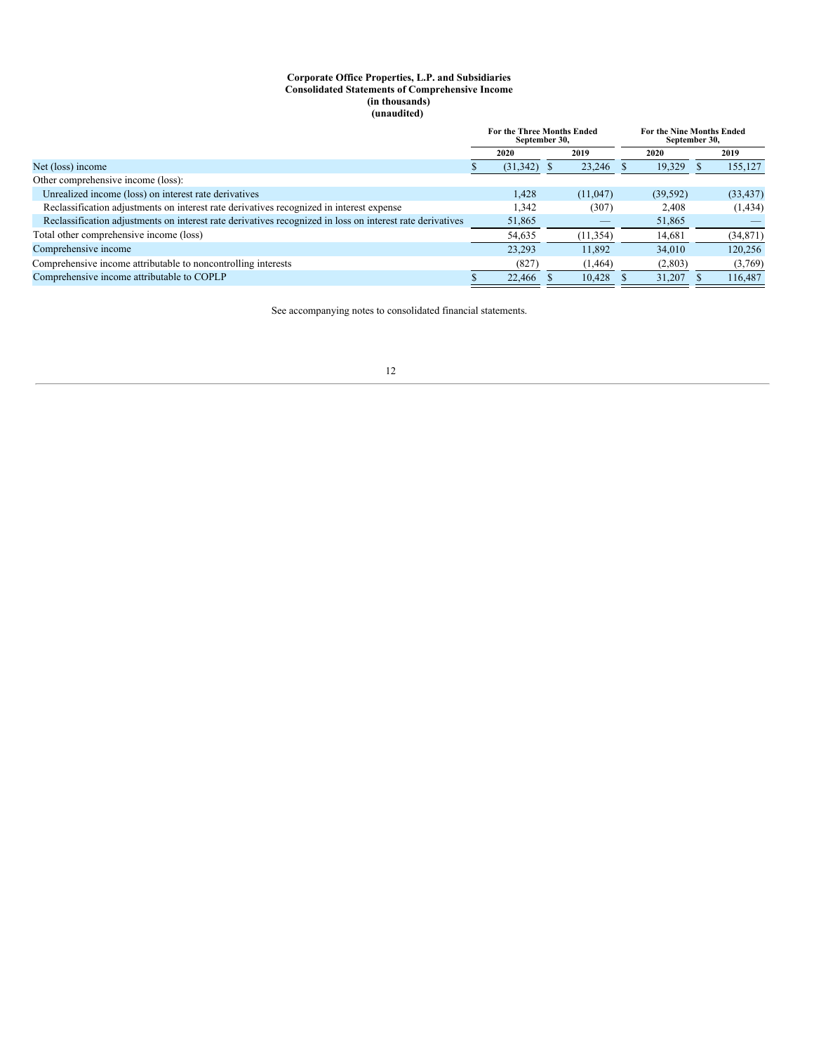**Corporate Office Properties, L.P. and Subsidiaries**
**Consolidated Statements of Comprehensive Income**
**(in thousands)**
**(unaudited)**

| | For the Three Months Ended September 30, | | For the Nine Months Ended September 30, | |
|---|---|---|---|---|
| | 2020 | 2019 | 2020 | 2019 |
| Net (loss) income | $ (31,342) | $ 23,246 | $ 19,329 | $ 155,127 |
| Other comprehensive income (loss): | | | | |
| Unrealized income (loss) on interest rate derivatives | 1,428 | (11,047) | (39,592) | (33,437) |
| Reclassification adjustments on interest rate derivatives recognized in interest expense | 1,342 | (307) | 2,408 | (1,434) |
| Reclassification adjustments on interest rate derivatives recognized in loss on interest rate derivatives | 51,865 | — | 51,865 | — |
| Total other comprehensive income (loss) | 54,635 | (11,354) | 14,681 | (34,871) |
| Comprehensive income | 23,293 | 11,892 | 34,010 | 120,256 |
| Comprehensive income attributable to noncontrolling interests | (827) | (1,464) | (2,803) | (3,769) |
| Comprehensive income attributable to COPLP | $ 22,466 | $ 10,428 | $ 31,207 | $ 116,487 |

See accompanying notes to consolidated financial statements.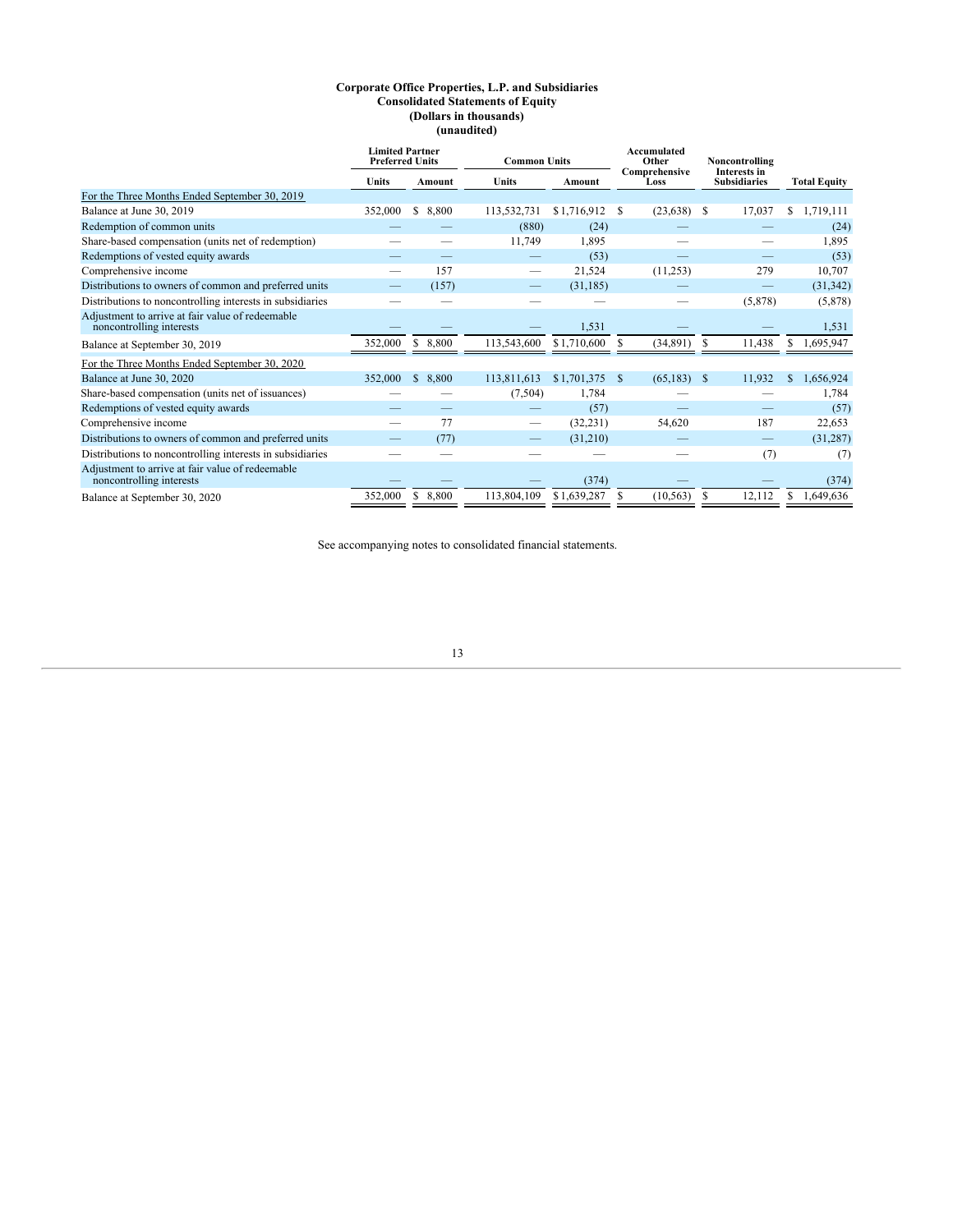**Corporate Office Properties, L.P. and Subsidiaries**
**Consolidated Statements of Equity**
**(Dollars in thousands)**
**(unaudited)**

| | Limited Partner Preferred Units | | Common Units | | Accumulated Other Comprehensive Loss | Noncontrolling Interests in Subsidiaries | Total Equity |
|---|---|---|---|---|---|---|---|
| | Units | Amount | Units | Amount | | | |
| For the Three Months Ended September 30, 2019 | | | | | | | |
| Balance at June 30, 2019 | 352,000 | $ 8,800 | 113,532,731 | $ 1,716,912 | $ (23,638) | $ 17,037 | $ 1,719,111 |
| Redemption of common units | — | — | (880) | (24) | — | — | (24) |
| Share-based compensation (units net of redemption) | — | — | 11,749 | 1,895 | — | — | 1,895 |
| Redemptions of vested equity awards | — | — | — | (53) | — | — | (53) |
| Comprehensive income | — | 157 | — | 21,524 | (11,253) | 279 | 10,707 |
| Distributions to owners of common and preferred units | — | (157) | — | (31,185) | — | — | (31,342) |
| Distributions to noncontrolling interests in subsidiaries | — | — | — | — | — | (5,878) | (5,878) |
| Adjustment to arrive at fair value of redeemable noncontrolling interests | — | — | — | 1,531 | — | — | 1,531 |
| Balance at September 30, 2019 | 352,000 | $ 8,800 | 113,543,600 | $ 1,710,600 | $ (34,891) | $ 11,438 | $ 1,695,947 |
| For the Three Months Ended September 30, 2020 | | | | | | | |
| Balance at June 30, 2020 | 352,000 | $ 8,800 | 113,811,613 | $ 1,701,375 | $ (65,183) | $ 11,932 | $ 1,656,924 |
| Share-based compensation (units net of issuances) | — | — | (7,504) | 1,784 | — | — | 1,784 |
| Redemptions of vested equity awards | — | — | — | (57) | — | — | (57) |
| Comprehensive income | — | 77 | — | (32,231) | 54,620 | 187 | 22,653 |
| Distributions to owners of common and preferred units | — | (77) | — | (31,210) | — | — | (31,287) |
| Distributions to noncontrolling interests in subsidiaries | — | — | — | — | — | (7) | (7) |
| Adjustment to arrive at fair value of redeemable noncontrolling interests | — | — | — | (374) | — | — | (374) |
| Balance at September 30, 2020 | 352,000 | $ 8,800 | 113,804,109 | $ 1,639,287 | $ (10,563) | $ 12,112 | $ 1,649,636 |

See accompanying notes to consolidated financial statements.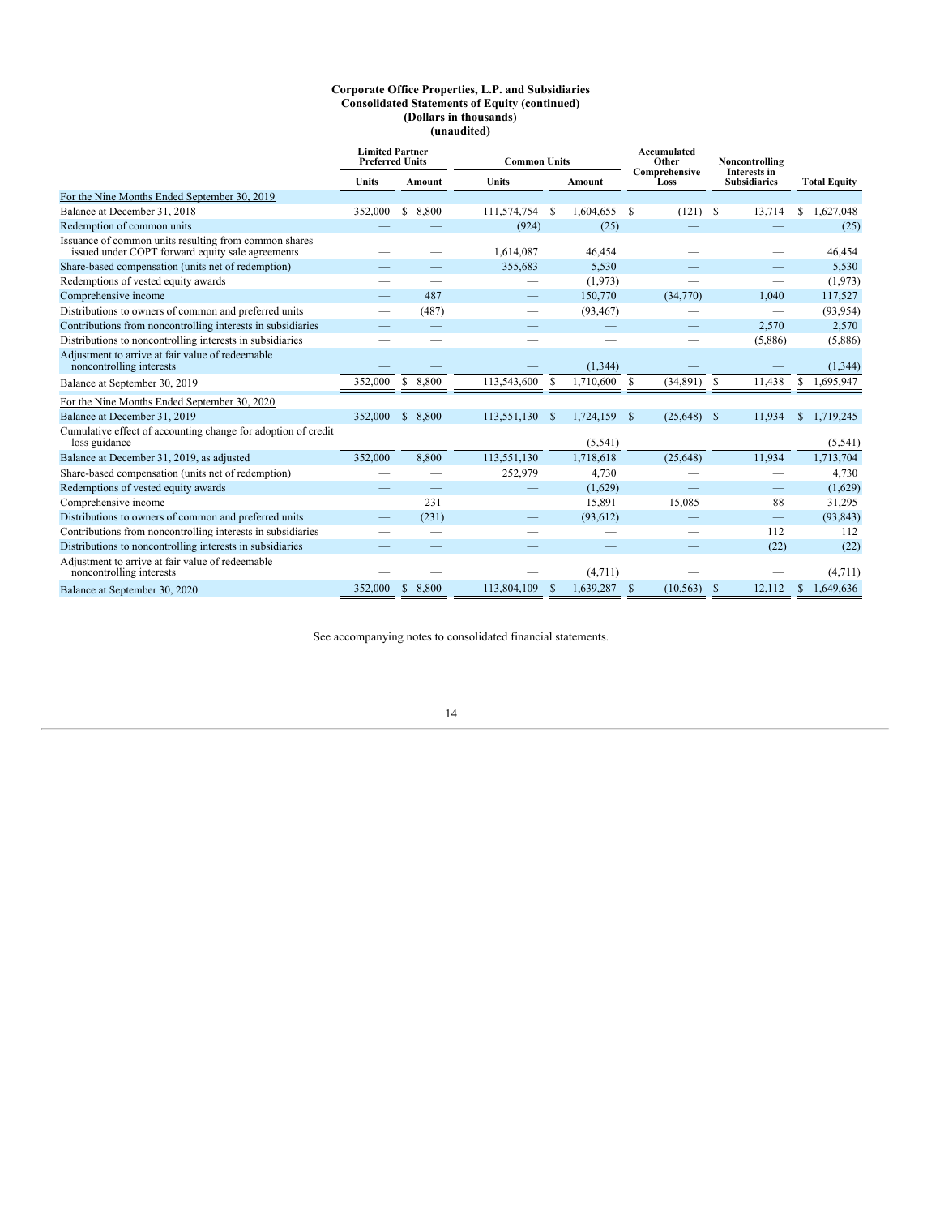**Corporate Office Properties, L.P. and Subsidiaries**
**Consolidated Statements of Equity (continued)**
**(Dollars in thousands)**
**(unaudited)**

| | Limited Partner Preferred Units | | Common Units | | Accumulated Other Comprehensive Loss | Noncontrolling Interests in Subsidiaries | Total Equity |
|---|---|---|---|---|---|---|---|
| | Units | Amount | Units | Amount | | | |
| For the Nine Months Ended September 30, 2019 | | | | | | | |
| Balance at December 31, 2018 | 352,000 | $ 8,800 | 111,574,754 | $ 1,604,655 | $ (121) | $ 13,714 | $ 1,627,048 |
| Redemption of common units | — | — | (924) | (25) | — | — | (25) |
| Issuance of common units resulting from common shares issued under COPT forward equity sale agreements | — | — | 1,614,087 | 46,454 | — | — | 46,454 |
| Share-based compensation (units net of redemption) | — | — | 355,683 | 5,530 | — | — | 5,530 |
| Redemptions of vested equity awards | — | — | — | (1,973) | — | — | (1,973) |
| Comprehensive income | — | 487 | — | 150,770 | (34,770) | 1,040 | 117,527 |
| Distributions to owners of common and preferred units | — | (487) | — | (93,467) | — | — | (93,954) |
| Contributions from noncontrolling interests in subsidiaries | — | — | — | — | — | 2,570 | 2,570 |
| Distributions to noncontrolling interests in subsidiaries | — | — | — | — | — | (5,886) | (5,886) |
| Adjustment to arrive at fair value of redeemable noncontrolling interests | — | — | — | (1,344) | — | — | (1,344) |
| Balance at September 30, 2019 | 352,000 | $ 8,800 | 113,543,600 | $ 1,710,600 | $ (34,891) | $ 11,438 | $ 1,695,947 |
| For the Nine Months Ended September 30, 2020 | | | | | | | |
| Balance at December 31, 2019 | 352,000 | $ 8,800 | 113,551,130 | $ 1,724,159 | $ (25,648) | $ 11,934 | $ 1,719,245 |
| Cumulative effect of accounting change for adoption of credit loss guidance | — | — | — | (5,541) | — | — | (5,541) |
| Balance at December 31, 2019, as adjusted | 352,000 | 8,800 | 113,551,130 | 1,718,618 | (25,648) | 11,934 | 1,713,704 |
| Share-based compensation (units net of redemption) | — | — | 252,979 | 4,730 | — | — | 4,730 |
| Redemptions of vested equity awards | — | — | — | (1,629) | — | — | (1,629) |
| Comprehensive income | — | 231 | — | 15,891 | 15,085 | 88 | 31,295 |
| Distributions to owners of common and preferred units | — | (231) | — | (93,612) | — | — | (93,843) |
| Contributions from noncontrolling interests in subsidiaries | — | — | — | — | — | 112 | 112 |
| Distributions to noncontrolling interests in subsidiaries | — | — | — | — | — | (22) | (22) |
| Adjustment to arrive at fair value of redeemable noncontrolling interests | — | — | — | (4,711) | — | — | (4,711) |
| Balance at September 30, 2020 | 352,000 | $ 8,800 | 113,804,109 | $ 1,639,287 | $ (10,563) | $ 12,112 | $ 1,649,636 |

See accompanying notes to consolidated financial statements.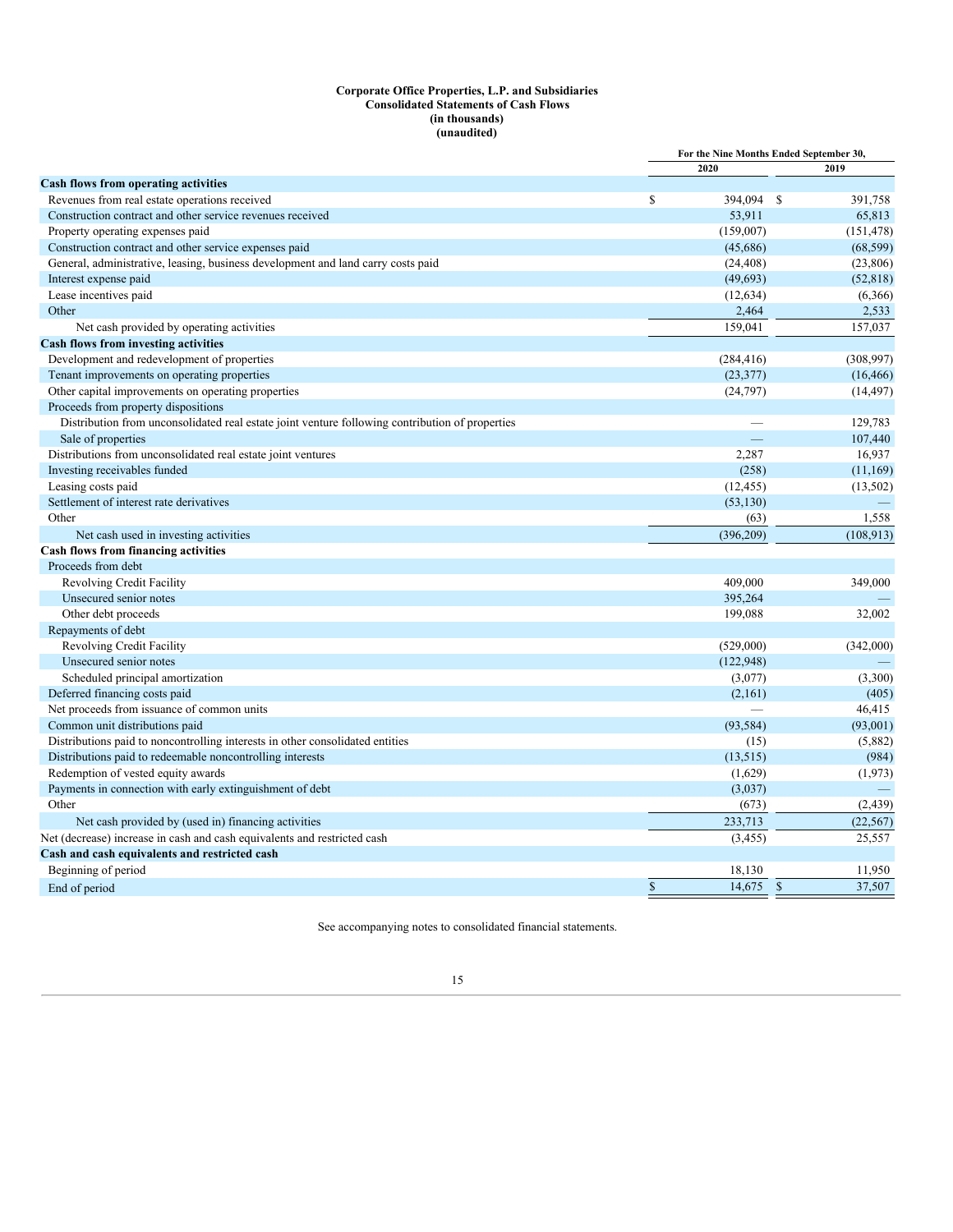**Corporate Office Properties, L.P. and Subsidiaries**
**Consolidated Statements of Cash Flows**
**(in thousands)**
**(unaudited)**

| | For the Nine Months Ended September 30, | |
|---|---|---|
| | 2020 | 2019 |
| **Cash flows from operating activities** | | |
| Revenues from real estate operations received | $ 394,094 | $ 391,758 |
| Construction contract and other service revenues received | 53,911 | 65,813 |
| Property operating expenses paid | (159,007) | (151,478) |
| Construction contract and other service expenses paid | (45,686) | (68,599) |
| General, administrative, leasing, business development and land carry costs paid | (24,408) | (23,806) |
| Interest expense paid | (49,693) | (52,818) |
| Lease incentives paid | (12,634) | (6,366) |
| Other | 2,464 | 2,533 |
| Net cash provided by operating activities | 159,041 | 157,037 |
| **Cash flows from investing activities** | | |
| Development and redevelopment of properties | (284,416) | (308,997) |
| Tenant improvements on operating properties | (23,377) | (16,466) |
| Other capital improvements on operating properties | (24,797) | (14,497) |
| Proceeds from property dispositions | | |
| Distribution from unconsolidated real estate joint venture following contribution of properties | — | 129,783 |
| Sale of properties | — | 107,440 |
| Distributions from unconsolidated real estate joint ventures | 2,287 | 16,937 |
| Investing receivables funded | (258) | (11,169) |
| Leasing costs paid | (12,455) | (13,502) |
| Settlement of interest rate derivatives | (53,130) | — |
| Other | (63) | 1,558 |
| Net cash used in investing activities | (396,209) | (108,913) |
| **Cash flows from financing activities** | | |
| Proceeds from debt | | |
| Revolving Credit Facility | 409,000 | 349,000 |
| Unsecured senior notes | 395,264 | — |
| Other debt proceeds | 199,088 | 32,002 |
| Repayments of debt | | |
| Revolving Credit Facility | (529,000) | (342,000) |
| Unsecured senior notes | (122,948) | — |
| Scheduled principal amortization | (3,077) | (3,300) |
| Deferred financing costs paid | (2,161) | (405) |
| Net proceeds from issuance of common units | — | 46,415 |
| Common unit distributions paid | (93,584) | (93,001) |
| Distributions paid to noncontrolling interests in other consolidated entities | (15) | (5,882) |
| Distributions paid to redeemable noncontrolling interests | (13,515) | (984) |
| Redemption of vested equity awards | (1,629) | (1,973) |
| Payments in connection with early extinguishment of debt | (3,037) | — |
| Other | (673) | (2,439) |
| Net cash provided by (used in) financing activities | 233,713 | (22,567) |
| Net (decrease) increase in cash and cash equivalents and restricted cash | (3,455) | 25,557 |
| **Cash and cash equivalents and restricted cash** | | |
| Beginning of period | 18,130 | 11,950 |
| End of period | $ 14,675 | $ 37,507 |

See accompanying notes to consolidated financial statements.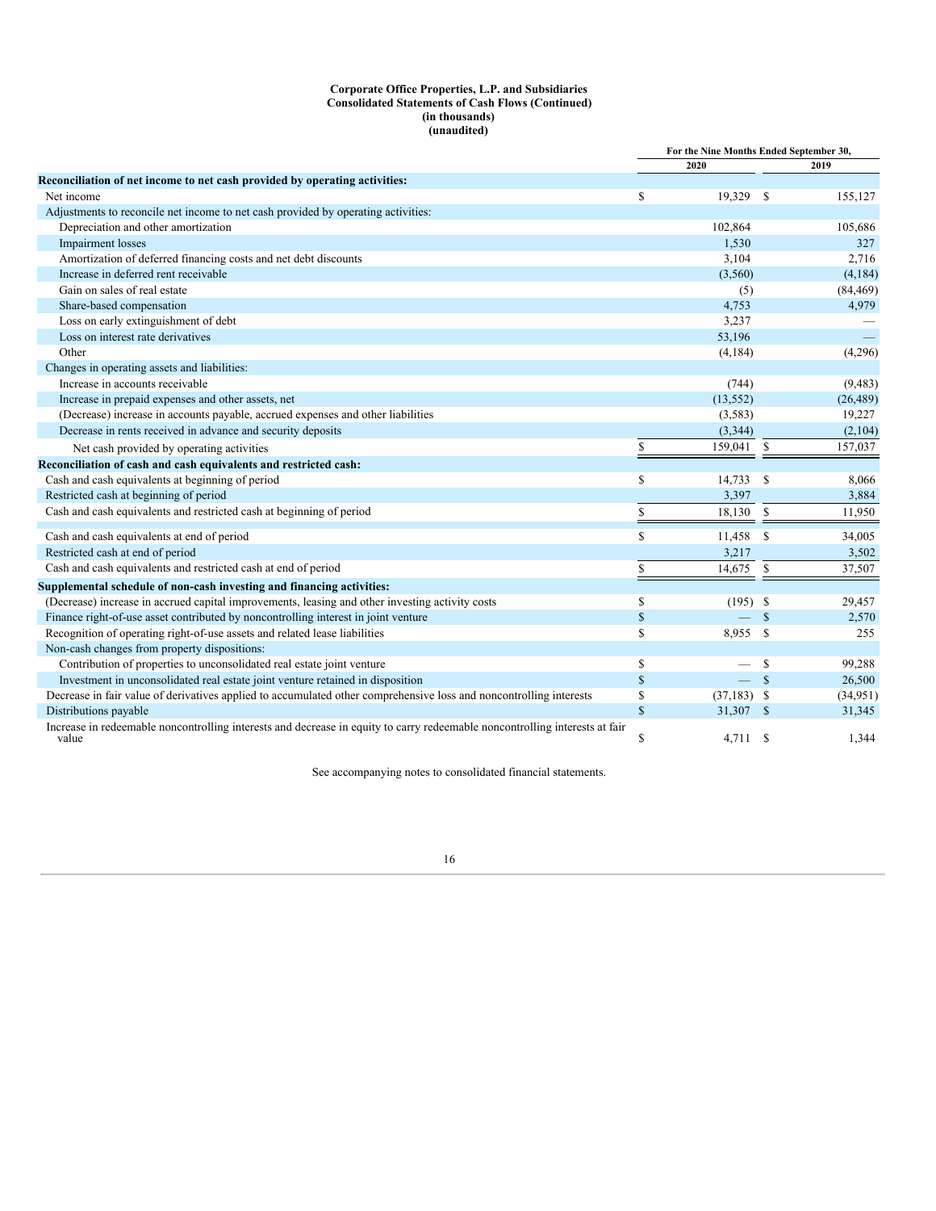**Corporate Office Properties, L.P. and Subsidiaries**
**Consolidated Statements of Cash Flows (Continued)**
**(in thousands)**
**(unaudited)**

| | For the Nine Months Ended September 30, | |
|---|---|---|
| | 2020 | 2019 |
| **Reconciliation of net income to net cash provided by operating activities:** | | |
| Net income | $ 19,329 | $ 155,127 |
| Adjustments to reconcile net income to net cash provided by operating activities: | | |
| Depreciation and other amortization | 102,864 | 105,686 |
| Impairment losses | 1,530 | 327 |
| Amortization of deferred financing costs and net debt discounts | 3,104 | 2,716 |
| Increase in deferred rent receivable | (3,560) | (4,184) |
| Gain on sales of real estate | (5) | (84,469) |
| Share-based compensation | 4,753 | 4,979 |
| Loss on early extinguishment of debt | 3,237 | — |
| Loss on interest rate derivatives | 53,196 | — |
| Other | (4,184) | (4,296) |
| Changes in operating assets and liabilities: | | |
| Increase in accounts receivable | (744) | (9,483) |
| Increase in prepaid expenses and other assets, net | (13,552) | (26,489) |
| (Decrease) increase in accounts payable, accrued expenses and other liabilities | (3,583) | 19,227 |
| Decrease in rents received in advance and security deposits | (3,344) | (2,104) |
| Net cash provided by operating activities | $ 159,041 | $ 157,037 |
| **Reconciliation of cash and cash equivalents and restricted cash:** | | |
| Cash and cash equivalents at beginning of period | $ 14,733 | $ 8,066 |
| Restricted cash at beginning of period | 3,397 | 3,884 |
| Cash and cash equivalents and restricted cash at beginning of period | $ 18,130 | $ 11,950 |
| Cash and cash equivalents at end of period | $ 11,458 | $ 34,005 |
| Restricted cash at end of period | 3,217 | 3,502 |
| Cash and cash equivalents and restricted cash at end of period | $ 14,675 | $ 37,507 |
| **Supplemental schedule of non-cash investing and financing activities:** | | |
| (Decrease) increase in accrued capital improvements, leasing and other investing activity costs | $ (195) | $ 29,457 |
| Finance right-of-use asset contributed by noncontrolling interest in joint venture | $ — | $ 2,570 |
| Recognition of operating right-of-use assets and related lease liabilities | $ 8,955 | $ 255 |
| Non-cash changes from property dispositions: | | |
| Contribution of properties to unconsolidated real estate joint venture | $ — | $ 99,288 |
| Investment in unconsolidated real estate joint venture retained in disposition | $ — | $ 26,500 |
| Decrease in fair value of derivatives applied to accumulated other comprehensive loss and noncontrolling interests | $ (37,183) | $ (34,951) |
| Distributions payable | $ 31,307 | $ 31,345 |
| Increase in redeemable noncontrolling interests and decrease in equity to carry redeemable noncontrolling interests at fair value | $ 4,711 | $ 1,344 |

See accompanying notes to consolidated financial statements.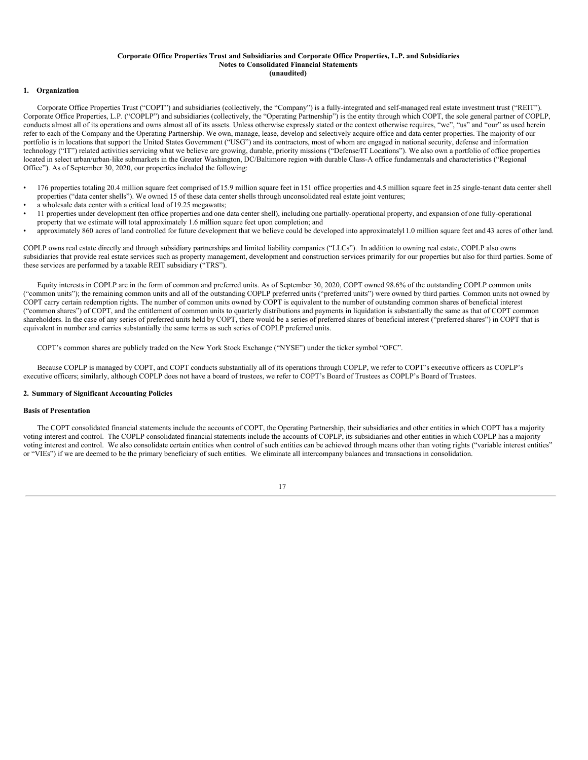**Corporate Office Properties Trust and Subsidiaries and Corporate Office Properties, L.P. and Subsidiaries**
**Notes to Consolidated Financial Statements**
**(unaudited)**

## 1. Organization

Corporate Office Properties Trust ("COPT") and subsidiaries (collectively, the "Company") is a fully-integrated and self-managed real estate investment trust ("REIT"). Corporate Office Properties, L.P. ("COPLP") and subsidiaries (collectively, the "Operating Partnership") is the entity through which COPT, the sole general partner of COPLP, conducts almost all of its operations and owns almost all of its assets. Unless otherwise expressly stated or the context otherwise requires, "we", "us" and "our" as used herein refer to each of the Company and the Operating Partnership. We own, manage, lease, develop and selectively acquire office and data center properties. The majority of our portfolio is in locations that support the United States Government ("USG") and its contractors, most of whom are engaged in national security, defense and information technology ("IT") related activities servicing what we believe are growing, durable, priority missions ("Defense/IT Locations"). We also own a portfolio of office properties located in select urban/urban-like submarkets in the Greater Washington, DC/Baltimore region with durable Class-A office fundamentals and characteristics ("Regional Office"). As of September 30, 2020, our properties included the following:

- 176 properties totaling 20.4 million square feet comprised of 15.9 million square feet in 151 office properties and 4.5 million square feet in 25 single-tenant data center shell properties ("data center shells"). We owned 15 of these data center shells through unconsolidated real estate joint ventures;
- a wholesale data center with a critical load of 19.25 megawatts;
- 11 properties under development (ten office properties and one data center shell), including one partially-operational property, and expansion of one fully-operational property that we estimate will total approximately 1.6 million square feet upon completion; and
- approximately 860 acres of land controlled for future development that we believe could be developed into approximately 11.0 million square feet and 43 acres of other land.

COPLP owns real estate directly and through subsidiary partnerships and limited liability companies ("LLCs"). In addition to owning real estate, COPLP also owns subsidiaries that provide real estate services such as property management, development and construction services primarily for our properties but also for third parties. Some of these services are performed by a taxable REIT subsidiary ("TRS").

Equity interests in COPLP are in the form of common and preferred units. As of September 30, 2020, COPT owned 98.6% of the outstanding COPLP common units ("common units"); the remaining common units and all of the outstanding COPLP preferred units ("preferred units") were owned by third parties. Common units not owned by COPT carry certain redemption rights. The number of common units owned by COPT is equivalent to the number of outstanding common shares of beneficial interest ("common shares") of COPT, and the entitlement of common units to quarterly distributions and payments in liquidation is substantially the same as that of COPT common shareholders. In the case of any series of preferred units held by COPT, there would be a series of preferred shares of beneficial interest ("preferred shares") in COPT that is equivalent in number and carries substantially the same terms as such series of COPLP preferred units.

COPT's common shares are publicly traded on the New York Stock Exchange ("NYSE") under the ticker symbol "OFC".

Because COPLP is managed by COPT, and COPT conducts substantially all of its operations through COPLP, we refer to COPT's executive officers as COPLP's executive officers; similarly, although COPLP does not have a board of trustees, we refer to COPT's Board of Trustees as COPLP's Board of Trustees.

## 2. Summary of Significant Accounting Policies

### Basis of Presentation

The COPT consolidated financial statements include the accounts of COPT, the Operating Partnership, their subsidiaries and other entities in which COPT has a majority voting interest and control. The COPLP consolidated financial statements include the accounts of COPLP, its subsidiaries and other entities in which COPLP has a majority voting interest and control. We also consolidate certain entities when control of such entities can be achieved through means other than voting rights ("variable interest entities" or "VIEs") if we are deemed to be the primary beneficiary of such entities. We eliminate all intercompany balances and transactions in consolidation.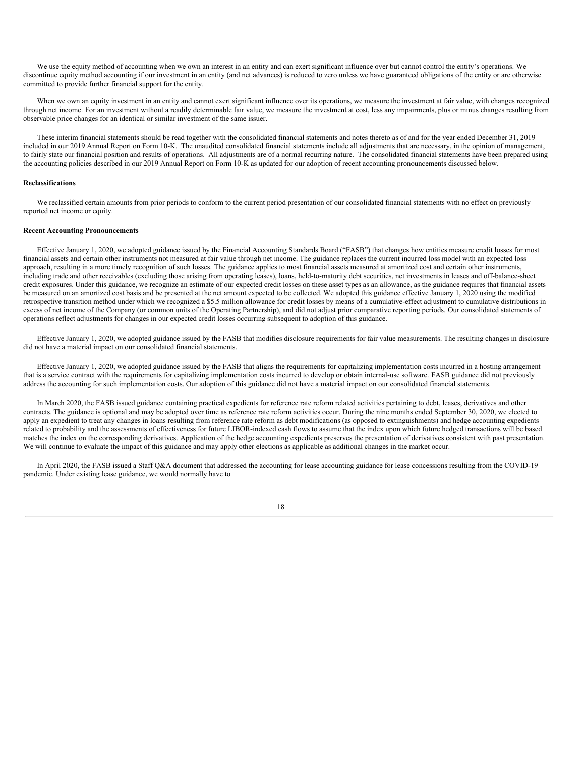We use the equity method of accounting when we own an interest in an entity and can exert significant influence over but cannot control the entity's operations. We discontinue equity method accounting if our investment in an entity (and net advances) is reduced to zero unless we have guaranteed obligations of the entity or are otherwise committed to provide further financial support for the entity.

When we own an equity investment in an entity and cannot exert significant influence over its operations, we measure the investment at fair value, with changes recognized through net income. For an investment without a readily determinable fair value, we measure the investment at cost, less any impairments, plus or minus changes resulting from observable price changes for an identical or similar investment of the same issuer.

These interim financial statements should be read together with the consolidated financial statements and notes thereto as of and for the year ended December 31, 2019 included in our 2019 Annual Report on Form 10-K. The unaudited consolidated financial statements include all adjustments that are necessary, in the opinion of management, to fairly state our financial position and results of operations. All adjustments are of a normal recurring nature. The consolidated financial statements have been prepared using the accounting policies described in our 2019 Annual Report on Form 10-K as updated for our adoption of recent accounting pronouncements discussed below.

**Reclassifications**

We reclassified certain amounts from prior periods to conform to the current period presentation of our consolidated financial statements with no effect on previously reported net income or equity.

**Recent Accounting Pronouncements**

Effective January 1, 2020, we adopted guidance issued by the Financial Accounting Standards Board ("FASB") that changes how entities measure credit losses for most financial assets and certain other instruments not measured at fair value through net income. The guidance replaces the current incurred loss model with an expected loss approach, resulting in a more timely recognition of such losses. The guidance applies to most financial assets measured at amortized cost and certain other instruments, including trade and other receivables (excluding those arising from operating leases), loans, held-to-maturity debt securities, net investments in leases and off-balance-sheet credit exposures. Under this guidance, we recognize an estimate of our expected credit losses on these asset types as an allowance, as the guidance requires that financial assets be measured on an amortized cost basis and be presented at the net amount expected to be collected. We adopted this guidance effective January 1, 2020 using the modified retrospective transition method under which we recognized a $5.5 million allowance for credit losses by means of a cumulative-effect adjustment to cumulative distributions in excess of net income of the Company (or common units of the Operating Partnership), and did not adjust prior comparative reporting periods. Our consolidated statements of operations reflect adjustments for changes in our expected credit losses occurring subsequent to adoption of this guidance.

Effective January 1, 2020, we adopted guidance issued by the FASB that modifies disclosure requirements for fair value measurements. The resulting changes in disclosure did not have a material impact on our consolidated financial statements.

Effective January 1, 2020, we adopted guidance issued by the FASB that aligns the requirements for capitalizing implementation costs incurred in a hosting arrangement that is a service contract with the requirements for capitalizing implementation costs incurred to develop or obtain internal-use software. FASB guidance did not previously address the accounting for such implementation costs. Our adoption of this guidance did not have a material impact on our consolidated financial statements.

In March 2020, the FASB issued guidance containing practical expedients for reference rate reform related activities pertaining to debt, leases, derivatives and other contracts. The guidance is optional and may be adopted over time as reference rate reform activities occur. During the nine months ended September 30, 2020, we elected to apply an expedient to treat any changes in loans resulting from reference rate reform as debt modifications (as opposed to extinguishments) and hedge accounting expedients related to probability and the assessments of effectiveness for future LIBOR-indexed cash flows to assume that the index upon which future hedged transactions will be based matches the index on the corresponding derivatives. Application of the hedge accounting expedients preserves the presentation of derivatives consistent with past presentation. We will continue to evaluate the impact of this guidance and may apply other elections as applicable as additional changes in the market occur.

In April 2020, the FASB issued a Staff Q&A document that addressed the accounting for lease accounting guidance for lease concessions resulting from the COVID-19 pandemic. Under existing lease guidance, we would normally have to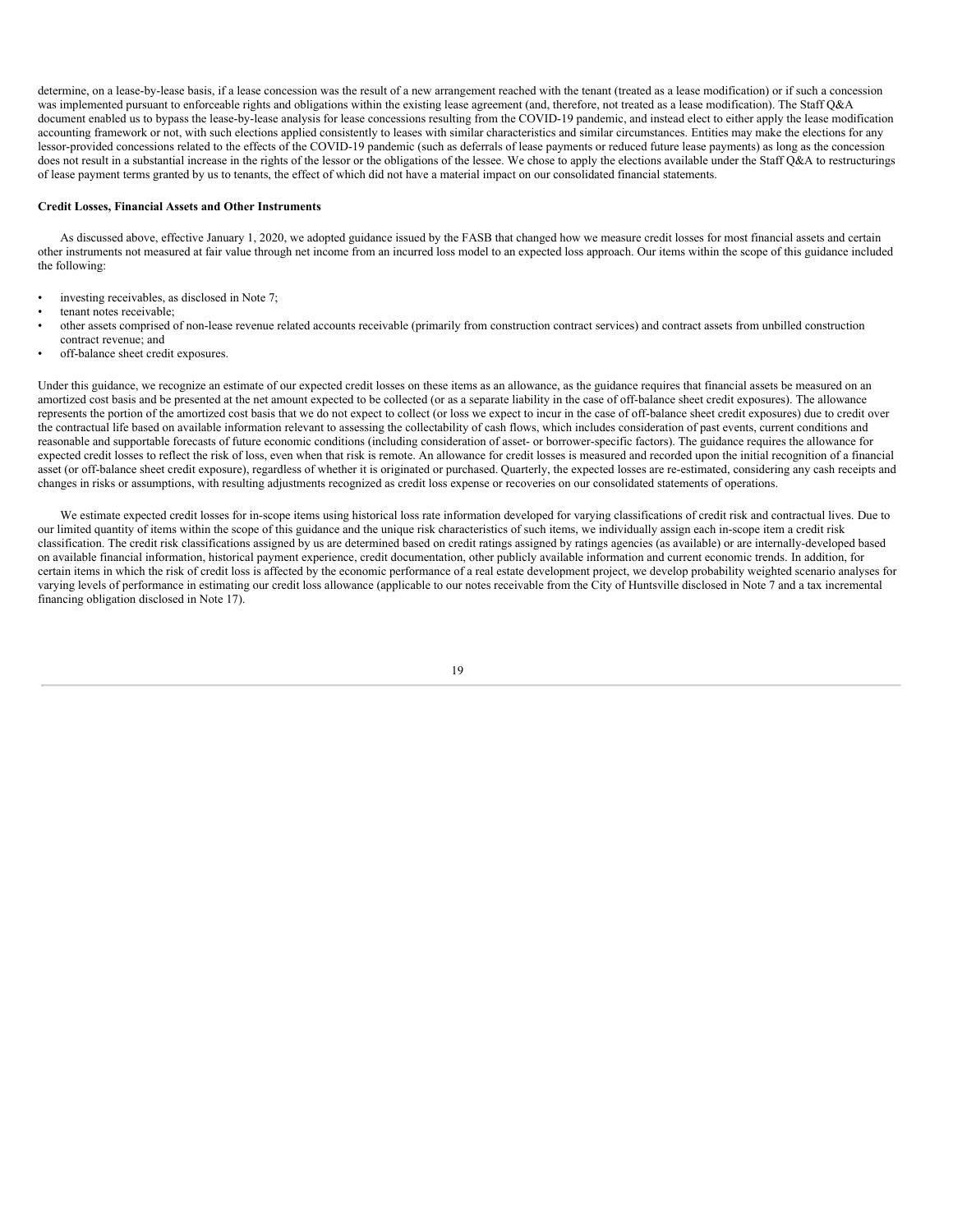determine, on a lease-by-lease basis, if a lease concession was the result of a new arrangement reached with the tenant (treated as a lease modification) or if such a concession was implemented pursuant to enforceable rights and obligations within the existing lease agreement (and, therefore, not treated as a lease modification). The Staff Q&A document enabled us to bypass the lease-by-lease analysis for lease concessions resulting from the COVID-19 pandemic, and instead elect to either apply the lease modification accounting framework or not, with such elections applied consistently to leases with similar characteristics and similar circumstances. Entities may make the elections for any lessor-provided concessions related to the effects of the COVID-19 pandemic (such as deferrals of lease payments or reduced future lease payments) as long as the concession does not result in a substantial increase in the rights of the lessor or the obligations of the lessee. We chose to apply the elections available under the Staff Q&A to restructurings of lease payment terms granted by us to tenants, the effect of which did not have a material impact on our consolidated financial statements.

**Credit Losses, Financial Assets and Other Instruments**

As discussed above, effective January 1, 2020, we adopted guidance issued by the FASB that changed how we measure credit losses for most financial assets and certain other instruments not measured at fair value through net income from an incurred loss model to an expected loss approach. Our items within the scope of this guidance included the following:

- investing receivables, as disclosed in Note 7;
- tenant notes receivable;
- other assets comprised of non-lease revenue related accounts receivable (primarily from construction contract services) and contract assets from unbilled construction contract revenue; and
- off-balance sheet credit exposures.

Under this guidance, we recognize an estimate of our expected credit losses on these items as an allowance, as the guidance requires that financial assets be measured on an amortized cost basis and be presented at the net amount expected to be collected (or as a separate liability in the case of off-balance sheet credit exposures). The allowance represents the portion of the amortized cost basis that we do not expect to collect (or loss we expect to incur in the case of off-balance sheet credit exposures) due to credit over the contractual life based on available information relevant to assessing the collectability of cash flows, which includes consideration of past events, current conditions and reasonable and supportable forecasts of future economic conditions (including consideration of asset- or borrower-specific factors). The guidance requires the allowance for expected credit losses to reflect the risk of loss, even when that risk is remote. An allowance for credit losses is measured and recorded upon the initial recognition of a financial asset (or off-balance sheet credit exposure), regardless of whether it is originated or purchased. Quarterly, the expected losses are re-estimated, considering any cash receipts and changes in risks or assumptions, with resulting adjustments recognized as credit loss expense or recoveries on our consolidated statements of operations.

We estimate expected credit losses for in-scope items using historical loss rate information developed for varying classifications of credit risk and contractual lives. Due to our limited quantity of items within the scope of this guidance and the unique risk characteristics of such items, we individually assign each in-scope item a credit risk classification. The credit risk classifications assigned by us are determined based on credit ratings assigned by ratings agencies (as available) or are internally-developed based on available financial information, historical payment experience, credit documentation, other publicly available information and current economic trends. In addition, for certain items in which the risk of credit loss is affected by the economic performance of a real estate development project, we develop probability weighted scenario analyses for varying levels of performance in estimating our credit loss allowance (applicable to our notes receivable from the City of Huntsville disclosed in Note 7 and a tax incremental financing obligation disclosed in Note 17).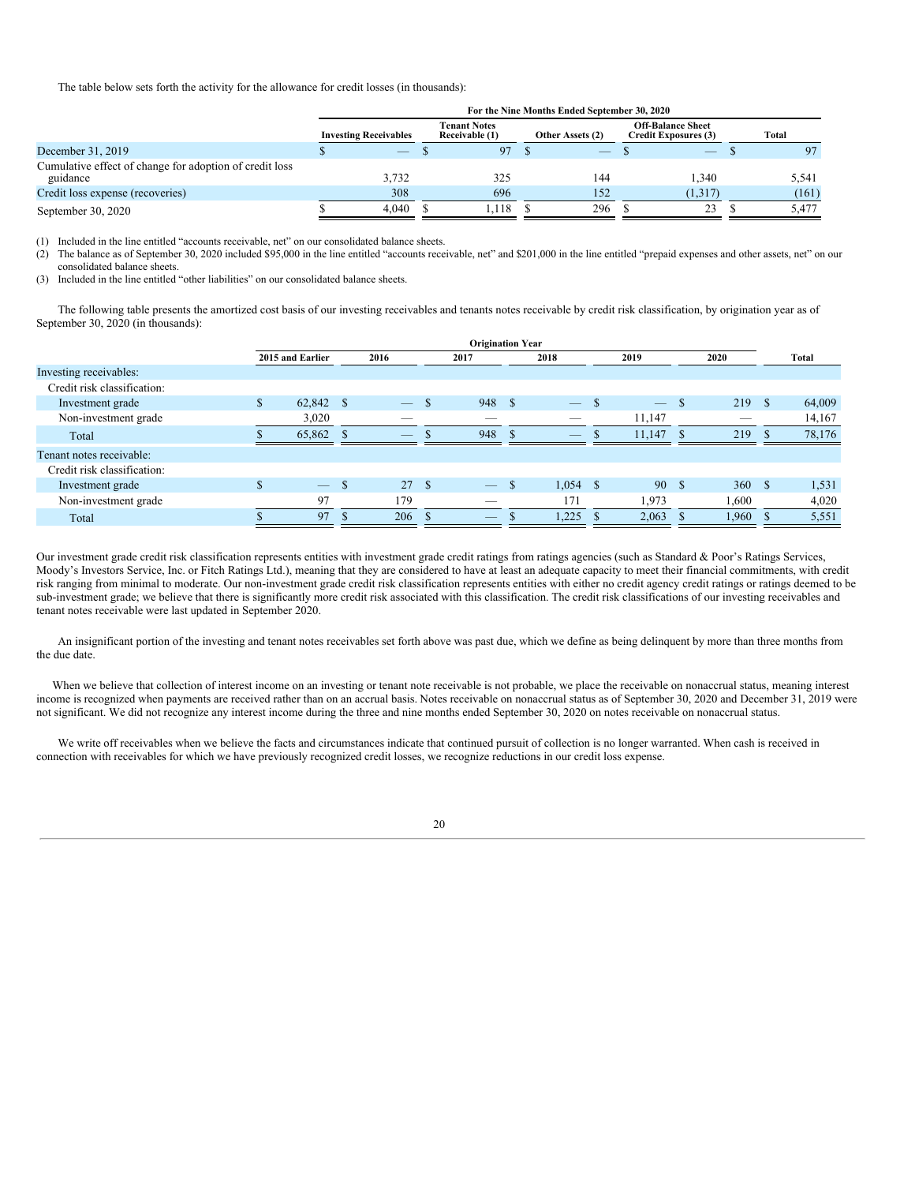The table below sets forth the activity for the allowance for credit losses (in thousands):

| | For the Nine Months Ended September 30, 2020 | | | | |
|---|---|---|---|---|---|
| | Investing Receivables | Tenant Notes Receivable (1) | Other Assets (2) | Off-Balance Sheet Credit Exposures (3) | Total |
| December 31, 2019 | $ — | $ 97 | $ — | $ — | $ 97 |
| Cumulative effect of change for adoption of credit loss guidance | 3,732 | 325 | 144 | 1,340 | 5,541 |
| Credit loss expense (recoveries) | 308 | 696 | 152 | (1,317) | (161) |
| September 30, 2020 | $ 4,040 | $ 1,118 | $ 296 | $ 23 | $ 5,477 |

(1) Included in the line entitled "accounts receivable, net" on our consolidated balance sheets.
(2) The balance as of September 30, 2020 included $95,000 in the line entitled "accounts receivable, net" and $201,000 in the line entitled "prepaid expenses and other assets, net" on our consolidated balance sheets.
(3) Included in the line entitled "other liabilities" on our consolidated balance sheets.

The following table presents the amortized cost basis of our investing receivables and tenants notes receivable by credit risk classification, by origination year as of September 30, 2020 (in thousands):

| | Origination Year | | | | | | |
|---|---|---|---|---|---|---|---|
| | 2015 and Earlier | 2016 | 2017 | 2018 | 2019 | 2020 | Total |
| Investing receivables: | | | | | | | |
| Credit risk classification: | | | | | | | |
| Investment grade | $ 62,842 | $ — | $ 948 | $ — | $ — | $ 219 | $ 64,009 |
| Non-investment grade | 3,020 | — | — | — | 11,147 | — | 14,167 |
| Total | $ 65,862 | $ — | $ 948 | $ — | $ 11,147 | $ 219 | $ 78,176 |
| Tenant notes receivable: | | | | | | | |
| Credit risk classification: | | | | | | | |
| Investment grade | $ — | $ 27 | $ — | $ 1,054 | $ 90 | $ 360 | $ 1,531 |
| Non-investment grade | 97 | 179 | — | 171 | 1,973 | 1,600 | 4,020 |
| Total | $ 97 | $ 206 | $ — | $ 1,225 | $ 2,063 | $ 1,960 | $ 5,551 |

Our investment grade credit risk classification represents entities with investment grade credit ratings from ratings agencies (such as Standard & Poor's Ratings Services, Moody's Investors Service, Inc. or Fitch Ratings Ltd.), meaning that they are considered to have at least an adequate capacity to meet their financial commitments, with credit risk ranging from minimal to moderate. Our non-investment grade credit risk classification represents entities with either no credit agency credit ratings or ratings deemed to be sub-investment grade; we believe that there is significantly more credit risk associated with this classification. The credit risk classifications of our investing receivables and tenant notes receivable were last updated in September 2020.

An insignificant portion of the investing and tenant notes receivables set forth above was past due, which we define as being delinquent by more than three months from the due date.

When we believe that collection of interest income on an investing or tenant note receivable is not probable, we place the receivable on nonaccrual status, meaning interest income is recognized when payments are received rather than on an accrual basis. Notes receivable on nonaccrual status as of September 30, 2020 and December 31, 2019 were not significant. We did not recognize any interest income during the three and nine months ended September 30, 2020 on notes receivable on nonaccrual status.

We write off receivables when we believe the facts and circumstances indicate that continued pursuit of collection is no longer warranted. When cash is received in connection with receivables for which we have previously recognized credit losses, we recognize reductions in our credit loss expense.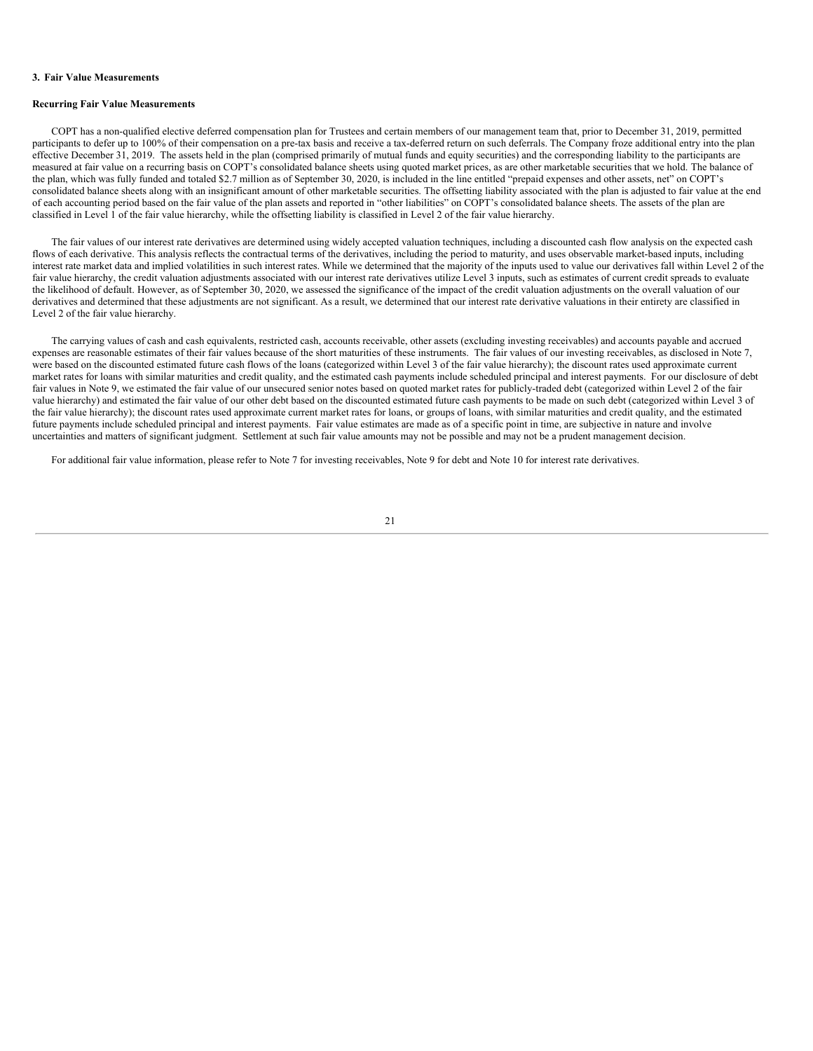### 3. Fair Value Measurements

#### Recurring Fair Value Measurements

COPT has a non-qualified elective deferred compensation plan for Trustees and certain members of our management team that, prior to December 31, 2019, permitted participants to defer up to 100% of their compensation on a pre-tax basis and receive a tax-deferred return on such deferrals. The Company froze additional entry into the plan effective December 31, 2019. The assets held in the plan (comprised primarily of mutual funds and equity securities) and the corresponding liability to the participants are measured at fair value on a recurring basis on COPT's consolidated balance sheets using quoted market prices, as are other marketable securities that we hold. The balance of the plan, which was fully funded and totaled $2.7 million as of September 30, 2020, is included in the line entitled "prepaid expenses and other assets, net" on COPT's consolidated balance sheets along with an insignificant amount of other marketable securities. The offsetting liability associated with the plan is adjusted to fair value at the end of each accounting period based on the fair value of the plan assets and reported in "other liabilities" on COPT's consolidated balance sheets. The assets of the plan are classified in Level 1 of the fair value hierarchy, while the offsetting liability is classified in Level 2 of the fair value hierarchy.

The fair values of our interest rate derivatives are determined using widely accepted valuation techniques, including a discounted cash flow analysis on the expected cash flows of each derivative. This analysis reflects the contractual terms of the derivatives, including the period to maturity, and uses observable market-based inputs, including interest rate market data and implied volatilities in such interest rates. While we determined that the majority of the inputs used to value our derivatives fall within Level 2 of the fair value hierarchy, the credit valuation adjustments associated with our interest rate derivatives utilize Level 3 inputs, such as estimates of current credit spreads to evaluate the likelihood of default. However, as of September 30, 2020, we assessed the significance of the impact of the credit valuation adjustments on the overall valuation of our derivatives and determined that these adjustments are not significant. As a result, we determined that our interest rate derivative valuations in their entirety are classified in Level 2 of the fair value hierarchy.

The carrying values of cash and cash equivalents, restricted cash, accounts receivable, other assets (excluding investing receivables) and accounts payable and accrued expenses are reasonable estimates of their fair values because of the short maturities of these instruments. The fair values of our investing receivables, as disclosed in Note 7, were based on the discounted estimated future cash flows of the loans (categorized within Level 3 of the fair value hierarchy); the discount rates used approximate current market rates for loans with similar maturities and credit quality, and the estimated cash payments include scheduled principal and interest payments. For our disclosure of debt fair values in Note 9, we estimated the fair value of our unsecured senior notes based on quoted market rates for publicly-traded debt (categorized within Level 2 of the fair value hierarchy) and estimated the fair value of our other debt based on the discounted estimated future cash payments to be made on such debt (categorized within Level 3 of the fair value hierarchy); the discount rates used approximate current market rates for loans, or groups of loans, with similar maturities and credit quality, and the estimated future payments include scheduled principal and interest payments. Fair value estimates are made as of a specific point in time, are subjective in nature and involve uncertainties and matters of significant judgment. Settlement at such fair value amounts may not be possible and may not be a prudent management decision.

For additional fair value information, please refer to Note 7 for investing receivables, Note 9 for debt and Note 10 for interest rate derivatives.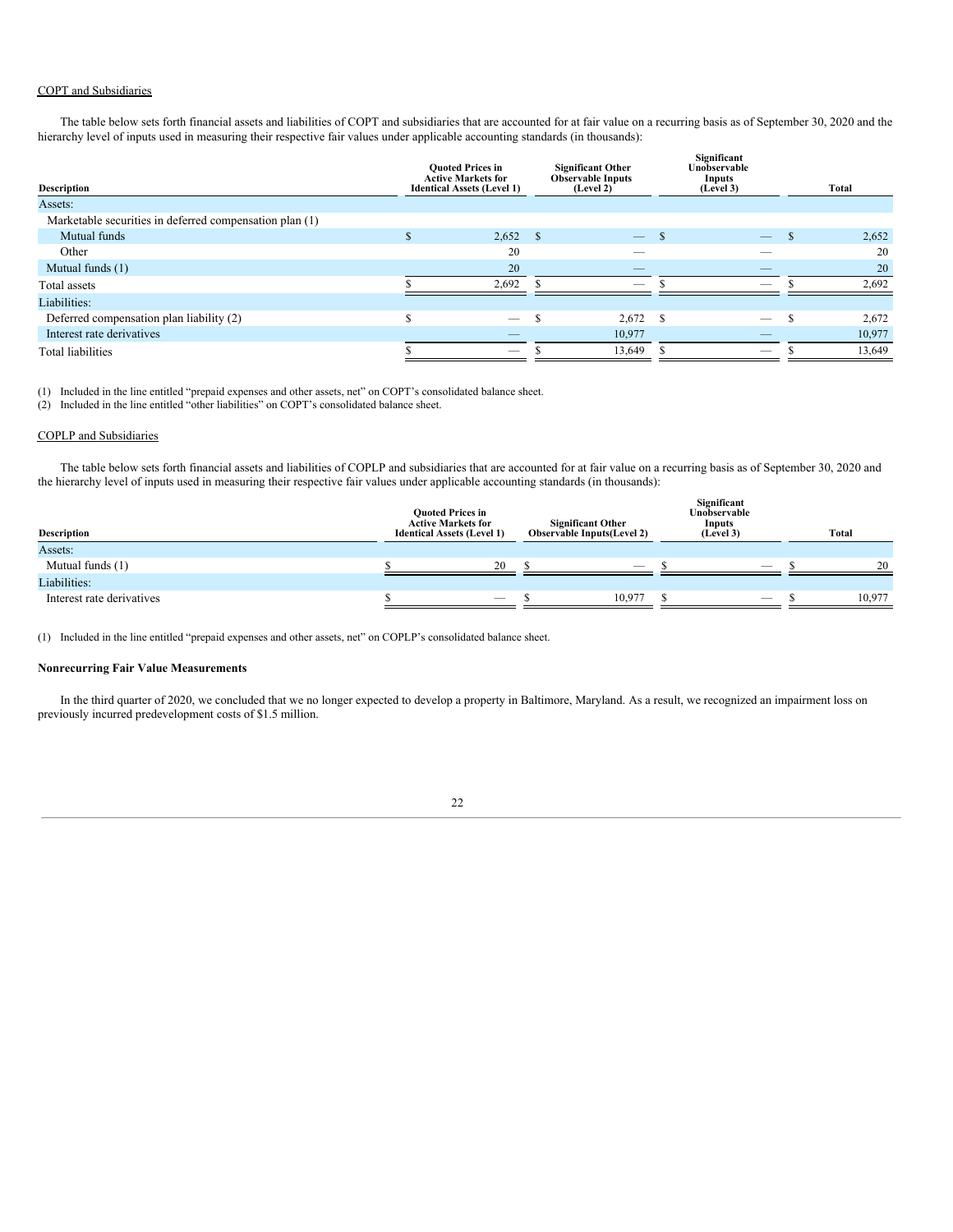COPT and Subsidiaries

The table below sets forth financial assets and liabilities of COPT and subsidiaries that are accounted for at fair value on a recurring basis as of September 30, 2020 and the hierarchy level of inputs used in measuring their respective fair values under applicable accounting standards (in thousands):

| Description | Quoted Prices in Active Markets for Identical Assets (Level 1) | Significant Other Observable Inputs (Level 2) | Significant Unobservable Inputs (Level 3) | Total |
|---|---|---|---|---|
| Assets: | | | | |
| Marketable securities in deferred compensation plan (1) | | | | |
| Mutual funds | $ 2,652 | $ — | $ — | $ 2,652 |
| Other | 20 | — | — | 20 |
| Mutual funds (1) | 20 | — | — | 20 |
| Total assets | $ 2,692 | $ — | $ — | $ 2,692 |
| Liabilities: | | | | |
| Deferred compensation plan liability (2) | $ — | $ 2,672 | $ — | $ 2,672 |
| Interest rate derivatives | — | 10,977 | — | 10,977 |
| Total liabilities | $ — | $ 13,649 | $ — | $ 13,649 |

(1) Included in the line entitled "prepaid expenses and other assets, net" on COPT's consolidated balance sheet.
(2) Included in the line entitled "other liabilities" on COPT's consolidated balance sheet.

COPLP and Subsidiaries

The table below sets forth financial assets and liabilities of COPLP and subsidiaries that are accounted for at fair value on a recurring basis as of September 30, 2020 and the hierarchy level of inputs used in measuring their respective fair values under applicable accounting standards (in thousands):

| Description | Quoted Prices in Active Markets for Identical Assets (Level 1) | Significant Other Observable Inputs(Level 2) | Significant Unobservable Inputs (Level 3) | Total |
|---|---|---|---|---|
| Assets: | | | | |
| Mutual funds (1) | $ 20 | $ — | $ — | $ 20 |
| Liabilities: | | | | |
| Interest rate derivatives | $ — | $ 10,977 | $ — | $ 10,977 |

(1) Included in the line entitled "prepaid expenses and other assets, net" on COPLP's consolidated balance sheet.

**Nonrecurring Fair Value Measurements**

In the third quarter of 2020, we concluded that we no longer expected to develop a property in Baltimore, Maryland. As a result, we recognized an impairment loss on previously incurred predevelopment costs of $1.5 million.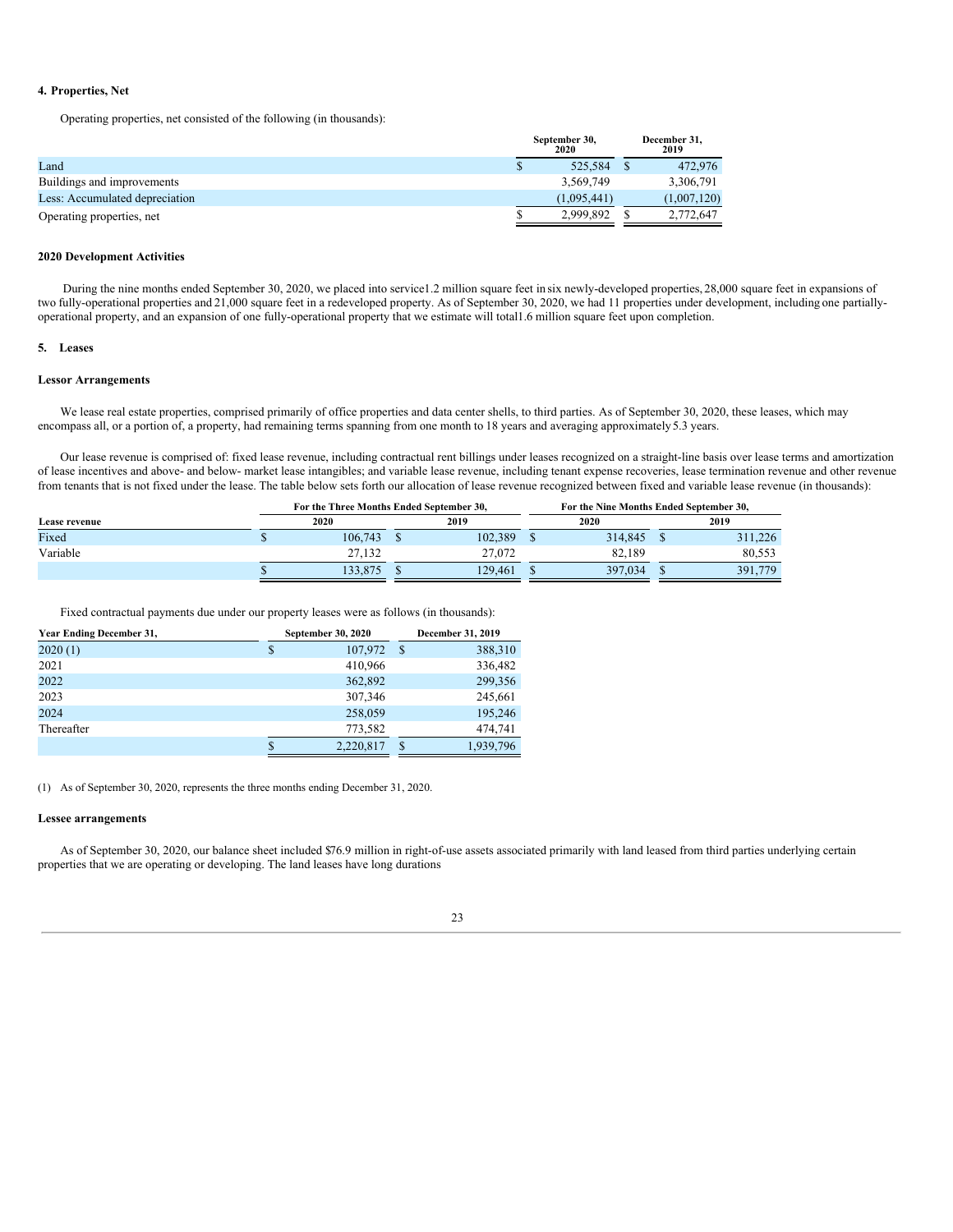#### 4. Properties, Net

Operating properties, net consisted of the following (in thousands):

| | September 30, 2020 | December 31, 2019 |
|---|---|---|
| Land | $ 525,584 | $ 472,976 |
| Buildings and improvements | 3,569,749 | 3,306,791 |
| Less: Accumulated depreciation | (1,095,441) | (1,007,120) |
| Operating properties, net | $ 2,999,892 | $ 2,772,647 |

#### 2020 Development Activities

During the nine months ended September 30, 2020, we placed into service 1.2 million square feet in six newly-developed properties, 28,000 square feet in expansions of two fully-operational properties and 21,000 square feet in a redeveloped property. As of September 30, 2020, we had 11 properties under development, including one partially-operational property, and an expansion of one fully-operational property that we estimate will total 1.6 million square feet upon completion.

#### 5. Leases

#### Lessor Arrangements

We lease real estate properties, comprised primarily of office properties and data center shells, to third parties. As of September 30, 2020, these leases, which may encompass all, or a portion of, a property, had remaining terms spanning from one month to 18 years and averaging approximately 5.3 years.

Our lease revenue is comprised of: fixed lease revenue, including contractual rent billings under leases recognized on a straight-line basis over lease terms and amortization of lease incentives and above- and below- market lease intangibles; and variable lease revenue, including tenant expense recoveries, lease termination revenue and other revenue from tenants that is not fixed under the lease. The table below sets forth our allocation of lease revenue recognized between fixed and variable lease revenue (in thousands):

| | For the Three Months Ended September 30, | | For the Nine Months Ended September 30, | |
|---|---|---|---|---|
| Lease revenue | 2020 | 2019 | 2020 | 2019 |
| Fixed | $ 106,743 | $ 102,389 | $ 314,845 | $ 311,226 |
| Variable | 27,132 | 27,072 | 82,189 | 80,553 |
| | $ 133,875 | $ 129,461 | $ 397,034 | $ 391,779 |

Fixed contractual payments due under our property leases were as follows (in thousands):

| Year Ending December 31, | September 30, 2020 | December 31, 2019 |
|---|---|---|
| 2020 (1) | $ 107,972 | $ 388,310 |
| 2021 | 410,966 | 336,482 |
| 2022 | 362,892 | 299,356 |
| 2023 | 307,346 | 245,661 |
| 2024 | 258,059 | 195,246 |
| Thereafter | 773,582 | 474,741 |
| | $ 2,220,817 | $ 1,939,796 |

(1) As of September 30, 2020, represents the three months ending December 31, 2020.

#### Lessee arrangements

As of September 30, 2020, our balance sheet included $76.9 million in right-of-use assets associated primarily with land leased from third parties underlying certain properties that we are operating or developing. The land leases have long durations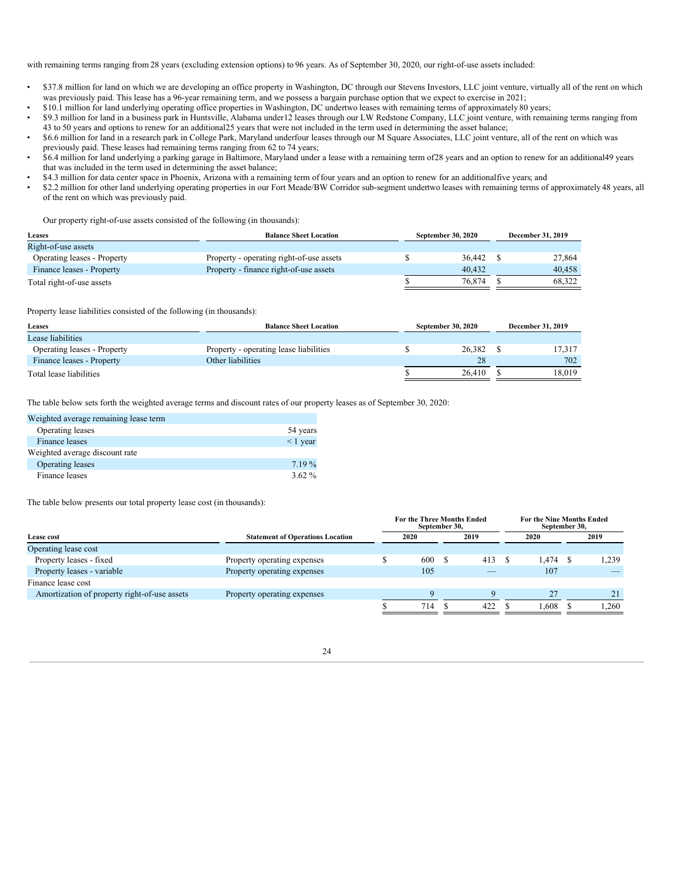with remaining terms ranging from 28 years (excluding extension options) to 96 years. As of September 30, 2020, our right-of-use assets included:

- $37.8 million for land on which we are developing an office property in Washington, DC through our Stevens Investors, LLC joint venture, virtually all of the rent on which was previously paid. This lease has a 96-year remaining term, and we possess a bargain purchase option that we expect to exercise in 2021;
- $10.1 million for land underlying operating office properties in Washington, DC under two leases with remaining terms of approximately 80 years;
- $9.3 million for land in a business park in Huntsville, Alabama under 12 leases through our LW Redstone Company, LLC joint venture, with remaining terms ranging from 43 to 50 years and options to renew for an additional 25 years that were not included in the term used in determining the asset balance;
- $6.6 million for land in a research park in College Park, Maryland under four leases through our M Square Associates, LLC joint venture, all of the rent on which was previously paid. These leases had remaining terms ranging from 62 to 74 years;
- $6.4 million for land underlying a parking garage in Baltimore, Maryland under a lease with a remaining term of 28 years and an option to renew for an additional 49 years that was included in the term used in determining the asset balance;
- $4.3 million for data center space in Phoenix, Arizona with a remaining term of four years and an option to renew for an additional five years; and
- $2.2 million for other land underlying operating properties in our Fort Meade/BW Corridor sub-segment under two leases with remaining terms of approximately 48 years, all of the rent on which was previously paid.

Our property right-of-use assets consisted of the following (in thousands):

| Leases | Balance Sheet Location | September 30, 2020 | December 31, 2019 |
|---|---|---|---|
| Right-of-use assets | | | |
| Operating leases - Property | Property - operating right-of-use assets | $ 36,442 | $ 27,864 |
| Finance leases - Property | Property - finance right-of-use assets | 40,432 | 40,458 |
| Total right-of-use assets | | $ 76,874 | $ 68,322 |

Property lease liabilities consisted of the following (in thousands):

| Leases | Balance Sheet Location | September 30, 2020 | December 31, 2019 |
|---|---|---|---|
| Lease liabilities | | | |
| Operating leases - Property | Property - operating lease liabilities | $ 26,382 | $ 17,317 |
| Finance leases - Property | Other liabilities | 28 | 702 |
| Total lease liabilities | | $ 26,410 | $ 18,019 |

The table below sets forth the weighted average terms and discount rates of our property leases as of September 30, 2020:

| | |
|---|---|
| Weighted average remaining lease term | |
| Operating leases | 54 years |
| Finance leases | < 1 year |
| Weighted average discount rate | |
| Operating leases | 7.19 % |
| Finance leases | 3.62 % |

The table below presents our total property lease cost (in thousands):

| | | For the Three Months Ended September 30, | | For the Nine Months Ended September 30, | |
|---|---|---|---|---|---|
| Lease cost | Statement of Operations Location | 2020 | 2019 | 2020 | 2019 |
| Operating lease cost | | | | | |
| Property leases - fixed | Property operating expenses | $ 600 | $ 413 | $ 1,474 | $ 1,239 |
| Property leases - variable | Property operating expenses | 105 | — | 107 | — |
| Finance lease cost | | | | | |
| Amortization of property right-of-use assets | Property operating expenses | 9 | 9 | 27 | 21 |
| | | $ 714 | $ 422 | $ 1,608 | $ 1,260 |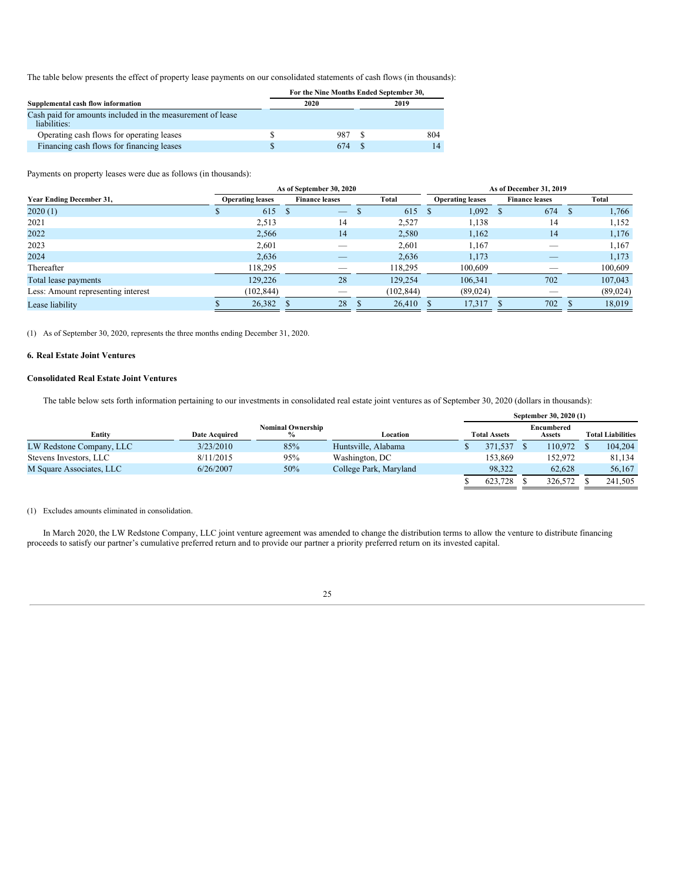The table below presents the effect of property lease payments on our consolidated statements of cash flows (in thousands):

| Supplemental cash flow information | For the Nine Months Ended September 30, 2020 | 2019 |
|---|---|---|
| Cash paid for amounts included in the measurement of lease liabilities: | | |
| Operating cash flows for operating leases | $ 987 | $ 804 |
| Financing cash flows for financing leases | $ 674 | $ 14 |

Payments on property leases were due as follows (in thousands):

| | As of September 30, 2020 | | | As of December 31, 2019 | | |
|---|---|---|---|---|---|---|
| Year Ending December 31, | Operating leases | Finance leases | Total | Operating leases | Finance leases | Total |
| 2020 (1) | $ 615 | $ — | $ 615 | $ 1,092 | $ 674 | $ 1,766 |
| 2021 | 2,513 | 14 | 2,527 | 1,138 | 14 | 1,152 |
| 2022 | 2,566 | 14 | 2,580 | 1,162 | 14 | 1,176 |
| 2023 | 2,601 | — | 2,601 | 1,167 | — | 1,167 |
| 2024 | 2,636 | — | 2,636 | 1,173 | — | 1,173 |
| Thereafter | 118,295 | — | 118,295 | 100,609 | — | 100,609 |
| Total lease payments | 129,226 | 28 | 129,254 | 106,341 | 702 | 107,043 |
| Less: Amount representing interest | (102,844) | — | (102,844) | (89,024) | — | (89,024) |
| Lease liability | $ 26,382 | $ 28 | $ 26,410 | $ 17,317 | $ 702 | $ 18,019 |

(1) As of September 30, 2020, represents the three months ending December 31, 2020.

## 6. Real Estate Joint Ventures

### Consolidated Real Estate Joint Ventures

The table below sets forth information pertaining to our investments in consolidated real estate joint ventures as of September 30, 2020 (dollars in thousands):

| | | | | September 30, 2020 (1) | | |
|---|---|---|---|---|---|---|
| Entity | Date Acquired | Nominal Ownership % | Location | Total Assets | Encumbered Assets | Total Liabilities |
| LW Redstone Company, LLC | 3/23/2010 | 85% | Huntsville, Alabama | $ 371,537 | $ 110,972 | $ 104,204 |
| Stevens Investors, LLC | 8/11/2015 | 95% | Washington, DC | 153,869 | 152,972 | 81,134 |
| M Square Associates, LLC | 6/26/2007 | 50% | College Park, Maryland | 98,322 | 62,628 | 56,167 |
| | | | | $ 623,728 | $ 326,572 | $ 241,505 |

(1) Excludes amounts eliminated in consolidation.

In March 2020, the LW Redstone Company, LLC joint venture agreement was amended to change the distribution terms to allow the venture to distribute financing proceeds to satisfy our partner's cumulative preferred return and to provide our partner a priority preferred return on its invested capital.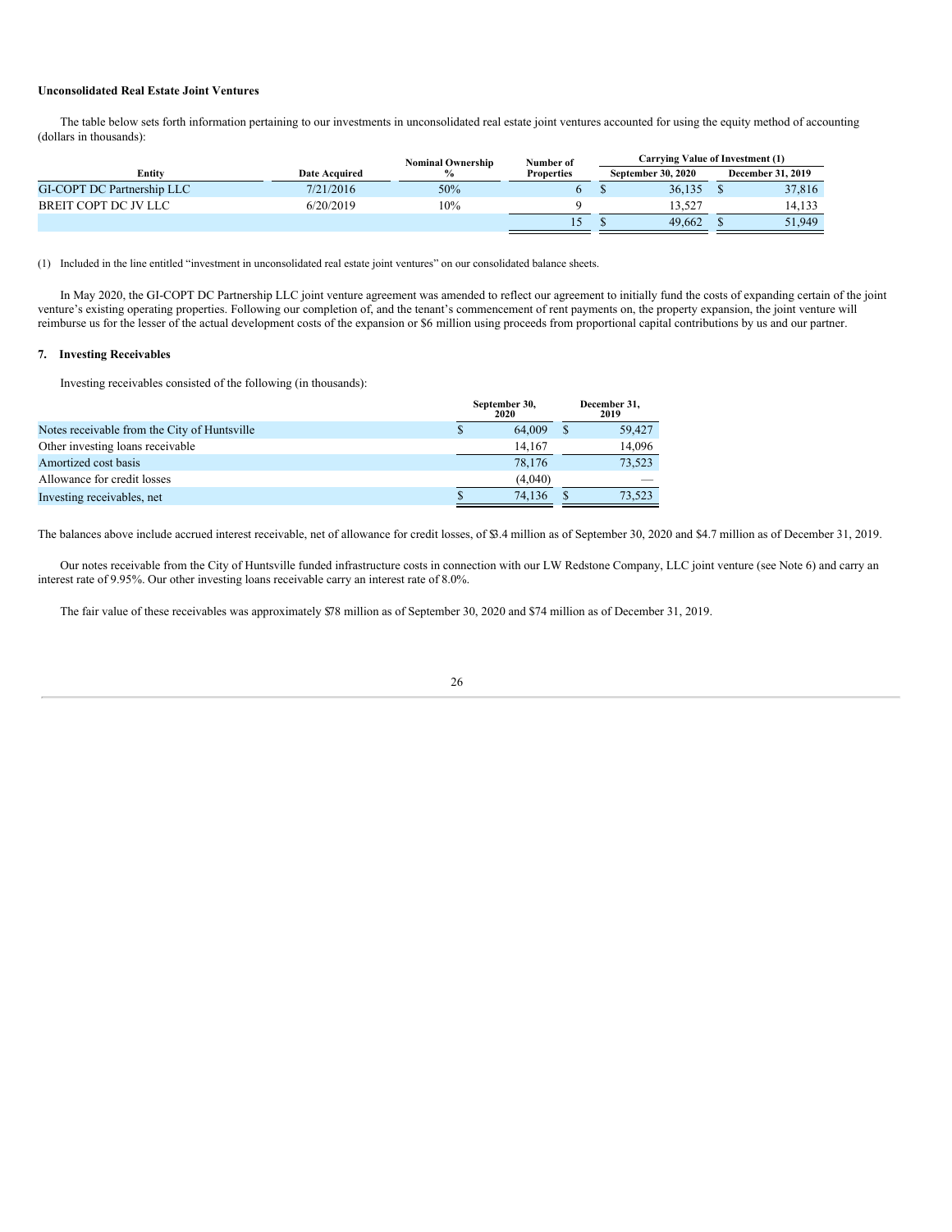**Unconsolidated Real Estate Joint Ventures**

The table below sets forth information pertaining to our investments in unconsolidated real estate joint ventures accounted for using the equity method of accounting (dollars in thousands):

| Entity | Date Acquired | Nominal Ownership % | Number of Properties | Carrying Value of Investment (1) | |
|---|---|---|---|---|---|
| | | | | September 30, 2020 | December 31, 2019 |
| GI-COPT DC Partnership LLC | 7/21/2016 | 50% | 6 | $ 36,135 | $ 37,816 |
| BREIT COPT DC JV LLC | 6/20/2019 | 10% | 9 | 13,527 | 14,133 |
| | | | 15 | $ 49,662 | $ 51,949 |

(1) Included in the line entitled "investment in unconsolidated real estate joint ventures" on our consolidated balance sheets.

In May 2020, the GI-COPT DC Partnership LLC joint venture agreement was amended to reflect our agreement to initially fund the costs of expanding certain of the joint venture's existing operating properties. Following our completion of, and the tenant's commencement of rent payments on, the property expansion, the joint venture will reimburse us for the lesser of the actual development costs of the expansion or $6 million using proceeds from proportional capital contributions by us and our partner.

## 7. Investing Receivables

Investing receivables consisted of the following (in thousands):

| | September 30, 2020 | December 31, 2019 |
|---|---|---|
| Notes receivable from the City of Huntsville | $ 64,009 | $ 59,427 |
| Other investing loans receivable | 14,167 | 14,096 |
| Amortized cost basis | 78,176 | 73,523 |
| Allowance for credit losses | (4,040) | — |
| Investing receivables, net | $ 74,136 | $ 73,523 |

The balances above include accrued interest receivable, net of allowance for credit losses, of $3.4 million as of September 30, 2020 and $4.7 million as of December 31, 2019.

Our notes receivable from the City of Huntsville funded infrastructure costs in connection with our LW Redstone Company, LLC joint venture (see Note 6) and carry an interest rate of 9.95%. Our other investing loans receivable carry an interest rate of 8.0%.

The fair value of these receivables was approximately $78 million as of September 30, 2020 and $74 million as of December 31, 2019.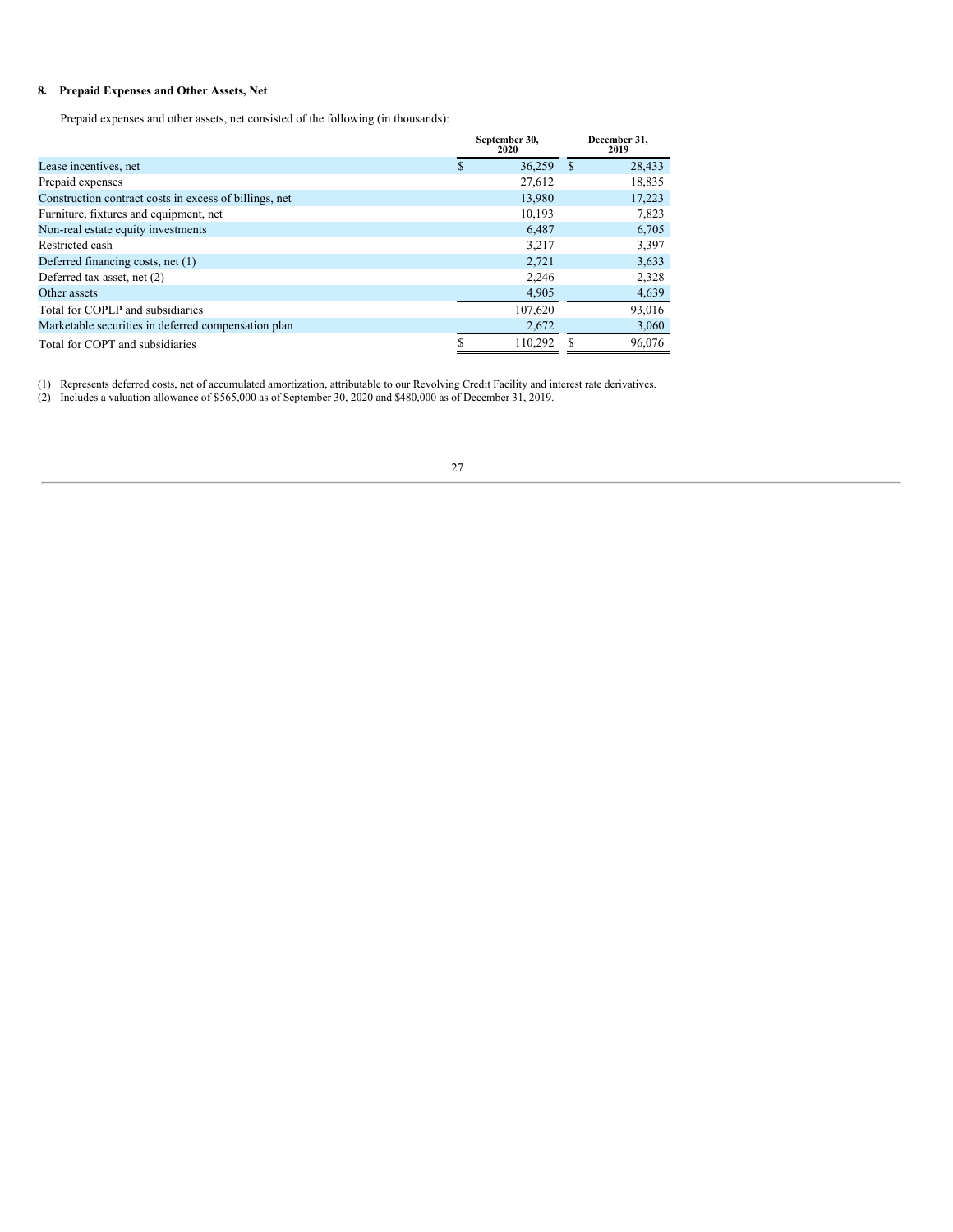## 8. Prepaid Expenses and Other Assets, Net

Prepaid expenses and other assets, net consisted of the following (in thousands):

| | September 30, 2020 | December 31, 2019 |
|---|---|---|
| Lease incentives, net | $ 36,259 | $ 28,433 |
| Prepaid expenses | 27,612 | 18,835 |
| Construction contract costs in excess of billings, net | 13,980 | 17,223 |
| Furniture, fixtures and equipment, net | 10,193 | 7,823 |
| Non-real estate equity investments | 6,487 | 6,705 |
| Restricted cash | 3,217 | 3,397 |
| Deferred financing costs, net (1) | 2,721 | 3,633 |
| Deferred tax asset, net (2) | 2,246 | 2,328 |
| Other assets | 4,905 | 4,639 |
| Total for COPLP and subsidiaries | 107,620 | 93,016 |
| Marketable securities in deferred compensation plan | 2,672 | 3,060 |
| Total for COPT and subsidiaries | $ 110,292 | $ 96,076 |

(1) Represents deferred costs, net of accumulated amortization, attributable to our Revolving Credit Facility and interest rate derivatives.
(2) Includes a valuation allowance of $565,000 as of September 30, 2020 and $480,000 as of December 31, 2019.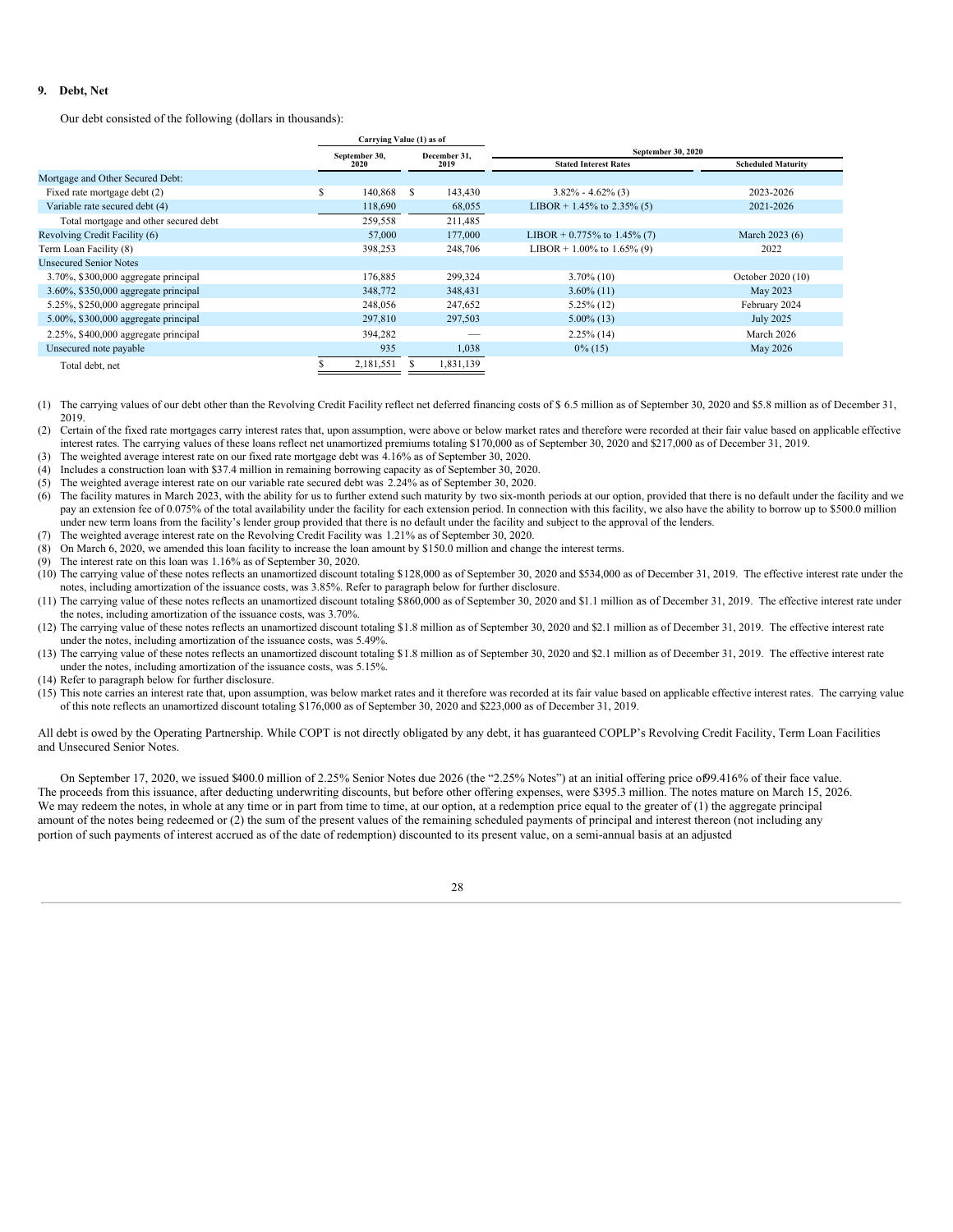**9. Debt, Net**

Our debt consisted of the following (dollars in thousands):

| | Carrying Value (1) as of | | September 30, 2020 | |
|---|---|---|---|---|
| | September 30, 2020 | December 31, 2019 | Stated Interest Rates | Scheduled Maturity |
| Mortgage and Other Secured Debt: | | | | |
| Fixed rate mortgage debt (2) | $ 140,868 | $ 143,430 | 3.82% - 4.62% (3) | 2023-2026 |
| Variable rate secured debt (4) | 118,690 | 68,055 | LIBOR + 1.45% to 2.35% (5) | 2021-2026 |
| Total mortgage and other secured debt | 259,558 | 211,485 | | |
| Revolving Credit Facility (6) | 57,000 | 177,000 | LIBOR + 0.775% to 1.45% (7) | March 2023 (6) |
| Term Loan Facility (8) | 398,253 | 248,706 | LIBOR + 1.00% to 1.65% (9) | 2022 |
| Unsecured Senior Notes | | | | |
| 3.70%, $300,000 aggregate principal | 176,885 | 299,324 | 3.70% (10) | October 2020 (10) |
| 3.60%, $350,000 aggregate principal | 348,772 | 348,431 | 3.60% (11) | May 2023 |
| 5.25%, $250,000 aggregate principal | 248,056 | 247,652 | 5.25% (12) | February 2024 |
| 5.00%, $300,000 aggregate principal | 297,810 | 297,503 | 5.00% (13) | July 2025 |
| 2.25%, $400,000 aggregate principal | 394,282 | — | 2.25% (14) | March 2026 |
| Unsecured note payable | 935 | 1,038 | 0% (15) | May 2026 |
| Total debt, net | $ 2,181,551 | $ 1,831,139 | | |

(1) The carrying values of our debt other than the Revolving Credit Facility reflect net deferred financing costs of $ 6.5 million as of September 30, 2020 and $5.8 million as of December 31, 2019.
(2) Certain of the fixed rate mortgages carry interest rates that, upon assumption, were above or below market rates and therefore were recorded at their fair value based on applicable effective interest rates. The carrying values of these loans reflect net unamortized premiums totaling $170,000 as of September 30, 2020 and $217,000 as of December 31, 2019.
(3) The weighted average interest rate on our fixed rate mortgage debt was 4.16% as of September 30, 2020.
(4) Includes a construction loan with $37.4 million in remaining borrowing capacity as of September 30, 2020.
(5) The weighted average interest rate on our variable rate secured debt was 2.24% as of September 30, 2020.
(6) The facility matures in March 2023, with the ability for us to further extend such maturity by two six-month periods at our option, provided that there is no default under the facility and we pay an extension fee of 0.075% of the total availability under the facility for each extension period. In connection with this facility, we also have the ability to borrow up to $500.0 million under new term loans from the facility's lender group provided that there is no default under the facility and subject to the approval of the lenders.
(7) The weighted average interest rate on the Revolving Credit Facility was 1.21% as of September 30, 2020.
(8) On March 6, 2020, we amended this loan facility to increase the loan amount by $150.0 million and change the interest terms.
(9) The interest rate on this loan was 1.16% as of September 30, 2020.
(10) The carrying value of these notes reflects an unamortized discount totaling $128,000 as of September 30, 2020 and $534,000 as of December 31, 2019. The effective interest rate under the notes, including amortization of the issuance costs, was 3.85%. Refer to paragraph below for further disclosure.
(11) The carrying value of these notes reflects an unamortized discount totaling $860,000 as of September 30, 2020 and $1.1 million as of December 31, 2019. The effective interest rate under the notes, including amortization of the issuance costs, was 3.70%.
(12) The carrying value of these notes reflects an unamortized discount totaling $1.8 million as of September 30, 2020 and $2.1 million as of December 31, 2019. The effective interest rate under the notes, including amortization of the issuance costs, was 5.49%.
(13) The carrying value of these notes reflects an unamortized discount totaling $1.8 million as of September 30, 2020 and $2.1 million as of December 31, 2019. The effective interest rate under the notes, including amortization of the issuance costs, was 5.15%.
(14) Refer to paragraph below for further disclosure.
(15) This note carries an interest rate that, upon assumption, was below market rates and it therefore was recorded at its fair value based on applicable effective interest rates. The carrying value of this note reflects an unamortized discount totaling $176,000 as of September 30, 2020 and $223,000 as of December 31, 2019.

All debt is owed by the Operating Partnership. While COPT is not directly obligated by any debt, it has guaranteed COPLP's Revolving Credit Facility, Term Loan Facilities and Unsecured Senior Notes.

On September 17, 2020, we issued $400.0 million of 2.25% Senior Notes due 2026 (the "2.25% Notes") at an initial offering price of 99.416% of their face value. The proceeds from this issuance, after deducting underwriting discounts, but before other offering expenses, were $395.3 million. The notes mature on March 15, 2026. We may redeem the notes, in whole at any time or in part from time to time, at our option, at a redemption price equal to the greater of (1) the aggregate principal amount of the notes being redeemed or (2) the sum of the present values of the remaining scheduled payments of principal and interest thereon (not including any portion of such payments of interest accrued as of the date of redemption) discounted to its present value, on a semi-annual basis at an adjusted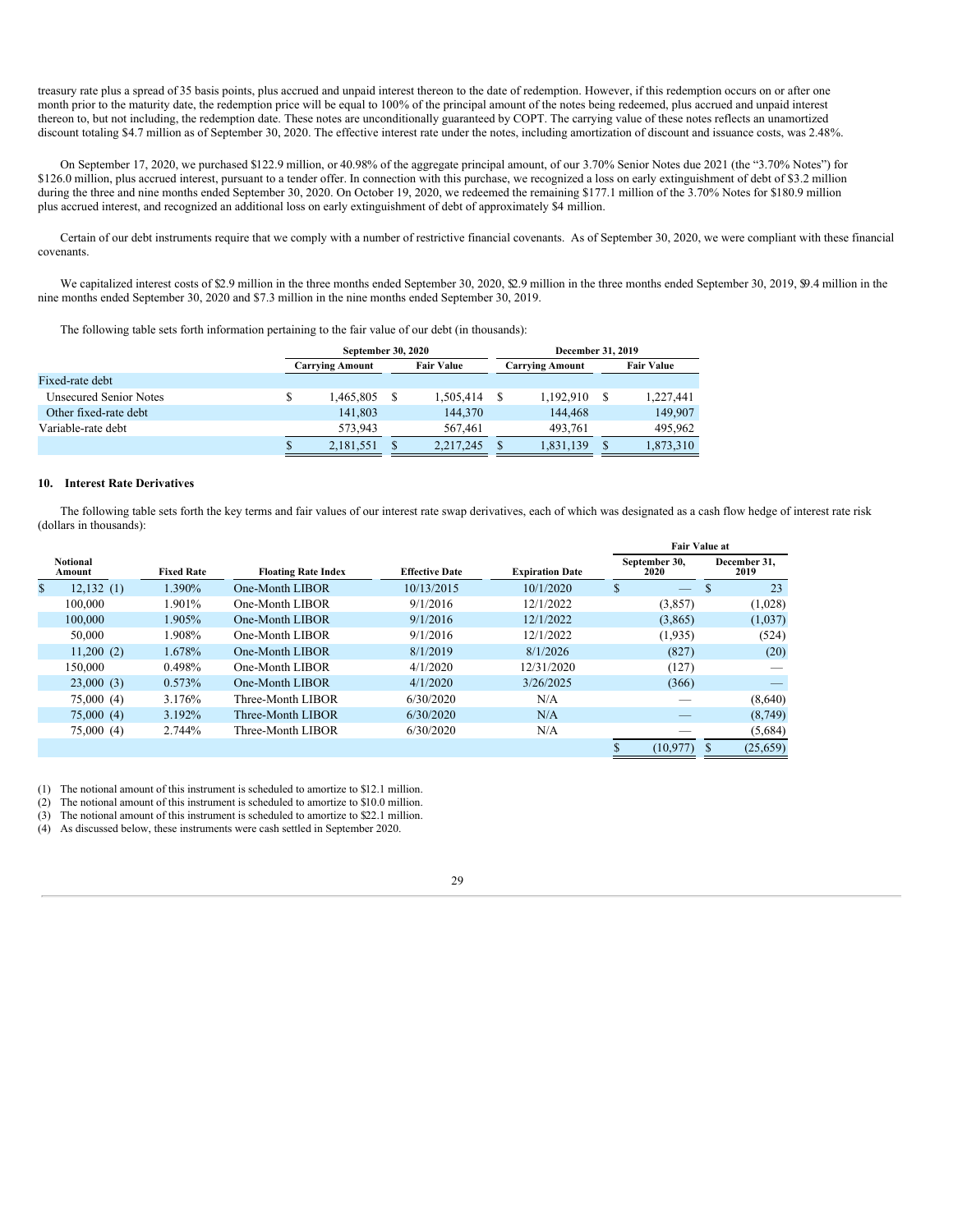treasury rate plus a spread of 35 basis points, plus accrued and unpaid interest thereon to the date of redemption. However, if this redemption occurs on or after one month prior to the maturity date, the redemption price will be equal to 100% of the principal amount of the notes being redeemed, plus accrued and unpaid interest thereon to, but not including, the redemption date. These notes are unconditionally guaranteed by COPT. The carrying value of these notes reflects an unamortized discount totaling $4.7 million as of September 30, 2020. The effective interest rate under the notes, including amortization of discount and issuance costs, was 2.48%.

On September 17, 2020, we purchased $122.9 million, or 40.98% of the aggregate principal amount, of our 3.70% Senior Notes due 2021 (the "3.70% Notes") for $126.0 million, plus accrued interest, pursuant to a tender offer. In connection with this purchase, we recognized a loss on early extinguishment of debt of $3.2 million during the three and nine months ended September 30, 2020. On October 19, 2020, we redeemed the remaining $177.1 million of the 3.70% Notes for $180.9 million plus accrued interest, and recognized an additional loss on early extinguishment of debt of approximately $4 million.

Certain of our debt instruments require that we comply with a number of restrictive financial covenants. As of September 30, 2020, we were compliant with these financial covenants.

We capitalized interest costs of $2.9 million in the three months ended September 30, 2020, $2.9 million in the three months ended September 30, 2019, $9.4 million in the nine months ended September 30, 2020 and $7.3 million in the nine months ended September 30, 2019.

The following table sets forth information pertaining to the fair value of our debt (in thousands):

| | September 30, 2020 | | December 31, 2019 | |
|---|---|---|---|---|
| | Carrying Amount | Fair Value | Carrying Amount | Fair Value |
| Fixed-rate debt | | | | |
| Unsecured Senior Notes | $ 1,465,805 | $ 1,505,414 | $ 1,192,910 | $ 1,227,441 |
| Other fixed-rate debt | 141,803 | 144,370 | 144,468 | 149,907 |
| Variable-rate debt | 573,943 | 567,461 | 493,761 | 495,962 |
| | $ 2,181,551 | $ 2,217,245 | $ 1,831,139 | $ 1,873,310 |

## 10. Interest Rate Derivatives

The following table sets forth the key terms and fair values of our interest rate swap derivatives, each of which was designated as a cash flow hedge of interest rate risk (dollars in thousands):

| | | | | | Fair Value at | |
|---|---|---|---|---|---|---|
| Notional Amount | Fixed Rate | Floating Rate Index | Effective Date | Expiration Date | September 30, 2020 | December 31, 2019 |
| $ 12,132 (1) | 1.390% | One-Month LIBOR | 10/13/2015 | 10/1/2020 | $ — | $ 23 |
| 100,000 | 1.901% | One-Month LIBOR | 9/1/2016 | 12/1/2022 | (3,857) | (1,028) |
| 100,000 | 1.905% | One-Month LIBOR | 9/1/2016 | 12/1/2022 | (3,865) | (1,037) |
| 50,000 | 1.908% | One-Month LIBOR | 9/1/2016 | 12/1/2022 | (1,935) | (524) |
| 11,200 (2) | 1.678% | One-Month LIBOR | 8/1/2019 | 8/1/2026 | (827) | (20) |
| 150,000 | 0.498% | One-Month LIBOR | 4/1/2020 | 12/31/2020 | (127) | — |
| 23,000 (3) | 0.573% | One-Month LIBOR | 4/1/2020 | 3/26/2025 | (366) | — |
| 75,000 (4) | 3.176% | Three-Month LIBOR | 6/30/2020 | N/A | — | (8,640) |
| 75,000 (4) | 3.192% | Three-Month LIBOR | 6/30/2020 | N/A | — | (8,749) |
| 75,000 (4) | 2.744% | Three-Month LIBOR | 6/30/2020 | N/A | — | (5,684) |
| | | | | | $ (10,977) | $ (25,659) |

(1) The notional amount of this instrument is scheduled to amortize to $12.1 million.
(2) The notional amount of this instrument is scheduled to amortize to $10.0 million.
(3) The notional amount of this instrument is scheduled to amortize to $22.1 million.
(4) As discussed below, these instruments were cash settled in September 2020.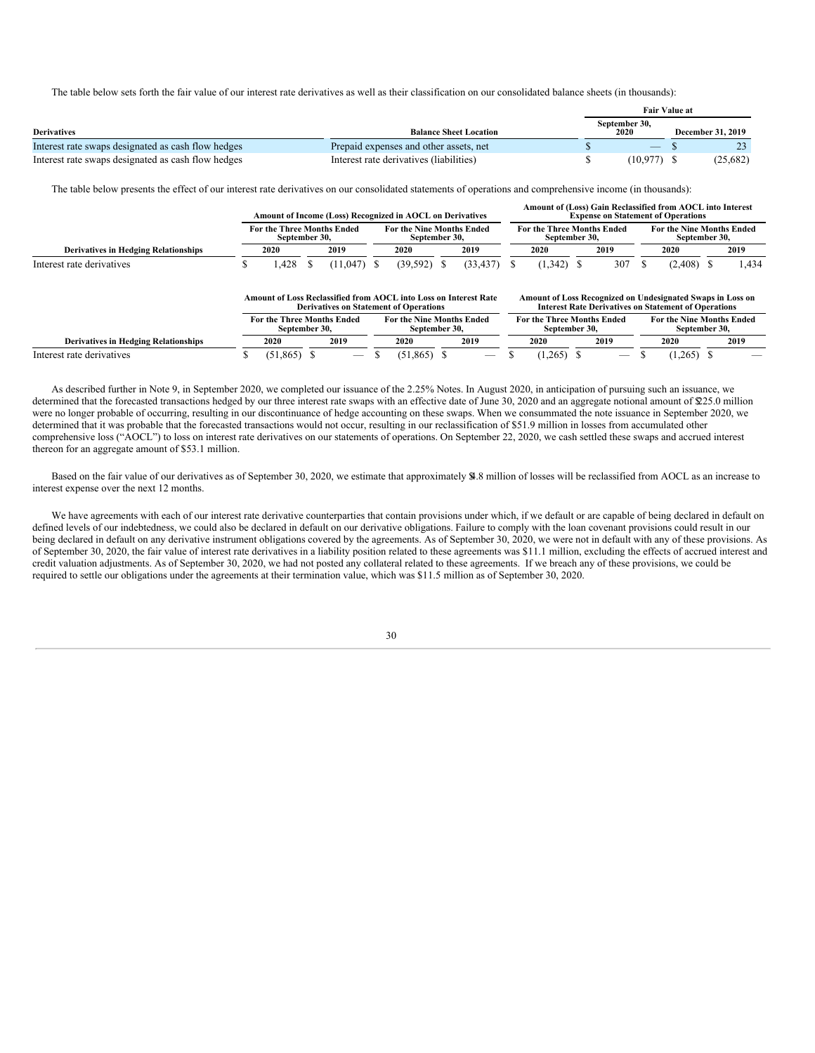The table below sets forth the fair value of our interest rate derivatives as well as their classification on our consolidated balance sheets (in thousands):

| Derivatives | Balance Sheet Location | Fair Value at September 30, 2020 | Fair Value at December 31, 2019 |
|---|---|---|---|
| Interest rate swaps designated as cash flow hedges | Prepaid expenses and other assets, net | $ — | $ 23 |
| Interest rate swaps designated as cash flow hedges | Interest rate derivatives (liabilities) | $ (10,977) | $ (25,682) |

The table below presents the effect of our interest rate derivatives on our consolidated statements of operations and comprehensive income (in thousands):

| | Amount of Income (Loss) Recognized in AOCL on Derivatives | | | | Amount of (Loss) Gain Reclassified from AOCL into Interest Expense on Statement of Operations | | | |
|---|---|---|---|---|---|---|---|---|
| | For the Three Months Ended September 30, | | For the Nine Months Ended September 30, | | For the Three Months Ended September 30, | | For the Nine Months Ended September 30, | |
| Derivatives in Hedging Relationships | 2020 | 2019 | 2020 | 2019 | 2020 | 2019 | 2020 | 2019 |
| Interest rate derivatives | $ 1,428 | $ (11,047) | $ (39,592) | $ (33,437) | $ (1,342) | $ 307 | $ (2,408) | $ 1,434 |

| | Amount of Loss Reclassified from AOCL into Loss on Interest Rate Derivatives on Statement of Operations | | | | Amount of Loss Recognized on Undesignated Swaps in Loss on Interest Rate Derivatives on Statement of Operations | | | |
|---|---|---|---|---|---|---|---|---|
| | For the Three Months Ended September 30, | | For the Nine Months Ended September 30, | | For the Three Months Ended September 30, | | For the Nine Months Ended September 30, | |
| Derivatives in Hedging Relationships | 2020 | 2019 | 2020 | 2019 | 2020 | 2019 | 2020 | 2019 |
| Interest rate derivatives | $ (51,865) | $ — | $ (51,865) | $ — | $ (1,265) | $ — | $ (1,265) | $ — |

As described further in Note 9, in September 2020, we completed our issuance of the 2.25% Notes. In August 2020, in anticipation of pursuing such an issuance, we determined that the forecasted transactions hedged by our three interest rate swaps with an effective date of June 30, 2020 and an aggregate notional amount of $225.0 million were no longer probable of occurring, resulting in our discontinuance of hedge accounting on these swaps. When we consummated the note issuance in September 2020, we determined that it was probable that the forecasted transactions would not occur, resulting in our reclassification of $51.9 million in losses from accumulated other comprehensive loss ("AOCL") to loss on interest rate derivatives on our statements of operations. On September 22, 2020, we cash settled these swaps and accrued interest thereon for an aggregate amount of $53.1 million.

Based on the fair value of our derivatives as of September 30, 2020, we estimate that approximately $4.8 million of losses will be reclassified from AOCL as an increase to interest expense over the next 12 months.

We have agreements with each of our interest rate derivative counterparties that contain provisions under which, if we default or are capable of being declared in default on defined levels of our indebtedness, we could also be declared in default on our derivative obligations. Failure to comply with the loan covenant provisions could result in our being declared in default on any derivative instrument obligations covered by the agreements. As of September 30, 2020, we were not in default with any of these provisions. As of September 30, 2020, the fair value of interest rate derivatives in a liability position related to these agreements was $11.1 million, excluding the effects of accrued interest and credit valuation adjustments. As of September 30, 2020, we had not posted any collateral related to these agreements. If we breach any of these provisions, we could be required to settle our obligations under the agreements at their termination value, which was $11.5 million as of September 30, 2020.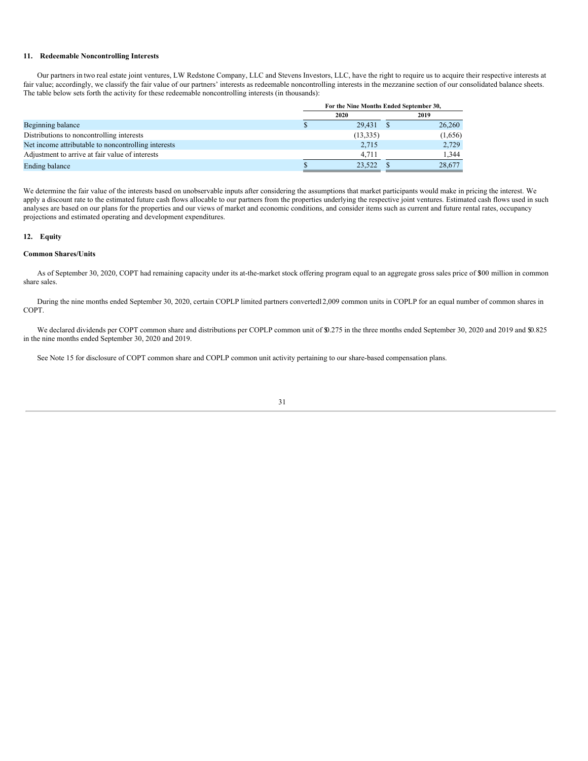### 11. Redeemable Noncontrolling Interests

Our partners in two real estate joint ventures, LW Redstone Company, LLC and Stevens Investors, LLC, have the right to require us to acquire their respective interests at fair value; accordingly, we classify the fair value of our partners' interests as redeemable noncontrolling interests in the mezzanine section of our consolidated balance sheets. The table below sets forth the activity for these redeemable noncontrolling interests (in thousands):

| | For the Nine Months Ended September 30, | |
|---|---|---|
| | 2020 | 2019 |
| Beginning balance | $ 29,431 | $ 26,260 |
| Distributions to noncontrolling interests | (13,335) | (1,656) |
| Net income attributable to noncontrolling interests | 2,715 | 2,729 |
| Adjustment to arrive at fair value of interests | 4,711 | 1,344 |
| Ending balance | $ 23,522 | $ 28,677 |

We determine the fair value of the interests based on unobservable inputs after considering the assumptions that market participants would make in pricing the interest. We apply a discount rate to the estimated future cash flows allocable to our partners from the properties underlying the respective joint ventures. Estimated cash flows used in such analyses are based on our plans for the properties and our views of market and economic conditions, and consider items such as current and future rental rates, occupancy projections and estimated operating and development expenditures.

### 12. Equity

**Common Shares/Units**

As of September 30, 2020, COPT had remaining capacity under its at-the-market stock offering program equal to an aggregate gross sales price of $300 million in common share sales.

During the nine months ended September 30, 2020, certain COPLP limited partners converted 12,009 common units in COPLP for an equal number of common shares in COPT.

We declared dividends per COPT common share and distributions per COPLP common unit of $0.275 in the three months ended September 30, 2020 and 2019 and $0.825 in the nine months ended September 30, 2020 and 2019.

See Note 15 for disclosure of COPT common share and COPLP common unit activity pertaining to our share-based compensation plans.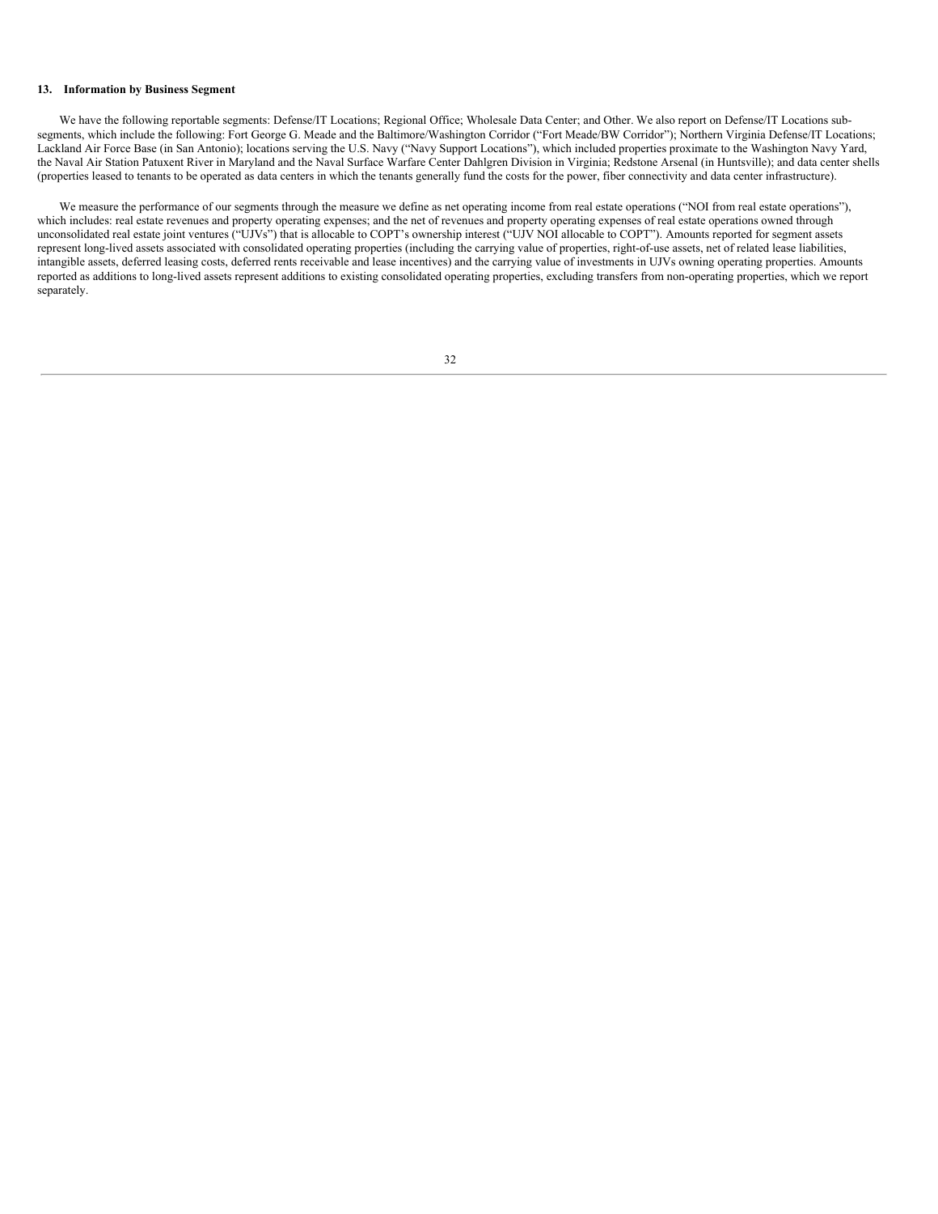### 13. Information by Business Segment

We have the following reportable segments: Defense/IT Locations; Regional Office; Wholesale Data Center; and Other. We also report on Defense/IT Locations sub-segments, which include the following: Fort George G. Meade and the Baltimore/Washington Corridor ("Fort Meade/BW Corridor"); Northern Virginia Defense/IT Locations; Lackland Air Force Base (in San Antonio); locations serving the U.S. Navy ("Navy Support Locations"), which included properties proximate to the Washington Navy Yard, the Naval Air Station Patuxent River in Maryland and the Naval Surface Warfare Center Dahlgren Division in Virginia; Redstone Arsenal (in Huntsville); and data center shells (properties leased to tenants to be operated as data centers in which the tenants generally fund the costs for the power, fiber connectivity and data center infrastructure).

We measure the performance of our segments through the measure we define as net operating income from real estate operations ("NOI from real estate operations"), which includes: real estate revenues and property operating expenses; and the net of revenues and property operating expenses of real estate operations owned through unconsolidated real estate joint ventures ("UJVs") that is allocable to COPT's ownership interest ("UJV NOI allocable to COPT"). Amounts reported for segment assets represent long-lived assets associated with consolidated operating properties (including the carrying value of properties, right-of-use assets, net of related lease liabilities, intangible assets, deferred leasing costs, deferred rents receivable and lease incentives) and the carrying value of investments in UJVs owning operating properties. Amounts reported as additions to long-lived assets represent additions to existing consolidated operating properties, excluding transfers from non-operating properties, which we report separately.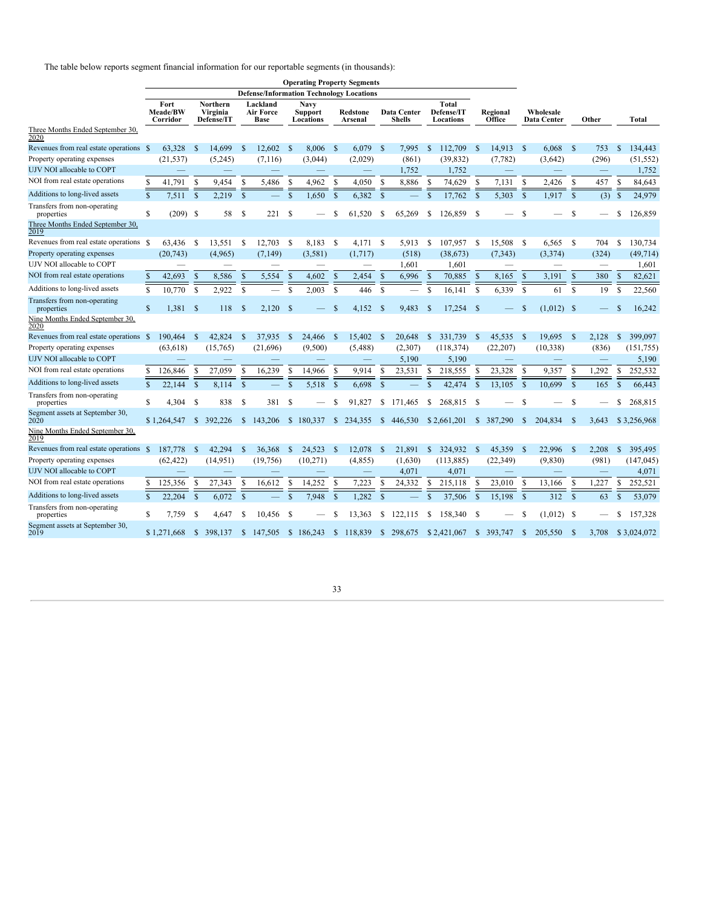The table below reports segment financial information for our reportable segments (in thousands):

| | Operating Property Segments | | | | | | | | | | |
|---|---|---|---|---|---|---|---|---|---|---|---|
| | Defense/Information Technology Locations | | | | | | | | | | |
| | Fort Meade/BW Corridor | Northern Virginia Defense/IT | Lackland Air Force Base | Navy Support Locations | Redstone Arsenal | Data Center Shells | Total Defense/IT Locations | Regional Office | Wholesale Data Center | Other | Total |
| **Three Months Ended September 30, 2020** | | | | | | | | | | | |
| Revenues from real estate operations | $ 63,328 | $ 14,699 | $ 12,602 | $ 8,006 | $ 6,079 | $ 7,995 | $ 112,709 | $ 14,913 | $ 6,068 | $ 753 | $ 134,443 |
| Property operating expenses | (21,537) | (5,245) | (7,116) | (3,044) | (2,029) | (861) | (39,832) | (7,782) | (3,642) | (296) | (51,552) |
| UJV NOI allocable to COPT | — | — | — | — | — | 1,752 | 1,752 | — | — | — | 1,752 |
| NOI from real estate operations | $ 41,791 | $ 9,454 | $ 5,486 | $ 4,962 | $ 4,050 | $ 8,886 | $ 74,629 | $ 7,131 | $ 2,426 | $ 457 | $ 84,643 |
| Additions to long-lived assets | $ 7,511 | $ 2,219 | $ — | $ 1,650 | $ 6,382 | $ — | $ 17,762 | $ 5,303 | $ 1,917 | $ (3) | $ 24,979 |
| Transfers from non-operating properties | $ (209) | $ 58 | $ 221 | $ — | $ 61,520 | $ 65,269 | $ 126,859 | $ — | $ — | $ — | $ 126,859 |
| **Three Months Ended September 30, 2019** | | | | | | | | | | | |
| Revenues from real estate operations | $ 63,436 | $ 13,551 | $ 12,703 | $ 8,183 | $ 4,171 | $ 5,913 | $ 107,957 | $ 15,508 | $ 6,565 | $ 704 | $ 130,734 |
| Property operating expenses | (20,743) | (4,965) | (7,149) | (3,581) | (1,717) | (518) | (38,673) | (7,343) | (3,374) | (324) | (49,714) |
| UJV NOI allocable to COPT | — | — | — | — | — | 1,601 | 1,601 | — | — | — | 1,601 |
| NOI from real estate operations | $ 42,693 | $ 8,586 | $ 5,554 | $ 4,602 | $ 2,454 | $ 6,996 | $ 70,885 | $ 8,165 | $ 3,191 | $ 380 | $ 82,621 |
| Additions to long-lived assets | $ 10,770 | $ 2,922 | $ — | $ 2,003 | $ 446 | $ — | $ 16,141 | $ 6,339 | $ 61 | $ 19 | $ 22,560 |
| Transfers from non-operating properties | $ 1,381 | $ 118 | $ 2,120 | $ — | $ 4,152 | $ 9,483 | $ 17,254 | $ — | $ (1,012) | $ — | $ 16,242 |
| **Nine Months Ended September 30, 2020** | | | | | | | | | | | |
| Revenues from real estate operations | $ 190,464 | $ 42,824 | $ 37,935 | $ 24,466 | $ 15,402 | $ 20,648 | $ 331,739 | $ 45,535 | $ 19,695 | $ 2,128 | $ 399,097 |
| Property operating expenses | (63,618) | (15,765) | (21,696) | (9,500) | (5,488) | (2,307) | (118,374) | (22,207) | (10,338) | (836) | (151,755) |
| UJV NOI allocable to COPT | — | — | — | — | — | 5,190 | 5,190 | — | — | — | 5,190 |
| NOI from real estate operations | $ 126,846 | $ 27,059 | $ 16,239 | $ 14,966 | $ 9,914 | $ 23,531 | $ 218,555 | $ 23,328 | $ 9,357 | $ 1,292 | $ 252,532 |
| Additions to long-lived assets | $ 22,144 | $ 8,114 | $ — | $ 5,518 | $ 6,698 | $ — | $ 42,474 | $ 13,105 | $ 10,699 | $ 165 | $ 66,443 |
| Transfers from non-operating properties | $ 4,304 | $ 838 | $ 381 | $ — | $ 91,827 | $ 171,465 | $ 268,815 | $ — | $ — | $ — | $ 268,815 |
| Segment assets at September 30, 2020 | $ 1,264,547 | $ 392,226 | $ 143,206 | $ 180,337 | $ 234,355 | $ 446,530 | $ 2,661,201 | $ 387,290 | $ 204,834 | $ 3,643 | $ 3,256,968 |
| **Nine Months Ended September 30, 2019** | | | | | | | | | | | |
| Revenues from real estate operations | $ 187,778 | $ 42,294 | $ 36,368 | $ 24,523 | $ 12,078 | $ 21,891 | $ 324,932 | $ 45,359 | $ 22,996 | $ 2,208 | $ 395,495 |
| Property operating expenses | (62,422) | (14,951) | (19,756) | (10,271) | (4,855) | (1,630) | (113,885) | (22,349) | (9,830) | (981) | (147,045) |
| UJV NOI allocable to COPT | — | — | — | — | — | 4,071 | 4,071 | — | — | — | 4,071 |
| NOI from real estate operations | $ 125,356 | $ 27,343 | $ 16,612 | $ 14,252 | $ 7,223 | $ 24,332 | $ 215,118 | $ 23,010 | $ 13,166 | $ 1,227 | $ 252,521 |
| Additions to long-lived assets | $ 22,204 | $ 6,072 | $ — | $ 7,948 | $ 1,282 | $ — | $ 37,506 | $ 15,198 | $ 312 | $ 63 | $ 53,079 |
| Transfers from non-operating properties | $ 7,759 | $ 4,647 | $ 10,456 | $ — | $ 13,363 | $ 122,115 | $ 158,340 | $ — | $ (1,012) | $ — | $ 157,328 |
| Segment assets at September 30, 2019 | $ 1,271,668 | $ 398,137 | $ 147,505 | $ 186,243 | $ 118,839 | $ 298,675 | $ 2,421,067 | $ 393,747 | $ 205,550 | $ 3,708 | $ 3,024,072 |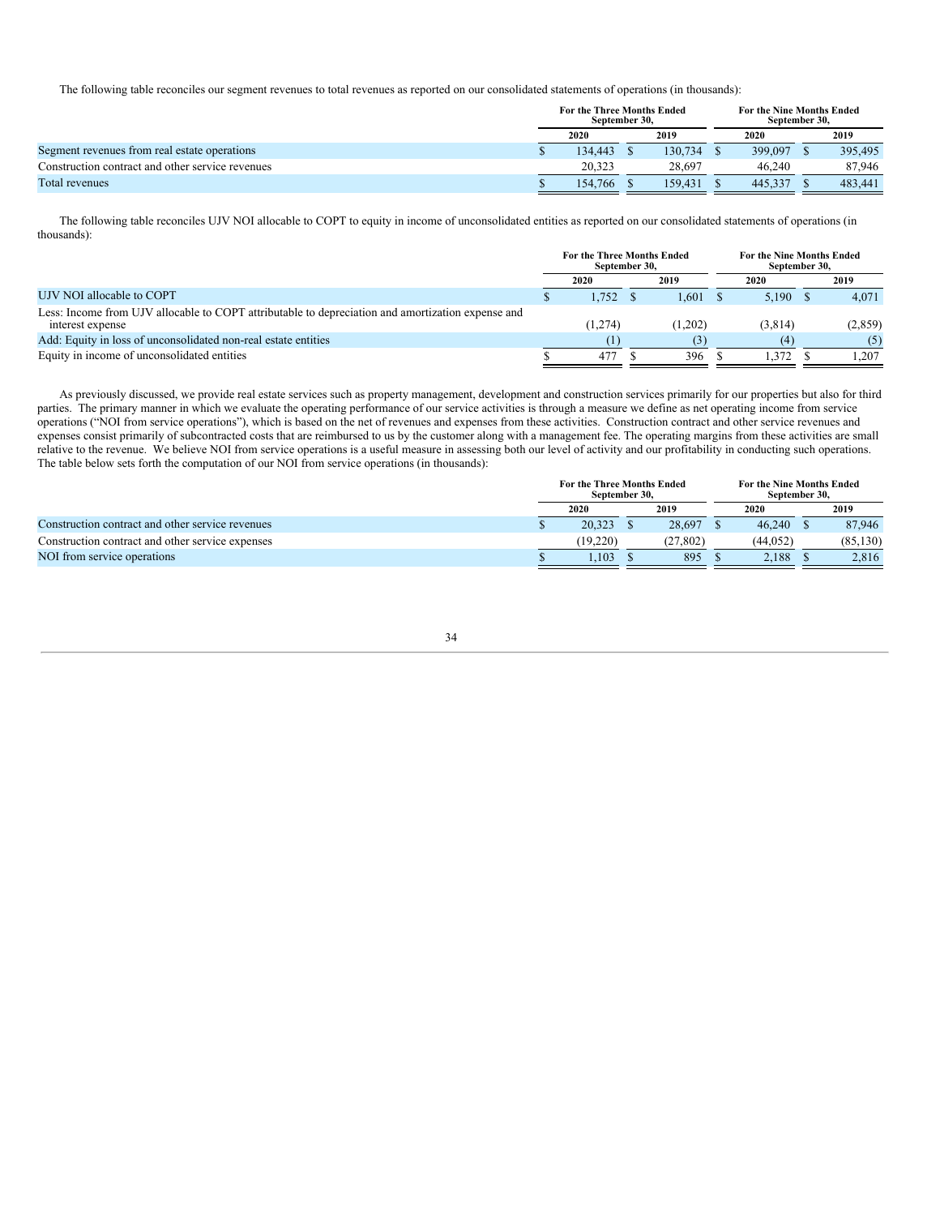The following table reconciles our segment revenues to total revenues as reported on our consolidated statements of operations (in thousands):

| | For the Three Months Ended September 30, | | For the Nine Months Ended September 30, | |
|---|---|---|---|---|
| | 2020 | 2019 | 2020 | 2019 |
| Segment revenues from real estate operations | $ 134,443 | $ 130,734 | $ 399,097 | $ 395,495 |
| Construction contract and other service revenues | 20,323 | 28,697 | 46,240 | 87,946 |
| Total revenues | $ 154,766 | $ 159,431 | $ 445,337 | $ 483,441 |

The following table reconciles UJV NOI allocable to COPT to equity in income of unconsolidated entities as reported on our consolidated statements of operations (in thousands):

| | For the Three Months Ended September 30, | | For the Nine Months Ended September 30, | |
|---|---|---|---|---|
| | 2020 | 2019 | 2020 | 2019 |
| UJV NOI allocable to COPT | $ 1,752 | $ 1,601 | $ 5,190 | $ 4,071 |
| Less: Income from UJV allocable to COPT attributable to depreciation and amortization expense and interest expense | (1,274) | (1,202) | (3,814) | (2,859) |
| Add: Equity in loss of unconsolidated non-real estate entities | (1) | (3) | (4) | (5) |
| Equity in income of unconsolidated entities | $ 477 | $ 396 | $ 1,372 | $ 1,207 |

As previously discussed, we provide real estate services such as property management, development and construction services primarily for our properties but also for third parties. The primary manner in which we evaluate the operating performance of our service activities is through a measure we define as net operating income from service operations ("NOI from service operations"), which is based on the net of revenues and expenses from these activities. Construction contract and other service revenues and expenses consist primarily of subcontracted costs that are reimbursed to us by the customer along with a management fee. The operating margins from these activities are small relative to the revenue. We believe NOI from service operations is a useful measure in assessing both our level of activity and our profitability in conducting such operations. The table below sets forth the computation of our NOI from service operations (in thousands):

| | For the Three Months Ended September 30, | | For the Nine Months Ended September 30, | |
|---|---|---|---|---|
| | 2020 | 2019 | 2020 | 2019 |
| Construction contract and other service revenues | $ 20,323 | $ 28,697 | $ 46,240 | $ 87,946 |
| Construction contract and other service expenses | (19,220) | (27,802) | (44,052) | (85,130) |
| NOI from service operations | $ 1,103 | $ 895 | $ 2,188 | $ 2,816 |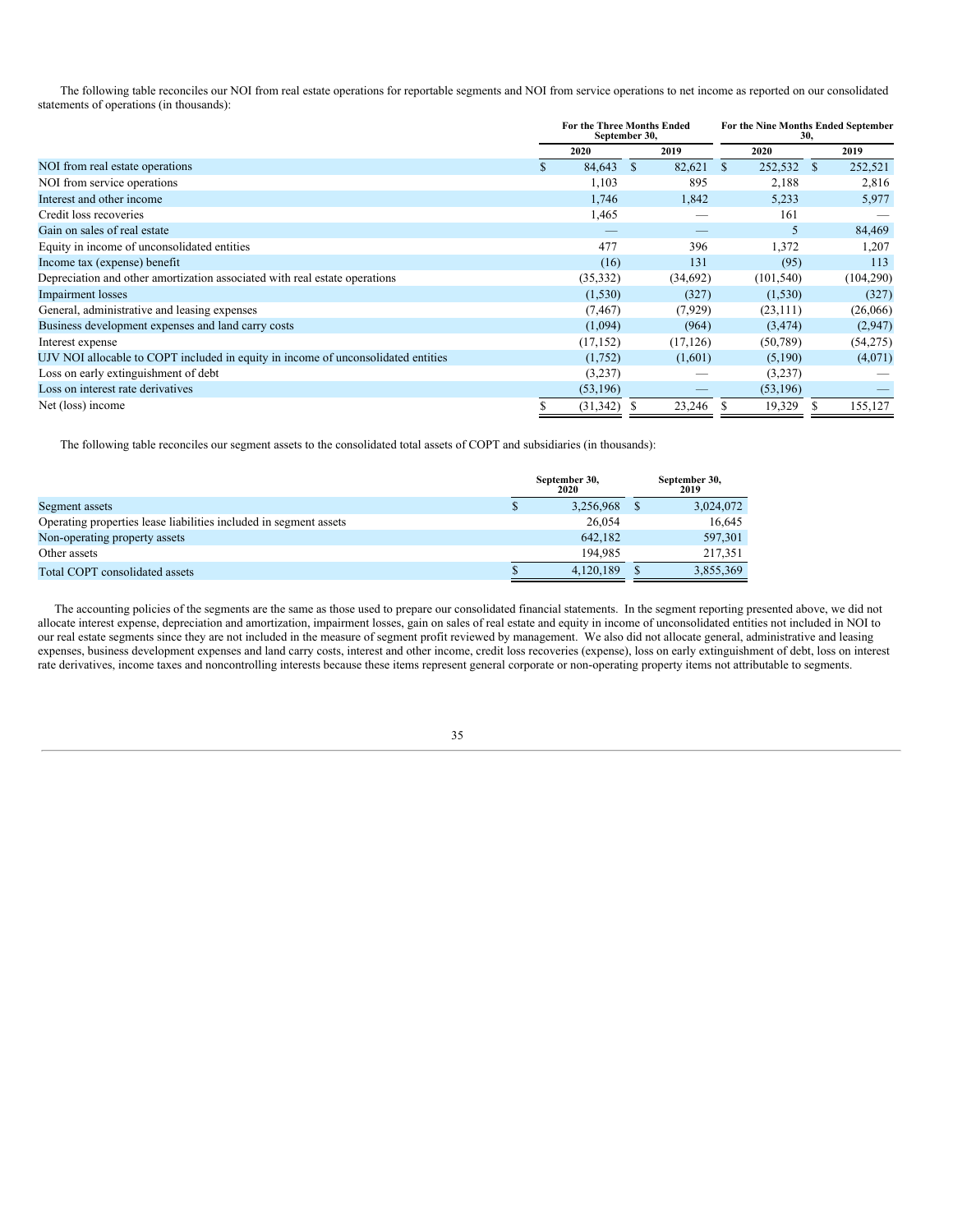The following table reconciles our NOI from real estate operations for reportable segments and NOI from service operations to net income as reported on our consolidated statements of operations (in thousands):

| | For the Three Months Ended September 30, | | For the Nine Months Ended September 30, | |
|---|---|---|---|---|
| | 2020 | 2019 | 2020 | 2019 |
| NOI from real estate operations | $ 84,643 | $ 82,621 | $ 252,532 | $ 252,521 |
| NOI from service operations | 1,103 | 895 | 2,188 | 2,816 |
| Interest and other income | 1,746 | 1,842 | 5,233 | 5,977 |
| Credit loss recoveries | 1,465 | — | 161 | — |
| Gain on sales of real estate | — | — | 5 | 84,469 |
| Equity in income of unconsolidated entities | 477 | 396 | 1,372 | 1,207 |
| Income tax (expense) benefit | (16) | 131 | (95) | 113 |
| Depreciation and other amortization associated with real estate operations | (35,332) | (34,692) | (101,540) | (104,290) |
| Impairment losses | (1,530) | (327) | (1,530) | (327) |
| General, administrative and leasing expenses | (7,467) | (7,929) | (23,111) | (26,066) |
| Business development expenses and land carry costs | (1,094) | (964) | (3,474) | (2,947) |
| Interest expense | (17,152) | (17,126) | (50,789) | (54,275) |
| UJV NOI allocable to COPT included in equity in income of unconsolidated entities | (1,752) | (1,601) | (5,190) | (4,071) |
| Loss on early extinguishment of debt | (3,237) | — | (3,237) | — |
| Loss on interest rate derivatives | (53,196) | — | (53,196) | — |
| Net (loss) income | $ (31,342) | $ 23,246 | $ 19,329 | $ 155,127 |

The following table reconciles our segment assets to the consolidated total assets of COPT and subsidiaries (in thousands):

| | September 30, 2020 | September 30, 2019 |
|---|---|---|
| Segment assets | $ 3,256,968 | $ 3,024,072 |
| Operating properties lease liabilities included in segment assets | 26,054 | 16,645 |
| Non-operating property assets | 642,182 | 597,301 |
| Other assets | 194,985 | 217,351 |
| Total COPT consolidated assets | $ 4,120,189 | $ 3,855,369 |

The accounting policies of the segments are the same as those used to prepare our consolidated financial statements. In the segment reporting presented above, we did not allocate interest expense, depreciation and amortization, impairment losses, gain on sales of real estate and equity in income of unconsolidated entities not included in NOI to our real estate segments since they are not included in the measure of segment profit reviewed by management. We also did not allocate general, administrative and leasing expenses, business development expenses and land carry costs, interest and other income, credit loss recoveries (expense), loss on early extinguishment of debt, loss on interest rate derivatives, income taxes and noncontrolling interests because these items represent general corporate or non-operating property items not attributable to segments.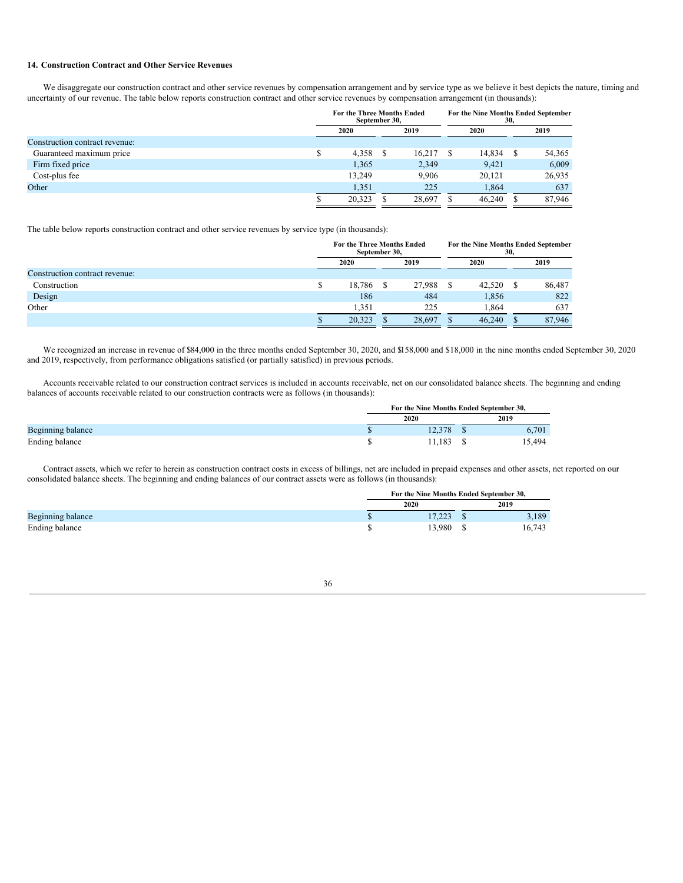### 14. Construction Contract and Other Service Revenues

We disaggregate our construction contract and other service revenues by compensation arrangement and by service type as we believe it best depicts the nature, timing and uncertainty of our revenue. The table below reports construction contract and other service revenues by compensation arrangement (in thousands):

| | For the Three Months Ended September 30, | | For the Nine Months Ended September 30, | |
|---|---|---|---|---|
| | 2020 | 2019 | 2020 | 2019 |
| Construction contract revenue: | | | | |
| Guaranteed maximum price | $ 4,358 | $ 16,217 | $ 14,834 | $ 54,365 |
| Firm fixed price | 1,365 | 2,349 | 9,421 | 6,009 |
| Cost-plus fee | 13,249 | 9,906 | 20,121 | 26,935 |
| Other | 1,351 | 225 | 1,864 | 637 |
| | $ 20,323 | $ 28,697 | $ 46,240 | $ 87,946 |

The table below reports construction contract and other service revenues by service type (in thousands):

| | For the Three Months Ended September 30, | | For the Nine Months Ended September 30, | |
|---|---|---|---|---|
| | 2020 | 2019 | 2020 | 2019 |
| Construction contract revenue: | | | | |
| Construction | $ 18,786 | $ 27,988 | $ 42,520 | $ 86,487 |
| Design | 186 | 484 | 1,856 | 822 |
| Other | 1,351 | 225 | 1,864 | 637 |
| | $ 20,323 | $ 28,697 | $ 46,240 | $ 87,946 |

We recognized an increase in revenue of $84,000 in the three months ended September 30, 2020, and $158,000 and $18,000 in the nine months ended September 30, 2020 and 2019, respectively, from performance obligations satisfied (or partially satisfied) in previous periods.

Accounts receivable related to our construction contract services is included in accounts receivable, net on our consolidated balance sheets. The beginning and ending balances of accounts receivable related to our construction contracts were as follows (in thousands):

| | For the Nine Months Ended September 30, | |
|---|---|---|
| | 2020 | 2019 |
| Beginning balance | $ 12,378 | $ 6,701 |
| Ending balance | $ 11,183 | $ 15,494 |

Contract assets, which we refer to herein as construction contract costs in excess of billings, net are included in prepaid expenses and other assets, net reported on our consolidated balance sheets. The beginning and ending balances of our contract assets were as follows (in thousands):

| | For the Nine Months Ended September 30, | |
|---|---|---|
| | 2020 | 2019 |
| Beginning balance | $ 17,223 | $ 3,189 |
| Ending balance | $ 13,980 | $ 16,743 |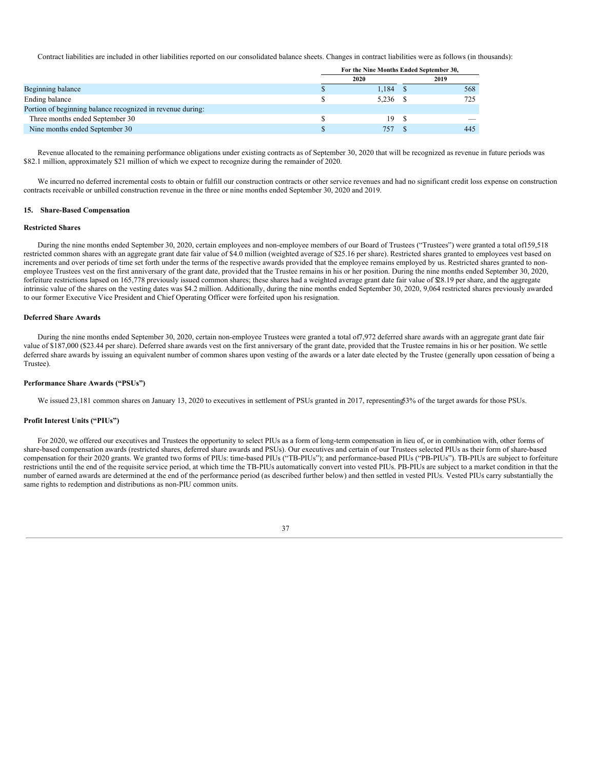Contract liabilities are included in other liabilities reported on our consolidated balance sheets. Changes in contract liabilities were as follows (in thousands):

| | For the Nine Months Ended September 30, | |
|---|---|---|
| | 2020 | 2019 |
| Beginning balance | $ 1,184 | $ 568 |
| Ending balance | $ 5,236 | $ 725 |
| Portion of beginning balance recognized in revenue during: | | |
| Three months ended September 30 | $ 19 | $ — |
| Nine months ended September 30 | $ 757 | $ 445 |

Revenue allocated to the remaining performance obligations under existing contracts as of September 30, 2020 that will be recognized as revenue in future periods was $82.1 million, approximately $21 million of which we expect to recognize during the remainder of 2020.

We incurred no deferred incremental costs to obtain or fulfill our construction contracts or other service revenues and had no significant credit loss expense on construction contracts receivable or unbilled construction revenue in the three or nine months ended September 30, 2020 and 2019.

## 15. Share-Based Compensation

### Restricted Shares

During the nine months ended September 30, 2020, certain employees and non-employee members of our Board of Trustees ("Trustees") were granted a total of 159,518 restricted common shares with an aggregate grant date fair value of $4.0 million (weighted average of $25.16 per share). Restricted shares granted to employees vest based on increments and over periods of time set forth under the terms of the respective awards provided that the employee remains employed by us. Restricted shares granted to non-employee Trustees vest on the first anniversary of the grant date, provided that the Trustee remains in his or her position. During the nine months ended September 30, 2020, forfeiture restrictions lapsed on 165,778 previously issued common shares; these shares had a weighted average grant date fair value of $28.19 per share, and the aggregate intrinsic value of the shares on the vesting dates was $4.2 million. Additionally, during the nine months ended September 30, 2020, 9,064 restricted shares previously awarded to our former Executive Vice President and Chief Operating Officer were forfeited upon his resignation.

### Deferred Share Awards

During the nine months ended September 30, 2020, certain non-employee Trustees were granted a total of 7,972 deferred share awards with an aggregate grant date fair value of $187,000 ($23.44 per share). Deferred share awards vest on the first anniversary of the grant date, provided that the Trustee remains in his or her position. We settle deferred share awards by issuing an equivalent number of common shares upon vesting of the awards or a later date elected by the Trustee (generally upon cessation of being a Trustee).

### Performance Share Awards ("PSUs")

We issued 23,181 common shares on January 13, 2020 to executives in settlement of PSUs granted in 2017, representing 53% of the target awards for those PSUs.

### Profit Interest Units ("PIUs")

For 2020, we offered our executives and Trustees the opportunity to select PIUs as a form of long-term compensation in lieu of, or in combination with, other forms of share-based compensation awards (restricted shares, deferred share awards and PSUs). Our executives and certain of our Trustees selected PIUs as their form of share-based compensation for their 2020 grants. We granted two forms of PIUs: time-based PIUs ("TB-PIUs"); and performance-based PIUs ("PB-PIUs"). TB-PIUs are subject to forfeiture restrictions until the end of the requisite service period, at which time the TB-PIUs automatically convert into vested PIUs. PB-PIUs are subject to a market condition in that the number of earned awards are determined at the end of the performance period (as described further below) and then settled in vested PIUs. Vested PIUs carry substantially the same rights to redemption and distributions as non-PIU common units.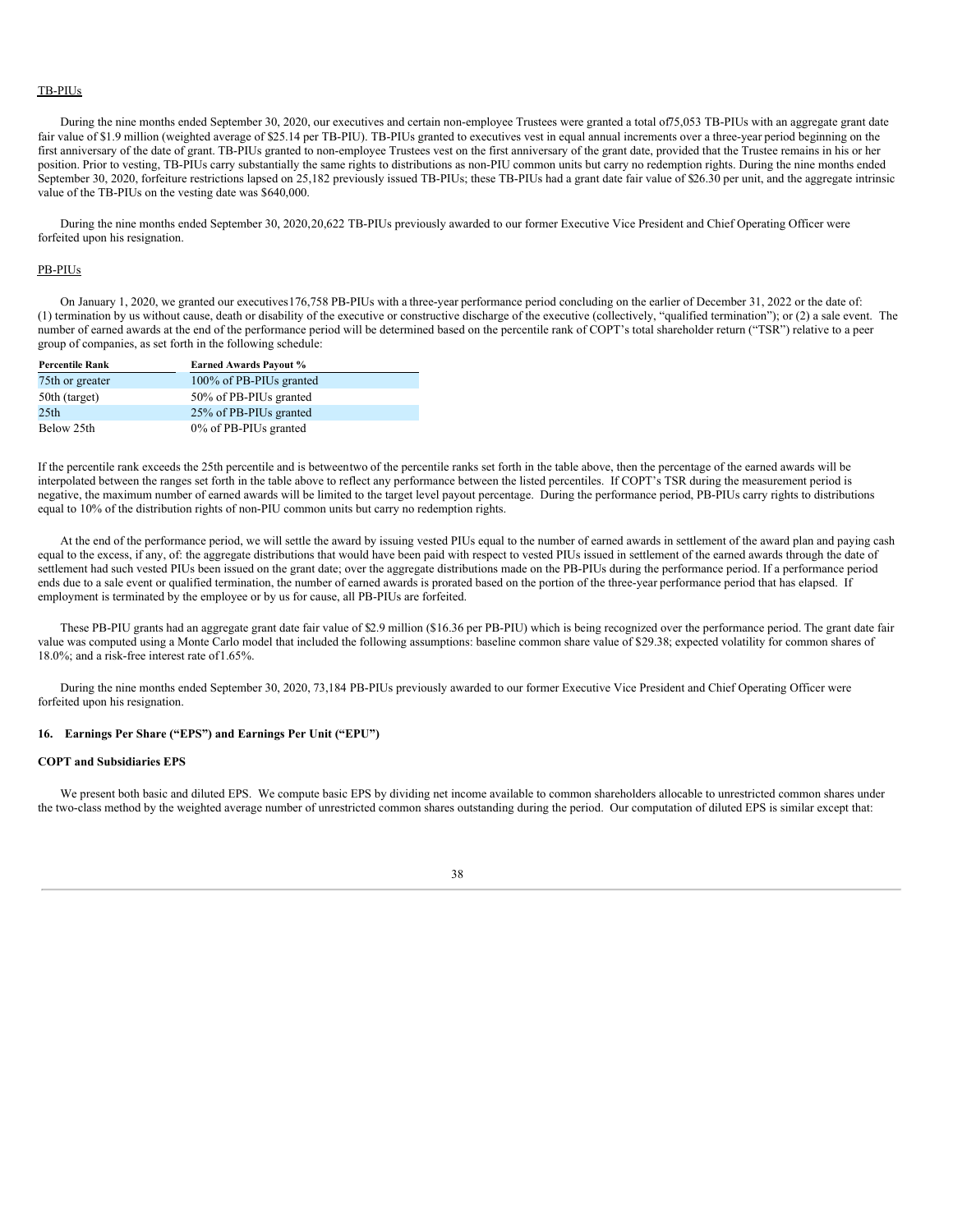TB-PIUs

During the nine months ended September 30, 2020, our executives and certain non-employee Trustees were granted a total of75,053 TB-PIUs with an aggregate grant date fair value of $1.9 million (weighted average of $25.14 per TB-PIU). TB-PIUs granted to executives vest in equal annual increments over a three-year period beginning on the first anniversary of the date of grant. TB-PIUs granted to non-employee Trustees vest on the first anniversary of the grant date, provided that the Trustee remains in his or her position. Prior to vesting, TB-PIUs carry substantially the same rights to distributions as non-PIU common units but carry no redemption rights. During the nine months ended September 30, 2020, forfeiture restrictions lapsed on 25,182 previously issued TB-PIUs; these TB-PIUs had a grant date fair value of $26.30 per unit, and the aggregate intrinsic value of the TB-PIUs on the vesting date was $640,000.

During the nine months ended September 30, 2020,20,622 TB-PIUs previously awarded to our former Executive Vice President and Chief Operating Officer were forfeited upon his resignation.

PB-PIUs

On January 1, 2020, we granted our executives176,758 PB-PIUs with a three-year performance period concluding on the earlier of December 31, 2022 or the date of: (1) termination by us without cause, death or disability of the executive or constructive discharge of the executive (collectively, "qualified termination"); or (2) a sale event. The number of earned awards at the end of the performance period will be determined based on the percentile rank of COPT's total shareholder return ("TSR") relative to a peer group of companies, as set forth in the following schedule:

| Percentile Rank | Earned Awards Payout % |
|---|---|
| 75th or greater | 100% of PB-PIUs granted |
| 50th (target) | 50% of PB-PIUs granted |
| 25th | 25% of PB-PIUs granted |
| Below 25th | 0% of PB-PIUs granted |

If the percentile rank exceeds the 25th percentile and is betweentwo of the percentile ranks set forth in the table above, then the percentage of the earned awards will be interpolated between the ranges set forth in the table above to reflect any performance between the listed percentiles. If COPT's TSR during the measurement period is negative, the maximum number of earned awards will be limited to the target level payout percentage. During the performance period, PB-PIUs carry rights to distributions equal to 10% of the distribution rights of non-PIU common units but carry no redemption rights.

At the end of the performance period, we will settle the award by issuing vested PIUs equal to the number of earned awards in settlement of the award plan and paying cash equal to the excess, if any, of: the aggregate distributions that would have been paid with respect to vested PIUs issued in settlement of the earned awards through the date of settlement had such vested PIUs been issued on the grant date; over the aggregate distributions made on the PB-PIUs during the performance period. If a performance period ends due to a sale event or qualified termination, the number of earned awards is prorated based on the portion of the three-year performance period that has elapsed. If employment is terminated by the employee or by us for cause, all PB-PIUs are forfeited.

These PB-PIU grants had an aggregate grant date fair value of $2.9 million ($16.36 per PB-PIU) which is being recognized over the performance period. The grant date fair value was computed using a Monte Carlo model that included the following assumptions: baseline common share value of $29.38; expected volatility for common shares of 18.0%; and a risk-free interest rate of1.65%.

During the nine months ended September 30, 2020, 73,184 PB-PIUs previously awarded to our former Executive Vice President and Chief Operating Officer were forfeited upon his resignation.

## 16. Earnings Per Share ("EPS") and Earnings Per Unit ("EPU")

### COPT and Subsidiaries EPS

We present both basic and diluted EPS. We compute basic EPS by dividing net income available to common shareholders allocable to unrestricted common shares under the two-class method by the weighted average number of unrestricted common shares outstanding during the period. Our computation of diluted EPS is similar except that: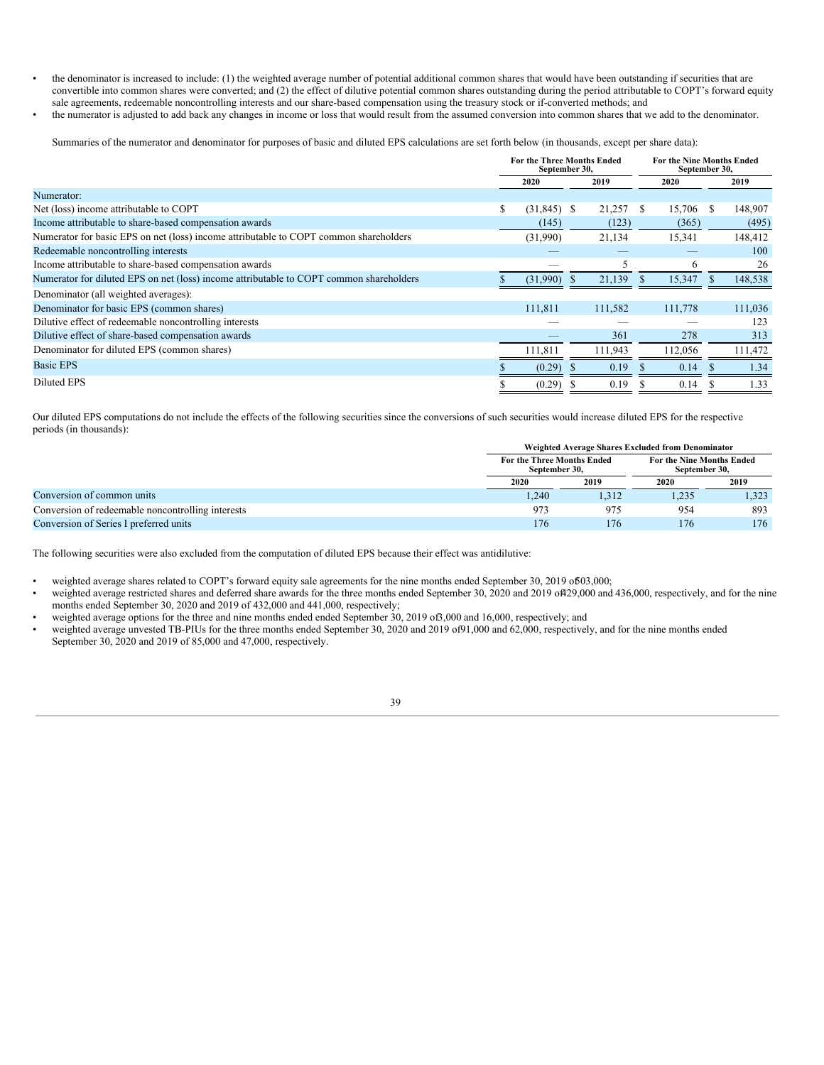- the denominator is increased to include: (1) the weighted average number of potential additional common shares that would have been outstanding if securities that are convertible into common shares were converted; and (2) the effect of dilutive potential common shares outstanding during the period attributable to COPT's forward equity sale agreements, redeemable noncontrolling interests and our share-based compensation using the treasury stock or if-converted methods; and
- the numerator is adjusted to add back any changes in income or loss that would result from the assumed conversion into common shares that we add to the denominator.

Summaries of the numerator and denominator for purposes of basic and diluted EPS calculations are set forth below (in thousands, except per share data):

| | For the Three Months Ended September 30, | | For the Nine Months Ended September 30, | |
|---|---|---|---|---|
| | 2020 | 2019 | 2020 | 2019 |
| Numerator: | | | | |
| Net (loss) income attributable to COPT | $ (31,845) | $ 21,257 | $ 15,706 | $ 148,907 |
| Income attributable to share-based compensation awards | (145) | (123) | (365) | (495) |
| Numerator for basic EPS on net (loss) income attributable to COPT common shareholders | (31,990) | 21,134 | 15,341 | 148,412 |
| Redeemable noncontrolling interests | — | — | — | 100 |
| Income attributable to share-based compensation awards | — | 5 | 6 | 26 |
| Numerator for diluted EPS on net (loss) income attributable to COPT common shareholders | $ (31,990) | $ 21,139 | $ 15,347 | $ 148,538 |
| Denominator (all weighted averages): | | | | |
| Denominator for basic EPS (common shares) | 111,811 | 111,582 | 111,778 | 111,036 |
| Dilutive effect of redeemable noncontrolling interests | — | — | — | 123 |
| Dilutive effect of share-based compensation awards | — | 361 | 278 | 313 |
| Denominator for diluted EPS (common shares) | 111,811 | 111,943 | 112,056 | 111,472 |
| Basic EPS | $ (0.29) | $ 0.19 | $ 0.14 | $ 1.34 |
| Diluted EPS | $ (0.29) | $ 0.19 | $ 0.14 | $ 1.33 |

Our diluted EPS computations do not include the effects of the following securities since the conversions of such securities would increase diluted EPS for the respective periods (in thousands):

| | Weighted Average Shares Excluded from Denominator | | | |
|---|---|---|---|---|
| | For the Three Months Ended September 30, | | For the Nine Months Ended September 30, | |
| | 2020 | 2019 | 2020 | 2019 |
| Conversion of common units | 1,240 | 1,312 | 1,235 | 1,323 |
| Conversion of redeemable noncontrolling interests | 973 | 975 | 954 | 893 |
| Conversion of Series I preferred units | 176 | 176 | 176 | 176 |

The following securities were also excluded from the computation of diluted EPS because their effect was antidilutive:

- weighted average shares related to COPT's forward equity sale agreements for the nine months ended September 30, 2019 of 503,000;
- weighted average restricted shares and deferred share awards for the three months ended September 30, 2020 and 2019 of 429,000 and 436,000, respectively, and for the nine months ended September 30, 2020 and 2019 of 432,000 and 441,000, respectively;
- weighted average options for the three and nine months ended ended September 30, 2019 of 3,000 and 16,000, respectively; and
- weighted average unvested TB-PIUs for the three months ended September 30, 2020 and 2019 of 91,000 and 62,000, respectively, and for the nine months ended September 30, 2020 and 2019 of 85,000 and 47,000, respectively.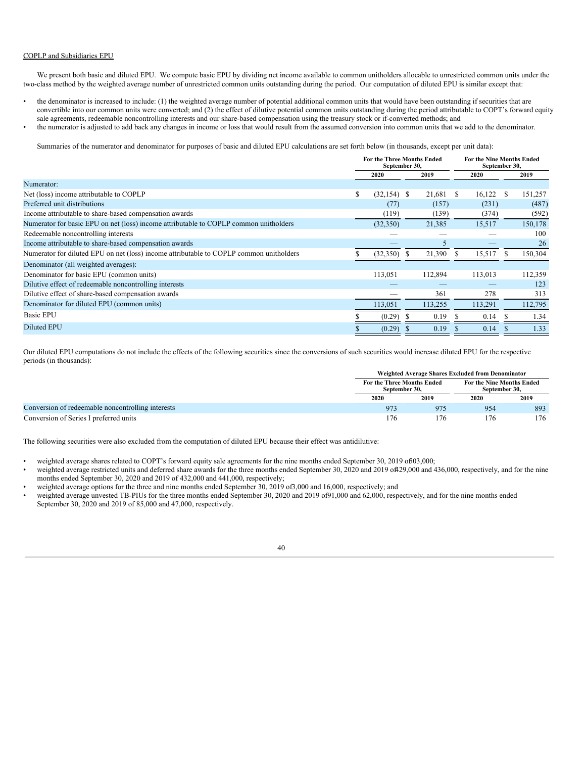COPLP and Subsidiaries EPU

We present both basic and diluted EPU. We compute basic EPU by dividing net income available to common unitholders allocable to unrestricted common units under the two-class method by the weighted average number of unrestricted common units outstanding during the period. Our computation of diluted EPU is similar except that:

- the denominator is increased to include: (1) the weighted average number of potential additional common units that would have been outstanding if securities that are convertible into our common units were converted; and (2) the effect of dilutive potential common units outstanding during the period attributable to COPT's forward equity sale agreements, redeemable noncontrolling interests and our share-based compensation using the treasury stock or if-converted methods; and
- the numerator is adjusted to add back any changes in income or loss that would result from the assumed conversion into common units that we add to the denominator.

Summaries of the numerator and denominator for purposes of basic and diluted EPU calculations are set forth below (in thousands, except per unit data):

| | For the Three Months Ended September 30, | | For the Nine Months Ended September 30, | |
|---|---|---|---|---|
| | 2020 | 2019 | 2020 | 2019 |
| Numerator: | | | | |
| Net (loss) income attributable to COPLP | $ (32,154) | $ 21,681 | $ 16,122 | $ 151,257 |
| Preferred unit distributions | (77) | (157) | (231) | (487) |
| Income attributable to share-based compensation awards | (119) | (139) | (374) | (592) |
| Numerator for basic EPU on net (loss) income attributable to COPLP common unitholders | (32,350) | 21,385 | 15,517 | 150,178 |
| Redeemable noncontrolling interests | — | — | — | 100 |
| Income attributable to share-based compensation awards | — | 5 | — | 26 |
| Numerator for diluted EPU on net (loss) income attributable to COPLP common unitholders | $ (32,350) | $ 21,390 | $ 15,517 | $ 150,304 |
| Denominator (all weighted averages): | | | | |
| Denominator for basic EPU (common units) | 113,051 | 112,894 | 113,013 | 112,359 |
| Dilutive effect of redeemable noncontrolling interests | — | — | — | 123 |
| Dilutive effect of share-based compensation awards | — | 361 | 278 | 313 |
| Denominator for diluted EPU (common units) | 113,051 | 113,255 | 113,291 | 112,795 |
| Basic EPU | $ (0.29) | $ 0.19 | $ 0.14 | $ 1.34 |
| Diluted EPU | $ (0.29) | $ 0.19 | $ 0.14 | $ 1.33 |

Our diluted EPU computations do not include the effects of the following securities since the conversions of such securities would increase diluted EPU for the respective periods (in thousands):

| | Weighted Average Shares Excluded from Denominator | | | |
|---|---|---|---|---|
| | For the Three Months Ended September 30, | | For the Nine Months Ended September 30, | |
| | 2020 | 2019 | 2020 | 2019 |
| Conversion of redeemable noncontrolling interests | 973 | 975 | 954 | 893 |
| Conversion of Series I preferred units | 176 | 176 | 176 | 176 |

The following securities were also excluded from the computation of diluted EPU because their effect was antidilutive:

- weighted average shares related to COPT's forward equity sale agreements for the nine months ended September 30, 2019 of 503,000;
- weighted average restricted units and deferred share awards for the three months ended September 30, 2020 and 2019 of 429,000 and 436,000, respectively, and for the nine months ended September 30, 2020 and 2019 of 432,000 and 441,000, respectively;
- weighted average options for the three and nine months ended September 30, 2019 of 3,000 and 16,000, respectively; and
- weighted average unvested TB-PIUs for the three months ended September 30, 2020 and 2019 of 91,000 and 62,000, respectively, and for the nine months ended September 30, 2020 and 2019 of 85,000 and 47,000, respectively.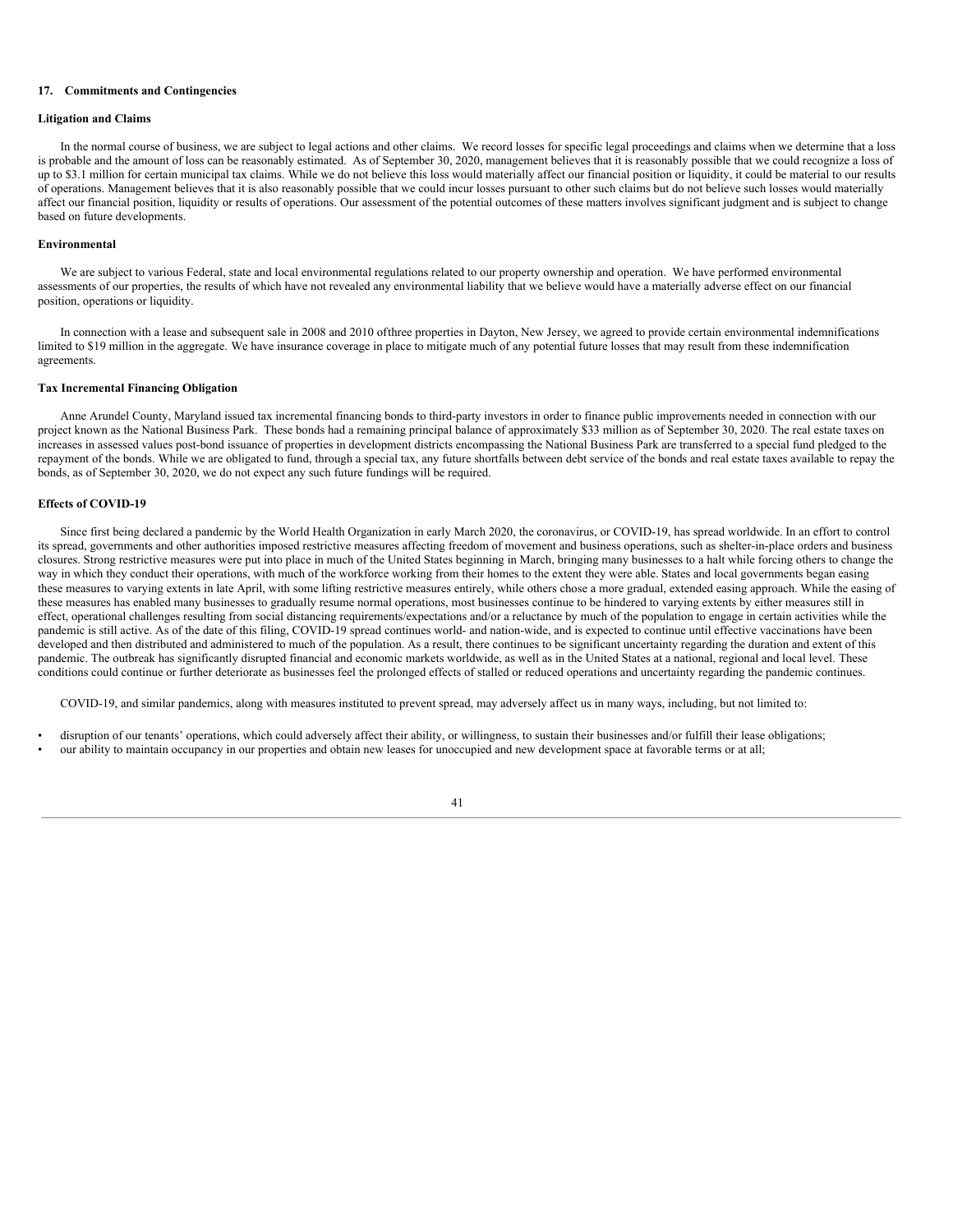## 17. Commitments and Contingencies

### Litigation and Claims

In the normal course of business, we are subject to legal actions and other claims. We record losses for specific legal proceedings and claims when we determine that a loss is probable and the amount of loss can be reasonably estimated. As of September 30, 2020, management believes that it is reasonably possible that we could recognize a loss of up to $3.1 million for certain municipal tax claims. While we do not believe this loss would materially affect our financial position or liquidity, it could be material to our results of operations. Management believes that it is also reasonably possible that we could incur losses pursuant to other such claims but do not believe such losses would materially affect our financial position, liquidity or results of operations. Our assessment of the potential outcomes of these matters involves significant judgment and is subject to change based on future developments.

### Environmental

We are subject to various Federal, state and local environmental regulations related to our property ownership and operation. We have performed environmental assessments of our properties, the results of which have not revealed any environmental liability that we believe would have a materially adverse effect on our financial position, operations or liquidity.

In connection with a lease and subsequent sale in 2008 and 2010 ofthree properties in Dayton, New Jersey, we agreed to provide certain environmental indemnifications limited to $19 million in the aggregate. We have insurance coverage in place to mitigate much of any potential future losses that may result from these indemnification agreements.

### Tax Incremental Financing Obligation

Anne Arundel County, Maryland issued tax incremental financing bonds to third-party investors in order to finance public improvements needed in connection with our project known as the National Business Park. These bonds had a remaining principal balance of approximately $33 million as of September 30, 2020. The real estate taxes on increases in assessed values post-bond issuance of properties in development districts encompassing the National Business Park are transferred to a special fund pledged to the repayment of the bonds. While we are obligated to fund, through a special tax, any future shortfalls between debt service of the bonds and real estate taxes available to repay the bonds, as of September 30, 2020, we do not expect any such future fundings will be required.

### Effects of COVID-19

Since first being declared a pandemic by the World Health Organization in early March 2020, the coronavirus, or COVID-19, has spread worldwide. In an effort to control its spread, governments and other authorities imposed restrictive measures affecting freedom of movement and business operations, such as shelter-in-place orders and business closures. Strong restrictive measures were put into place in much of the United States beginning in March, bringing many businesses to a halt while forcing others to change the way in which they conduct their operations, with much of the workforce working from their homes to the extent they were able. States and local governments began easing these measures to varying extents in late April, with some lifting restrictive measures entirely, while others chose a more gradual, extended easing approach. While the easing of these measures has enabled many businesses to gradually resume normal operations, most businesses continue to be hindered to varying extents by either measures still in effect, operational challenges resulting from social distancing requirements/expectations and/or a reluctance by much of the population to engage in certain activities while the pandemic is still active. As of the date of this filing, COVID-19 spread continues world- and nation-wide, and is expected to continue until effective vaccinations have been developed and then distributed and administered to much of the population. As a result, there continues to be significant uncertainty regarding the duration and extent of this pandemic. The outbreak has significantly disrupted financial and economic markets worldwide, as well as in the United States at a national, regional and local level. These conditions could continue or further deteriorate as businesses feel the prolonged effects of stalled or reduced operations and uncertainty regarding the pandemic continues.

COVID-19, and similar pandemics, along with measures instituted to prevent spread, may adversely affect us in many ways, including, but not limited to:

- disruption of our tenants' operations, which could adversely affect their ability, or willingness, to sustain their businesses and/or fulfill their lease obligations;
- our ability to maintain occupancy in our properties and obtain new leases for unoccupied and new development space at favorable terms or at all;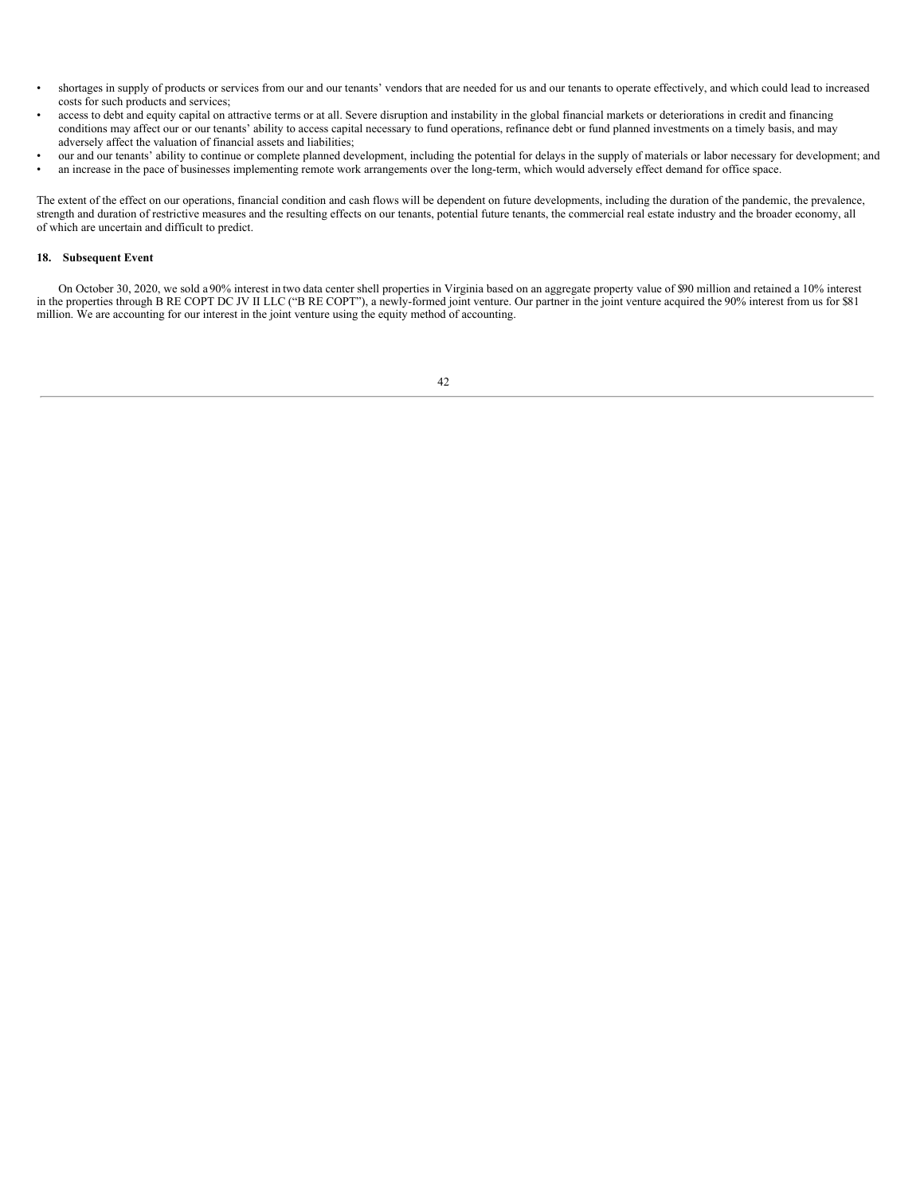- shortages in supply of products or services from our and our tenants' vendors that are needed for us and our tenants to operate effectively, and which could lead to increased costs for such products and services;
- access to debt and equity capital on attractive terms or at all. Severe disruption and instability in the global financial markets or deteriorations in credit and financing conditions may affect our or our tenants' ability to access capital necessary to fund operations, refinance debt or fund planned investments on a timely basis, and may adversely affect the valuation of financial assets and liabilities;
- our and our tenants' ability to continue or complete planned development, including the potential for delays in the supply of materials or labor necessary for development; and
- an increase in the pace of businesses implementing remote work arrangements over the long-term, which would adversely effect demand for office space.

The extent of the effect on our operations, financial condition and cash flows will be dependent on future developments, including the duration of the pandemic, the prevalence, strength and duration of restrictive measures and the resulting effects on our tenants, potential future tenants, the commercial real estate industry and the broader economy, all of which are uncertain and difficult to predict.

### 18. Subsequent Event

On October 30, 2020, we sold a 90% interest in two data center shell properties in Virginia based on an aggregate property value of $90 million and retained a 10% interest in the properties through B RE COPT DC JV II LLC ("B RE COPT"), a newly-formed joint venture. Our partner in the joint venture acquired the 90% interest from us for $81 million. We are accounting for our interest in the joint venture using the equity method of accounting.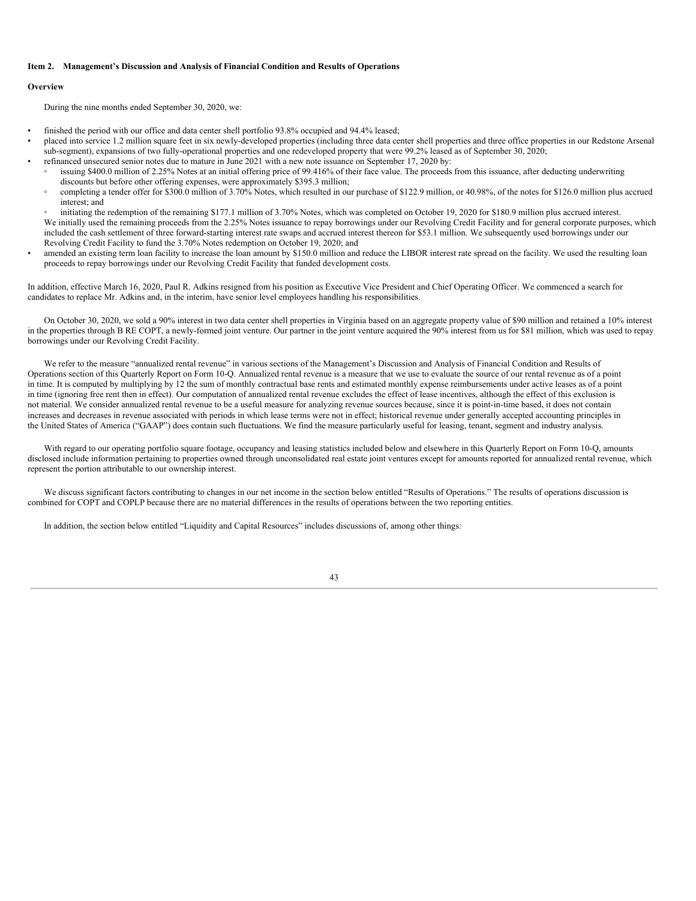## Item 2. Management's Discussion and Analysis of Financial Condition and Results of Operations

### Overview

During the nine months ended September 30, 2020, we:

- finished the period with our office and data center shell portfolio 93.8% occupied and 94.4% leased;
- placed into service 1.2 million square feet in six newly-developed properties (including three data center shell properties and three office properties in our Redstone Arsenal sub-segment), expansions of two fully-operational properties and one redeveloped property that were 99.2% leased as of September 30, 2020;
- refinanced unsecured senior notes due to mature in June 2021 with a new note issuance on September 17, 2020 by:
  - issuing $400.0 million of 2.25% Notes at an initial offering price of 99.416% of their face value. The proceeds from this issuance, after deducting underwriting discounts but before other offering expenses, were approximately $395.3 million;
  - completing a tender offer for $300.0 million of 3.70% Notes, which resulted in our purchase of $122.9 million, or 40.98%, of the notes for $126.0 million plus accrued interest; and
  - initiating the redemption of the remaining $177.1 million of 3.70% Notes, which was completed on October 19, 2020 for $180.9 million plus accrued interest.

  We initially used the remaining proceeds from the 2.25% Notes issuance to repay borrowings under our Revolving Credit Facility and for general corporate purposes, which included the cash settlement of three forward-starting interest rate swaps and accrued interest thereon for $53.1 million. We subsequently used borrowings under our Revolving Credit Facility to fund the 3.70% Notes redemption on October 19, 2020; and
- amended an existing term loan facility to increase the loan amount by $150.0 million and reduce the LIBOR interest rate spread on the facility. We used the resulting loan proceeds to repay borrowings under our Revolving Credit Facility that funded development costs.

In addition, effective March 16, 2020, Paul R. Adkins resigned from his position as Executive Vice President and Chief Operating Officer. We commenced a search for candidates to replace Mr. Adkins and, in the interim, have senior level employees handling his responsibilities.

On October 30, 2020, we sold a 90% interest in two data center shell properties in Virginia based on an aggregate property value of $90 million and retained a 10% interest in the properties through B RE COPT, a newly-formed joint venture. Our partner in the joint venture acquired the 90% interest from us for $81 million, which was used to repay borrowings under our Revolving Credit Facility.

We refer to the measure "annualized rental revenue" in various sections of the Management's Discussion and Analysis of Financial Condition and Results of Operations section of this Quarterly Report on Form 10-Q. Annualized rental revenue is a measure that we use to evaluate the source of our rental revenue as of a point in time. It is computed by multiplying by 12 the sum of monthly contractual base rents and estimated monthly expense reimbursements under active leases as of a point in time (ignoring free rent then in effect). Our computation of annualized rental revenue excludes the effect of lease incentives, although the effect of this exclusion is not material. We consider annualized rental revenue to be a useful measure for analyzing revenue sources because, since it is point-in-time based, it does not contain increases and decreases in revenue associated with periods in which lease terms were not in effect; historical revenue under generally accepted accounting principles in the United States of America ("GAAP") does contain such fluctuations. We find the measure particularly useful for leasing, tenant, segment and industry analysis.

With regard to our operating portfolio square footage, occupancy and leasing statistics included below and elsewhere in this Quarterly Report on Form 10-Q, amounts disclosed include information pertaining to properties owned through unconsolidated real estate joint ventures except for amounts reported for annualized rental revenue, which represent the portion attributable to our ownership interest.

We discuss significant factors contributing to changes in our net income in the section below entitled "Results of Operations." The results of operations discussion is combined for COPT and COPLP because there are no material differences in the results of operations between the two reporting entities.

In addition, the section below entitled "Liquidity and Capital Resources" includes discussions of, among other things: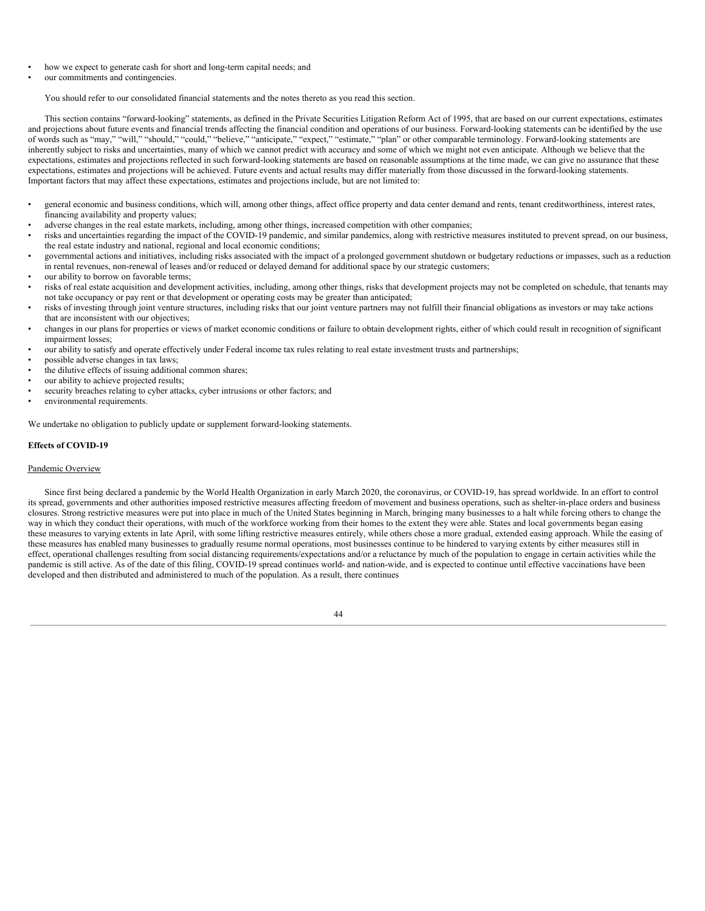- how we expect to generate cash for short and long-term capital needs; and
- our commitments and contingencies.

You should refer to our consolidated financial statements and the notes thereto as you read this section.

This section contains "forward-looking" statements, as defined in the Private Securities Litigation Reform Act of 1995, that are based on our current expectations, estimates and projections about future events and financial trends affecting the financial condition and operations of our business. Forward-looking statements can be identified by the use of words such as "may," "will," "should," "could," "believe," "anticipate," "expect," "estimate," "plan" or other comparable terminology. Forward-looking statements are inherently subject to risks and uncertainties, many of which we cannot predict with accuracy and some of which we might not even anticipate. Although we believe that the expectations, estimates and projections reflected in such forward-looking statements are based on reasonable assumptions at the time made, we can give no assurance that these expectations, estimates and projections will be achieved. Future events and actual results may differ materially from those discussed in the forward-looking statements. Important factors that may affect these expectations, estimates and projections include, but are not limited to:

- general economic and business conditions, which will, among other things, affect office property and data center demand and rents, tenant creditworthiness, interest rates, financing availability and property values;
- adverse changes in the real estate markets, including, among other things, increased competition with other companies;
- risks and uncertainties regarding the impact of the COVID-19 pandemic, and similar pandemics, along with restrictive measures instituted to prevent spread, on our business, the real estate industry and national, regional and local economic conditions;
- governmental actions and initiatives, including risks associated with the impact of a prolonged government shutdown or budgetary reductions or impasses, such as a reduction in rental revenues, non-renewal of leases and/or reduced or delayed demand for additional space by our strategic customers;
- our ability to borrow on favorable terms;
- risks of real estate acquisition and development activities, including, among other things, risks that development projects may not be completed on schedule, that tenants may not take occupancy or pay rent or that development or operating costs may be greater than anticipated;
- risks of investing through joint venture structures, including risks that our joint venture partners may not fulfill their financial obligations as investors or may take actions that are inconsistent with our objectives;
- changes in our plans for properties or views of market economic conditions or failure to obtain development rights, either of which could result in recognition of significant impairment losses;
- our ability to satisfy and operate effectively under Federal income tax rules relating to real estate investment trusts and partnerships;
- possible adverse changes in tax laws;
- the dilutive effects of issuing additional common shares;
- our ability to achieve projected results;
- security breaches relating to cyber attacks, cyber intrusions or other factors; and
- environmental requirements.

We undertake no obligation to publicly update or supplement forward-looking statements.

**Effects of COVID-19**

Pandemic Overview

Since first being declared a pandemic by the World Health Organization in early March 2020, the coronavirus, or COVID-19, has spread worldwide. In an effort to control its spread, governments and other authorities imposed restrictive measures affecting freedom of movement and business operations, such as shelter-in-place orders and business closures. Strong restrictive measures were put into place in much of the United States beginning in March, bringing many businesses to a halt while forcing others to change the way in which they conduct their operations, with much of the workforce working from their homes to the extent they were able. States and local governments began easing these measures to varying extents in late April, with some lifting restrictive measures entirely, while others chose a more gradual, extended easing approach. While the easing of these measures has enabled many businesses to gradually resume normal operations, most businesses continue to be hindered to varying extents by either measures still in effect, operational challenges resulting from social distancing requirements/expectations and/or a reluctance by much of the population to engage in certain activities while the pandemic is still active. As of the date of this filing, COVID-19 spread continues world- and nation-wide, and is expected to continue until effective vaccinations have been developed and then distributed and administered to much of the population. As a result, there continues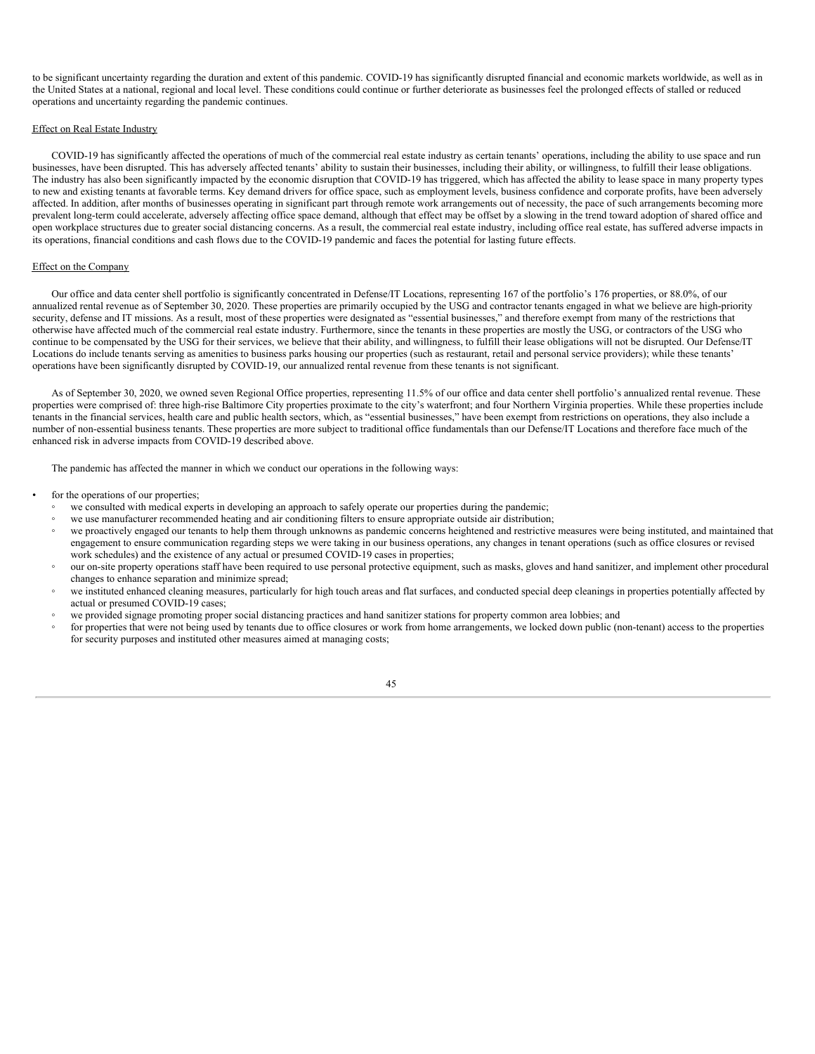to be significant uncertainty regarding the duration and extent of this pandemic. COVID-19 has significantly disrupted financial and economic markets worldwide, as well as in the United States at a national, regional and local level. These conditions could continue or further deteriorate as businesses feel the prolonged effects of stalled or reduced operations and uncertainty regarding the pandemic continues.

Effect on Real Estate Industry

COVID-19 has significantly affected the operations of much of the commercial real estate industry as certain tenants' operations, including the ability to use space and run businesses, have been disrupted. This has adversely affected tenants' ability to sustain their businesses, including their ability, or willingness, to fulfill their lease obligations. The industry has also been significantly impacted by the economic disruption that COVID-19 has triggered, which has affected the ability to lease space in many property types to new and existing tenants at favorable terms. Key demand drivers for office space, such as employment levels, business confidence and corporate profits, have been adversely affected. In addition, after months of businesses operating in significant part through remote work arrangements out of necessity, the pace of such arrangements becoming more prevalent long-term could accelerate, adversely affecting office space demand, although that effect may be offset by a slowing in the trend toward adoption of shared office and open workplace structures due to greater social distancing concerns. As a result, the commercial real estate industry, including office real estate, has suffered adverse impacts in its operations, financial conditions and cash flows due to the COVID-19 pandemic and faces the potential for lasting future effects.

Effect on the Company

Our office and data center shell portfolio is significantly concentrated in Defense/IT Locations, representing 167 of the portfolio's 176 properties, or 88.0%, of our annualized rental revenue as of September 30, 2020. These properties are primarily occupied by the USG and contractor tenants engaged in what we believe are high-priority security, defense and IT missions. As a result, most of these properties were designated as "essential businesses," and therefore exempt from many of the restrictions that otherwise have affected much of the commercial real estate industry. Furthermore, since the tenants in these properties are mostly the USG, or contractors of the USG who continue to be compensated by the USG for their services, we believe that their ability, and willingness, to fulfill their lease obligations will not be disrupted. Our Defense/IT Locations do include tenants serving as amenities to business parks housing our properties (such as restaurant, retail and personal service providers); while these tenants' operations have been significantly disrupted by COVID-19, our annualized rental revenue from these tenants is not significant.

As of September 30, 2020, we owned seven Regional Office properties, representing 11.5% of our office and data center shell portfolio's annualized rental revenue. These properties were comprised of: three high-rise Baltimore City properties proximate to the city's waterfront; and four Northern Virginia properties. While these properties include tenants in the financial services, health care and public health sectors, which, as "essential businesses," have been exempt from restrictions on operations, they also include a number of non-essential business tenants. These properties are more subject to traditional office fundamentals than our Defense/IT Locations and therefore face much of the enhanced risk in adverse impacts from COVID-19 described above.

The pandemic has affected the manner in which we conduct our operations in the following ways:

- for the operations of our properties;
  - we consulted with medical experts in developing an approach to safely operate our properties during the pandemic;
  - we use manufacturer recommended heating and air conditioning filters to ensure appropriate outside air distribution;
  - we proactively engaged our tenants to help them through unknowns as pandemic concerns heightened and restrictive measures were being instituted, and maintained that engagement to ensure communication regarding steps we were taking in our business operations, any changes in tenant operations (such as office closures or revised work schedules) and the existence of any actual or presumed COVID-19 cases in properties;
  - our on-site property operations staff have been required to use personal protective equipment, such as masks, gloves and hand sanitizer, and implement other procedural changes to enhance separation and minimize spread;
  - we instituted enhanced cleaning measures, particularly for high touch areas and flat surfaces, and conducted special deep cleanings in properties potentially affected by actual or presumed COVID-19 cases;
  - we provided signage promoting proper social distancing practices and hand sanitizer stations for property common area lobbies; and
  - for properties that were not being used by tenants due to office closures or work from home arrangements, we locked down public (non-tenant) access to the properties for security purposes and instituted other measures aimed at managing costs;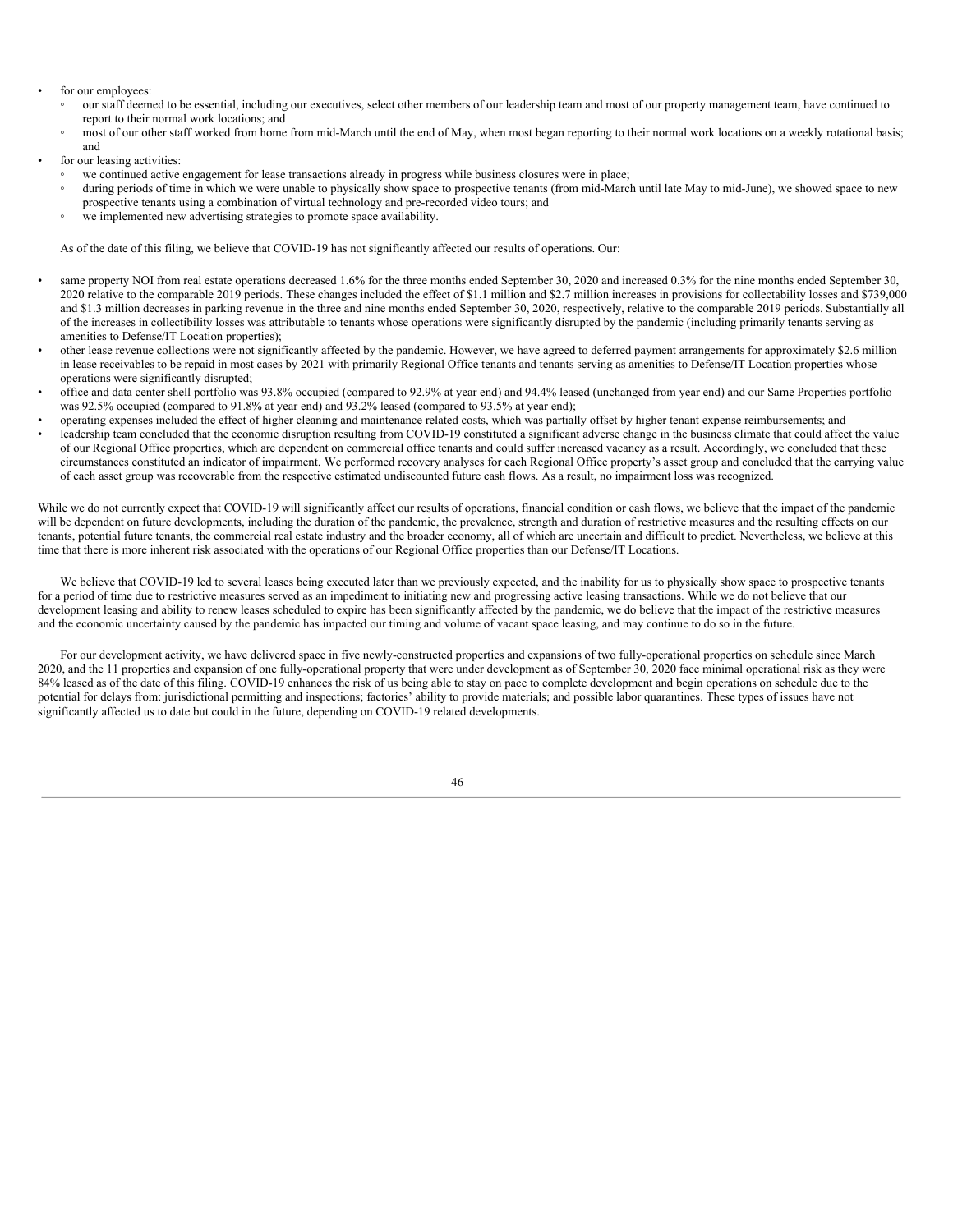- for our employees:
  - our staff deemed to be essential, including our executives, select other members of our leadership team and most of our property management team, have continued to report to their normal work locations; and
  - most of our other staff worked from home from mid-March until the end of May, when most began reporting to their normal work locations on a weekly rotational basis; and
- for our leasing activities:
  - we continued active engagement for lease transactions already in progress while business closures were in place;
  - during periods of time in which we were unable to physically show space to prospective tenants (from mid-March until late May to mid-June), we showed space to new prospective tenants using a combination of virtual technology and pre-recorded video tours; and
  - we implemented new advertising strategies to promote space availability.

As of the date of this filing, we believe that COVID-19 has not significantly affected our results of operations. Our:

- same property NOI from real estate operations decreased 1.6% for the three months ended September 30, 2020 and increased 0.3% for the nine months ended September 30, 2020 relative to the comparable 2019 periods. These changes included the effect of $1.1 million and $2.7 million increases in provisions for collectability losses and $739,000 and $1.3 million decreases in parking revenue in the three and nine months ended September 30, 2020, respectively, relative to the comparable 2019 periods. Substantially all of the increases in collectibility losses was attributable to tenants whose operations were significantly disrupted by the pandemic (including primarily tenants serving as amenities to Defense/IT Location properties);
- other lease revenue collections were not significantly affected by the pandemic. However, we have agreed to deferred payment arrangements for approximately $2.6 million in lease receivables to be repaid in most cases by 2021 with primarily Regional Office tenants and tenants serving as amenities to Defense/IT Location properties whose operations were significantly disrupted;
- office and data center shell portfolio was 93.8% occupied (compared to 92.9% at year end) and 94.4% leased (unchanged from year end) and our Same Properties portfolio was 92.5% occupied (compared to 91.8% at year end) and 93.2% leased (compared to 93.5% at year end);
- operating expenses included the effect of higher cleaning and maintenance related costs, which was partially offset by higher tenant expense reimbursements; and
- leadership team concluded that the economic disruption resulting from COVID-19 constituted a significant adverse change in the business climate that could affect the value of our Regional Office properties, which are dependent on commercial office tenants and could suffer increased vacancy as a result. Accordingly, we concluded that these circumstances constituted an indicator of impairment. We performed recovery analyses for each Regional Office property's asset group and concluded that the carrying value of each asset group was recoverable from the respective estimated undiscounted future cash flows. As a result, no impairment loss was recognized.

While we do not currently expect that COVID-19 will significantly affect our results of operations, financial condition or cash flows, we believe that the impact of the pandemic will be dependent on future developments, including the duration of the pandemic, the prevalence, strength and duration of restrictive measures and the resulting effects on our tenants, potential future tenants, the commercial real estate industry and the broader economy, all of which are uncertain and difficult to predict. Nevertheless, we believe at this time that there is more inherent risk associated with the operations of our Regional Office properties than our Defense/IT Locations.

We believe that COVID-19 led to several leases being executed later than we previously expected, and the inability for us to physically show space to prospective tenants for a period of time due to restrictive measures served as an impediment to initiating new and progressing active leasing transactions. While we do not believe that our development leasing and ability to renew leases scheduled to expire has been significantly affected by the pandemic, we do believe that the impact of the restrictive measures and the economic uncertainty caused by the pandemic has impacted our timing and volume of vacant space leasing, and may continue to do so in the future.

For our development activity, we have delivered space in five newly-constructed properties and expansions of two fully-operational properties on schedule since March 2020, and the 11 properties and expansion of one fully-operational property that were under development as of September 30, 2020 face minimal operational risk as they were 84% leased as of the date of this filing. COVID-19 enhances the risk of us being able to stay on pace to complete development and begin operations on schedule due to the potential for delays from: jurisdictional permitting and inspections; factories' ability to provide materials; and possible labor quarantines. These types of issues have not significantly affected us to date but could in the future, depending on COVID-19 related developments.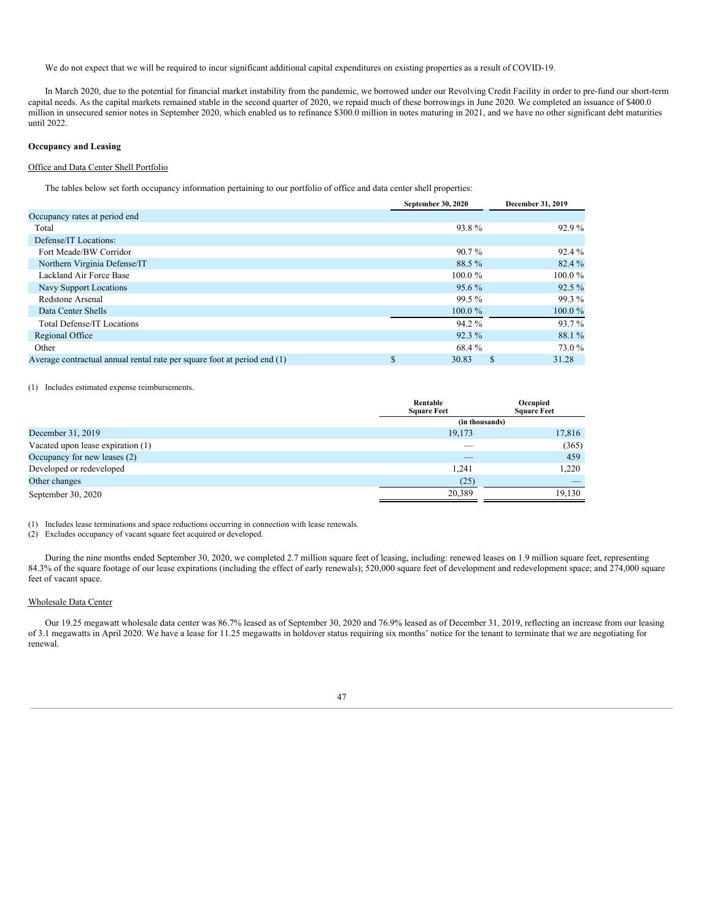We do not expect that we will be required to incur significant additional capital expenditures on existing properties as a result of COVID-19.

In March 2020, due to the potential for financial market instability from the pandemic, we borrowed under our Revolving Credit Facility in order to pre-fund our short-term capital needs. As the capital markets remained stable in the second quarter of 2020, we repaid much of these borrowings in June 2020. We completed an issuance of $400.0 million in unsecured senior notes in September 2020, which enabled us to refinance $300.0 million in notes maturing in 2021, and we have no other significant debt maturities until 2022.

**Occupancy and Leasing**

Office and Data Center Shell Portfolio

The tables below set forth occupancy information pertaining to our portfolio of office and data center shell properties:

| | September 30, 2020 | December 31, 2019 |
|---|---|---|
| Occupancy rates at period end | | |
| Total | 93.8 % | 92.9 % |
| Defense/IT Locations: | | |
| Fort Meade/BW Corridor | 90.7 % | 92.4 % |
| Northern Virginia Defense/IT | 88.5 % | 82.4 % |
| Lackland Air Force Base | 100.0 % | 100.0 % |
| Navy Support Locations | 95.6 % | 92.5 % |
| Redstone Arsenal | 99.5 % | 99.3 % |
| Data Center Shells | 100.0 % | 100.0 % |
| Total Defense/IT Locations | 94.2 % | 93.7 % |
| Regional Office | 92.3 % | 88.1 % |
| Other | 68.4 % | 73.0 % |
| Average contractual annual rental rate per square foot at period end (1) | $ 30.83 | $ 31.28 |

(1) Includes estimated expense reimbursements.

| | Rentable Square Feet | Occupied Square Feet |
|---|---|---|
| | (in thousands) | |
| December 31, 2019 | 19,173 | 17,816 |
| Vacated upon lease expiration (1) | — | (365) |
| Occupancy for new leases (2) | — | 459 |
| Developed or redeveloped | 1,241 | 1,220 |
| Other changes | (25) | — |
| September 30, 2020 | 20,389 | 19,130 |

(1) Includes lease terminations and space reductions occurring in connection with lease renewals.

(2) Excludes occupancy of vacant square feet acquired or developed.

During the nine months ended September 30, 2020, we completed 2.7 million square feet of leasing, including: renewed leases on 1.9 million square feet, representing 84.3% of the square footage of our lease expirations (including the effect of early renewals); 520,000 square feet of development and redevelopment space; and 274,000 square feet of vacant space.

Wholesale Data Center

Our 19.25 megawatt wholesale data center was 86.7% leased as of September 30, 2020 and 76.9% leased as of December 31, 2019, reflecting an increase from our leasing of 3.1 megawatts in April 2020. We have a lease for 11.25 megawatts in holdover status requiring six months' notice for the tenant to terminate that we are negotiating for renewal.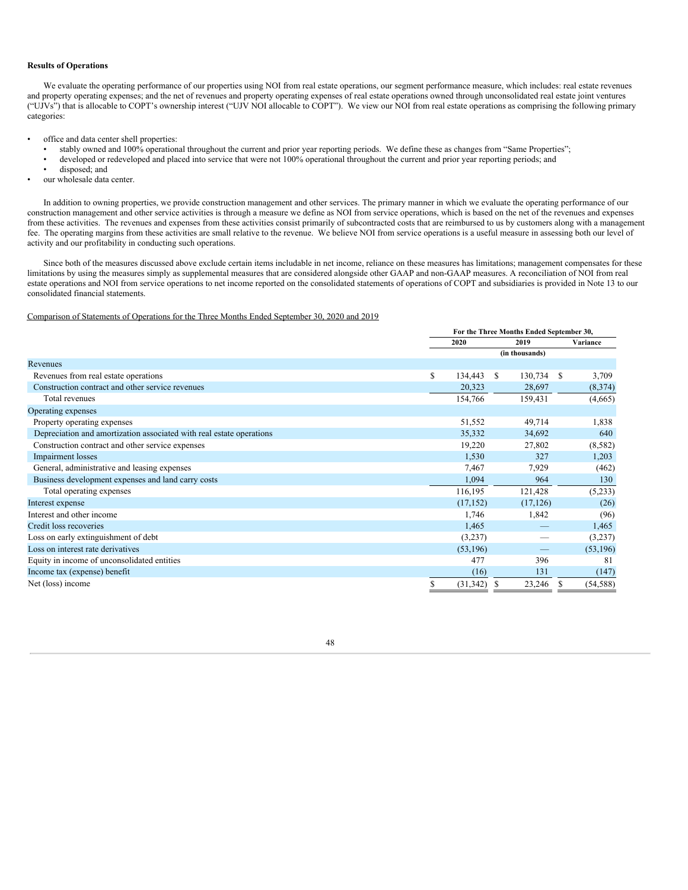**Results of Operations**

We evaluate the operating performance of our properties using NOI from real estate operations, our segment performance measure, which includes: real estate revenues and property operating expenses; and the net of revenues and property operating expenses of real estate operations owned through unconsolidated real estate joint ventures ("UJVs") that is allocable to COPT's ownership interest ("UJV NOI allocable to COPT"). We view our NOI from real estate operations as comprising the following primary categories:

- office and data center shell properties:
  - stably owned and 100% operational throughout the current and prior year reporting periods. We define these as changes from "Same Properties";
  - developed or redeveloped and placed into service that were not 100% operational throughout the current and prior year reporting periods; and
  - disposed; and
- our wholesale data center.

In addition to owning properties, we provide construction management and other services. The primary manner in which we evaluate the operating performance of our construction management and other service activities is through a measure we define as NOI from service operations, which is based on the net of the revenues and expenses from these activities. The revenues and expenses from these activities consist primarily of subcontracted costs that are reimbursed to us by customers along with a management fee. The operating margins from these activities are small relative to the revenue. We believe NOI from service operations is a useful measure in assessing both our level of activity and our profitability in conducting such operations.

Since both of the measures discussed above exclude certain items includable in net income, reliance on these measures has limitations; management compensates for these limitations by using the measures simply as supplemental measures that are considered alongside other GAAP and non-GAAP measures. A reconciliation of NOI from real estate operations and NOI from service operations to net income reported on the consolidated statements of operations of COPT and subsidiaries is provided in Note 13 to our consolidated financial statements.

Comparison of Statements of Operations for the Three Months Ended September 30, 2020 and 2019

| | For the Three Months Ended September 30, | | |
|---|---|---|---|
| | 2020 | 2019 | Variance |
| | | (in thousands) | |
| Revenues | | | |
| Revenues from real estate operations | $ 134,443 | $ 130,734 | $ 3,709 |
| Construction contract and other service revenues | 20,323 | 28,697 | (8,374) |
| Total revenues | 154,766 | 159,431 | (4,665) |
| Operating expenses | | | |
| Property operating expenses | 51,552 | 49,714 | 1,838 |
| Depreciation and amortization associated with real estate operations | 35,332 | 34,692 | 640 |
| Construction contract and other service expenses | 19,220 | 27,802 | (8,582) |
| Impairment losses | 1,530 | 327 | 1,203 |
| General, administrative and leasing expenses | 7,467 | 7,929 | (462) |
| Business development expenses and land carry costs | 1,094 | 964 | 130 |
| Total operating expenses | 116,195 | 121,428 | (5,233) |
| Interest expense | (17,152) | (17,126) | (26) |
| Interest and other income | 1,746 | 1,842 | (96) |
| Credit loss recoveries | 1,465 | — | 1,465 |
| Loss on early extinguishment of debt | (3,237) | — | (3,237) |
| Loss on interest rate derivatives | (53,196) | — | (53,196) |
| Equity in income of unconsolidated entities | 477 | 396 | 81 |
| Income tax (expense) benefit | (16) | 131 | (147) |
| Net (loss) income | $ (31,342) | $ 23,246 | $ (54,588) |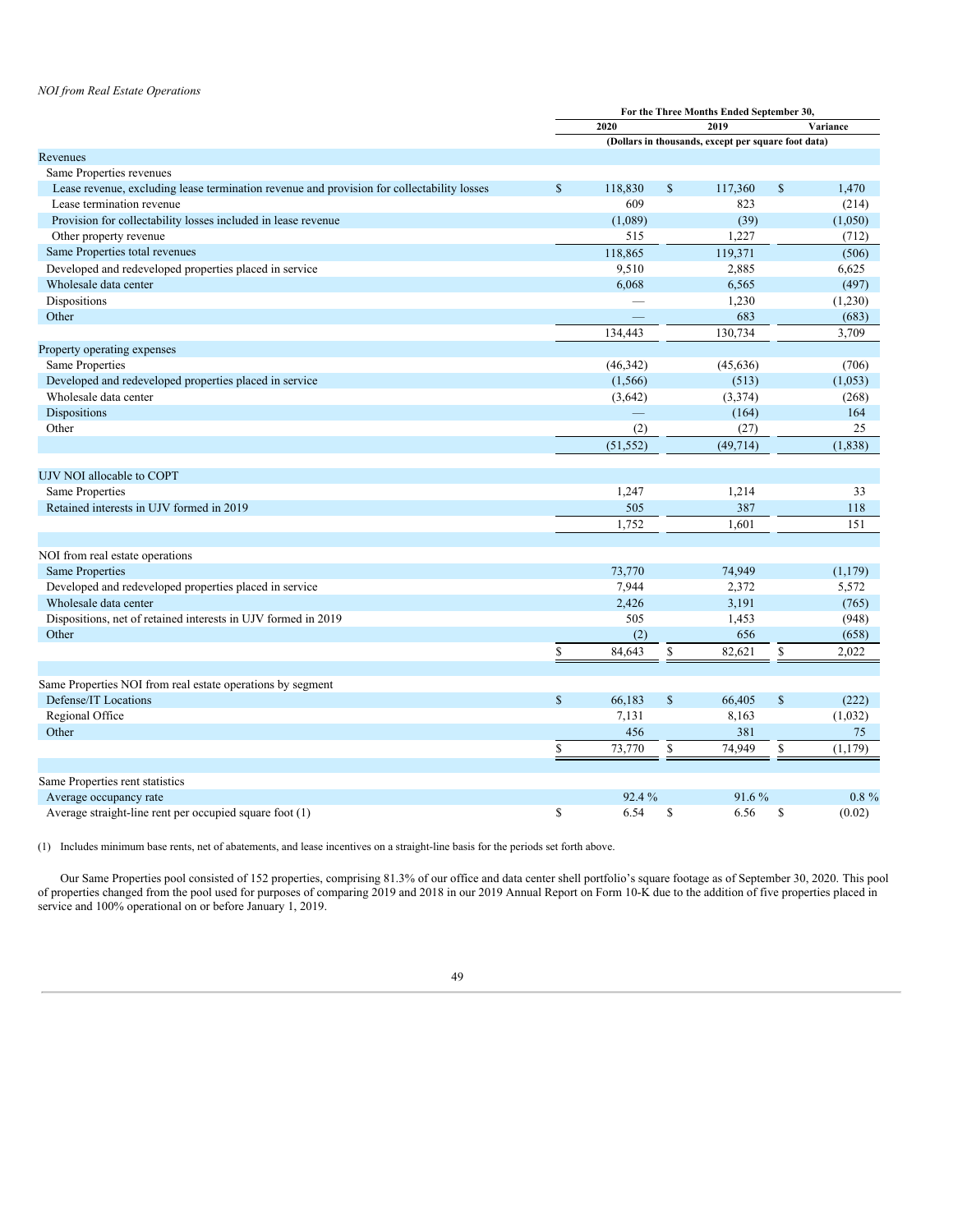*NOI from Real Estate Operations*

| | For the Three Months Ended September 30, | | |
|---|---|---|---|
| | 2020 | 2019 | Variance |
| | (Dollars in thousands, except per square foot data) | | |
| Revenues | | | |
| Same Properties revenues | | | |
| Lease revenue, excluding lease termination revenue and provision for collectability losses | $ 118,830 | $ 117,360 | $ 1,470 |
| Lease termination revenue | 609 | 823 | (214) |
| Provision for collectability losses included in lease revenue | (1,089) | (39) | (1,050) |
| Other property revenue | 515 | 1,227 | (712) |
| Same Properties total revenues | 118,865 | 119,371 | (506) |
| Developed and redeveloped properties placed in service | 9,510 | 2,885 | 6,625 |
| Wholesale data center | 6,068 | 6,565 | (497) |
| Dispositions | — | 1,230 | (1,230) |
| Other | — | 683 | (683) |
| | 134,443 | 130,734 | 3,709 |
| Property operating expenses | | | |
| Same Properties | (46,342) | (45,636) | (706) |
| Developed and redeveloped properties placed in service | (1,566) | (513) | (1,053) |
| Wholesale data center | (3,642) | (3,374) | (268) |
| Dispositions | — | (164) | 164 |
| Other | (2) | (27) | 25 |
| | (51,552) | (49,714) | (1,838) |
| UJV NOI allocable to COPT | | | |
| Same Properties | 1,247 | 1,214 | 33 |
| Retained interests in UJV formed in 2019 | 505 | 387 | 118 |
| | 1,752 | 1,601 | 151 |
| NOI from real estate operations | | | |
| Same Properties | 73,770 | 74,949 | (1,179) |
| Developed and redeveloped properties placed in service | 7,944 | 2,372 | 5,572 |
| Wholesale data center | 2,426 | 3,191 | (765) |
| Dispositions, net of retained interests in UJV formed in 2019 | 505 | 1,453 | (948) |
| Other | (2) | 656 | (658) |
| | $ 84,643 | $ 82,621 | $ 2,022 |
| Same Properties NOI from real estate operations by segment | | | |
| Defense/IT Locations | $ 66,183 | $ 66,405 | $ (222) |
| Regional Office | 7,131 | 8,163 | (1,032) |
| Other | 456 | 381 | 75 |
| | $ 73,770 | $ 74,949 | $ (1,179) |
| Same Properties rent statistics | | | |
| Average occupancy rate | 92.4 % | 91.6 % | 0.8 % |
| Average straight-line rent per occupied square foot (1) | $ 6.54 | $ 6.56 | $ (0.02) |

(1) Includes minimum base rents, net of abatements, and lease incentives on a straight-line basis for the periods set forth above.

Our Same Properties pool consisted of 152 properties, comprising 81.3% of our office and data center shell portfolio's square footage as of September 30, 2020. This pool of properties changed from the pool used for purposes of comparing 2019 and 2018 in our 2019 Annual Report on Form 10-K due to the addition of five properties placed in service and 100% operational on or before January 1, 2019.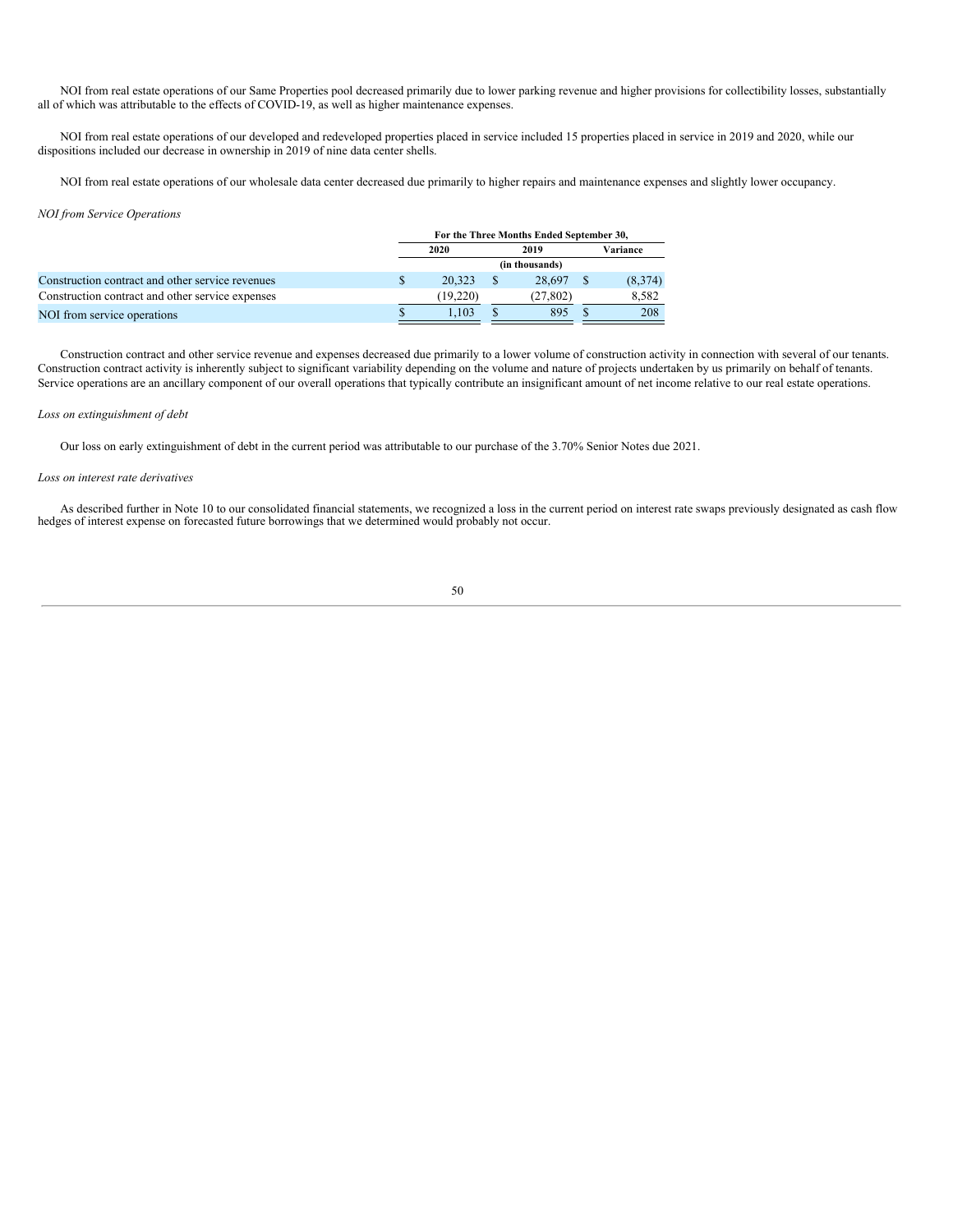NOI from real estate operations of our Same Properties pool decreased primarily due to lower parking revenue and higher provisions for collectibility losses, substantially all of which was attributable to the effects of COVID-19, as well as higher maintenance expenses.

NOI from real estate operations of our developed and redeveloped properties placed in service included 15 properties placed in service in 2019 and 2020, while our dispositions included our decrease in ownership in 2019 of nine data center shells.

NOI from real estate operations of our wholesale data center decreased due primarily to higher repairs and maintenance expenses and slightly lower occupancy.

*NOI from Service Operations*

| | For the Three Months Ended September 30, | | |
|---|---|---|---|
| | 2020 | 2019 | Variance |
| | (in thousands) | | |
| Construction contract and other service revenues | $ 20,323 | $ 28,697 | $ (8,374) |
| Construction contract and other service expenses | (19,220) | (27,802) | 8,582 |
| NOI from service operations | $ 1,103 | $ 895 | $ 208 |

Construction contract and other service revenue and expenses decreased due primarily to a lower volume of construction activity in connection with several of our tenants. Construction contract activity is inherently subject to significant variability depending on the volume and nature of projects undertaken by us primarily on behalf of tenants. Service operations are an ancillary component of our overall operations that typically contribute an insignificant amount of net income relative to our real estate operations.

*Loss on extinguishment of debt*

Our loss on early extinguishment of debt in the current period was attributable to our purchase of the 3.70% Senior Notes due 2021.

*Loss on interest rate derivatives*

As described further in Note 10 to our consolidated financial statements, we recognized a loss in the current period on interest rate swaps previously designated as cash flow hedges of interest expense on forecasted future borrowings that we determined would probably not occur.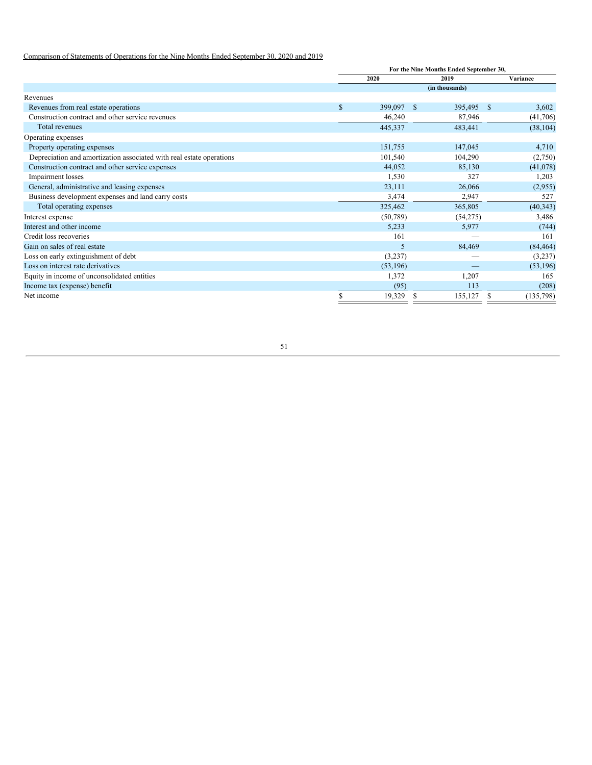Comparison of Statements of Operations for the Nine Months Ended September 30, 2020 and 2019

| | For the Nine Months Ended September 30, | | |
|---|---|---|---|
| | 2020 | 2019 | Variance |
| | (in thousands) | | |
| Revenues | | | |
| Revenues from real estate operations | $ 399,097 | $ 395,495 | $ 3,602 |
| Construction contract and other service revenues | 46,240 | 87,946 | (41,706) |
| Total revenues | 445,337 | 483,441 | (38,104) |
| Operating expenses | | | |
| Property operating expenses | 151,755 | 147,045 | 4,710 |
| Depreciation and amortization associated with real estate operations | 101,540 | 104,290 | (2,750) |
| Construction contract and other service expenses | 44,052 | 85,130 | (41,078) |
| Impairment losses | 1,530 | 327 | 1,203 |
| General, administrative and leasing expenses | 23,111 | 26,066 | (2,955) |
| Business development expenses and land carry costs | 3,474 | 2,947 | 527 |
| Total operating expenses | 325,462 | 365,805 | (40,343) |
| Interest expense | (50,789) | (54,275) | 3,486 |
| Interest and other income | 5,233 | 5,977 | (744) |
| Credit loss recoveries | 161 | — | 161 |
| Gain on sales of real estate | 5 | 84,469 | (84,464) |
| Loss on early extinguishment of debt | (3,237) | — | (3,237) |
| Loss on interest rate derivatives | (53,196) | — | (53,196) |
| Equity in income of unconsolidated entities | 1,372 | 1,207 | 165 |
| Income tax (expense) benefit | (95) | 113 | (208) |
| Net income | $ 19,329 | $ 155,127 | $ (135,798) |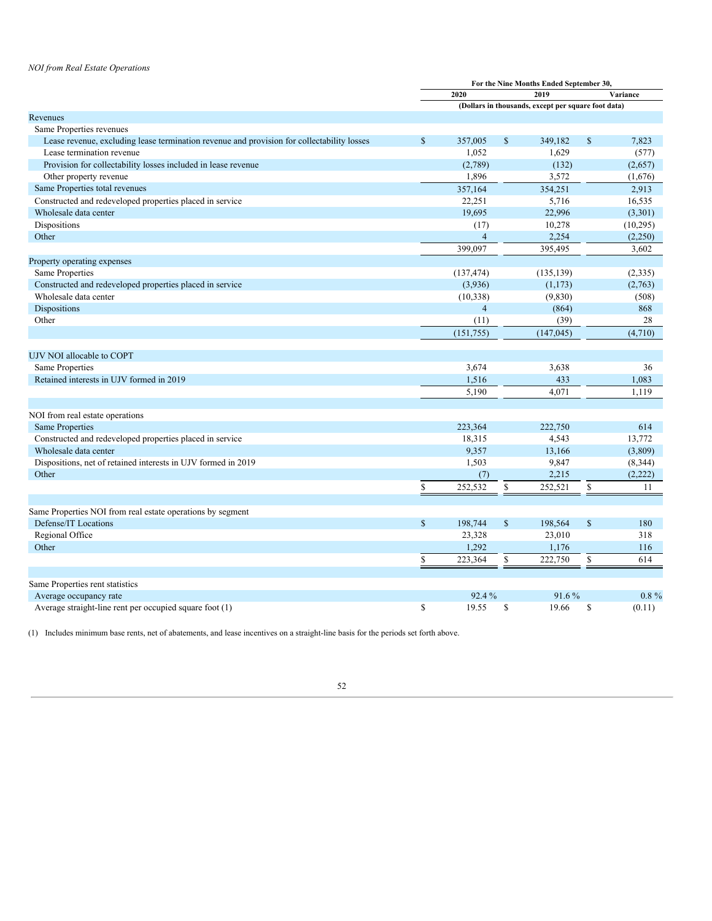*NOI from Real Estate Operations*

| | For the Nine Months Ended September 30, | | |
|---|---|---|---|
| | 2020 | 2019 | Variance |
| | (Dollars in thousands, except per square foot data) | | |
| Revenues | | | |
| Same Properties revenues | | | |
| Lease revenue, excluding lease termination revenue and provision for collectability losses | $ 357,005 | $ 349,182 | $ 7,823 |
| Lease termination revenue | 1,052 | 1,629 | (577) |
| Provision for collectability losses included in lease revenue | (2,789) | (132) | (2,657) |
| Other property revenue | 1,896 | 3,572 | (1,676) |
| Same Properties total revenues | 357,164 | 354,251 | 2,913 |
| Constructed and redeveloped properties placed in service | 22,251 | 5,716 | 16,535 |
| Wholesale data center | 19,695 | 22,996 | (3,301) |
| Dispositions | (17) | 10,278 | (10,295) |
| Other | 4 | 2,254 | (2,250) |
| | 399,097 | 395,495 | 3,602 |
| Property operating expenses | | | |
| Same Properties | (137,474) | (135,139) | (2,335) |
| Constructed and redeveloped properties placed in service | (3,936) | (1,173) | (2,763) |
| Wholesale data center | (10,338) | (9,830) | (508) |
| Dispositions | 4 | (864) | 868 |
| Other | (11) | (39) | 28 |
| | (151,755) | (147,045) | (4,710) |
| UJV NOI allocable to COPT | | | |
| Same Properties | 3,674 | 3,638 | 36 |
| Retained interests in UJV formed in 2019 | 1,516 | 433 | 1,083 |
| | 5,190 | 4,071 | 1,119 |
| NOI from real estate operations | | | |
| Same Properties | 223,364 | 222,750 | 614 |
| Constructed and redeveloped properties placed in service | 18,315 | 4,543 | 13,772 |
| Wholesale data center | 9,357 | 13,166 | (3,809) |
| Dispositions, net of retained interests in UJV formed in 2019 | 1,503 | 9,847 | (8,344) |
| Other | (7) | 2,215 | (2,222) |
| | $ 252,532 | $ 252,521 | $ 11 |
| Same Properties NOI from real estate operations by segment | | | |
| Defense/IT Locations | $ 198,744 | $ 198,564 | $ 180 |
| Regional Office | 23,328 | 23,010 | 318 |
| Other | 1,292 | 1,176 | 116 |
| | $ 223,364 | $ 222,750 | $ 614 |
| Same Properties rent statistics | | | |
| Average occupancy rate | 92.4 % | 91.6 % | 0.8 % |
| Average straight-line rent per occupied square foot (1) | $ 19.55 | $ 19.66 | $ (0.11) |

(1) Includes minimum base rents, net of abatements, and lease incentives on a straight-line basis for the periods set forth above.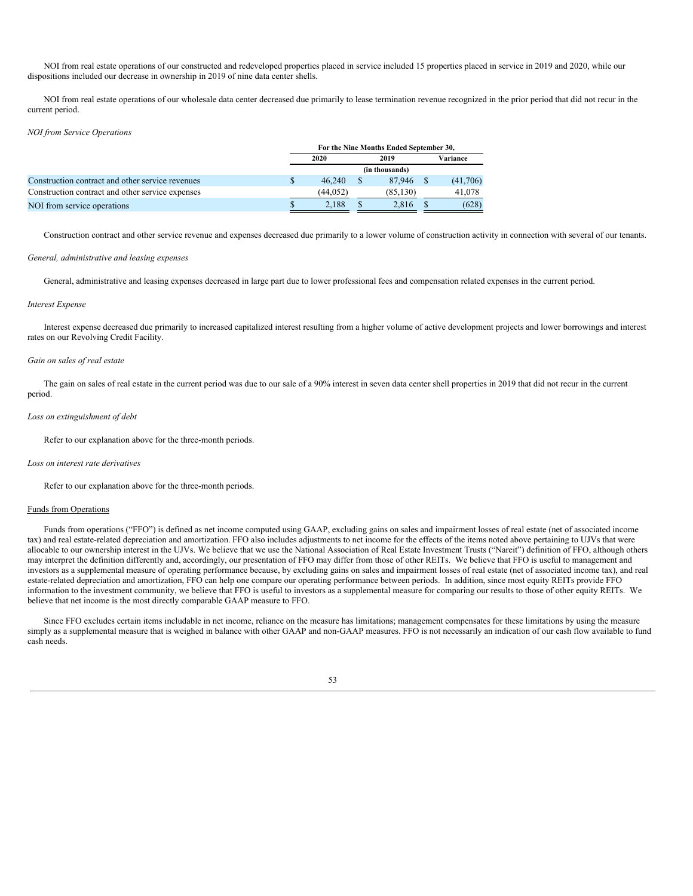NOI from real estate operations of our constructed and redeveloped properties placed in service included 15 properties placed in service in 2019 and 2020, while our dispositions included our decrease in ownership in 2019 of nine data center shells.

NOI from real estate operations of our wholesale data center decreased due primarily to lease termination revenue recognized in the prior period that did not recur in the current period.

*NOI from Service Operations*

| | For the Nine Months Ended September 30, | | |
|---|---|---|---|
| | 2020 | 2019 | Variance |
| | (in thousands) | | |
| Construction contract and other service revenues | $ 46,240 | $ 87,946 | $ (41,706) |
| Construction contract and other service expenses | (44,052) | (85,130) | 41,078 |
| NOI from service operations | $ 2,188 | $ 2,816 | $ (628) |

Construction contract and other service revenue and expenses decreased due primarily to a lower volume of construction activity in connection with several of our tenants.

*General, administrative and leasing expenses*

General, administrative and leasing expenses decreased in large part due to lower professional fees and compensation related expenses in the current period.

*Interest Expense*

Interest expense decreased due primarily to increased capitalized interest resulting from a higher volume of active development projects and lower borrowings and interest rates on our Revolving Credit Facility.

*Gain on sales of real estate*

The gain on sales of real estate in the current period was due to our sale of a 90% interest in seven data center shell properties in 2019 that did not recur in the current period.

*Loss on extinguishment of debt*

Refer to our explanation above for the three-month periods.

*Loss on interest rate derivatives*

Refer to our explanation above for the three-month periods.

Funds from Operations

Funds from operations ("FFO") is defined as net income computed using GAAP, excluding gains on sales and impairment losses of real estate (net of associated income tax) and real estate-related depreciation and amortization. FFO also includes adjustments to net income for the effects of the items noted above pertaining to UJVs that were allocable to our ownership interest in the UJVs. We believe that we use the National Association of Real Estate Investment Trusts ("Nareit") definition of FFO, although others may interpret the definition differently and, accordingly, our presentation of FFO may differ from those of other REITs. We believe that FFO is useful to management and investors as a supplemental measure of operating performance because, by excluding gains on sales and impairment losses of real estate (net of associated income tax), and real estate-related depreciation and amortization, FFO can help one compare our operating performance between periods. In addition, since most equity REITs provide FFO information to the investment community, we believe that FFO is useful to investors as a supplemental measure for comparing our results to those of other equity REITs. We believe that net income is the most directly comparable GAAP measure to FFO.

Since FFO excludes certain items includable in net income, reliance on the measure has limitations; management compensates for these limitations by using the measure simply as a supplemental measure that is weighed in balance with other GAAP and non-GAAP measures. FFO is not necessarily an indication of our cash flow available to fund cash needs.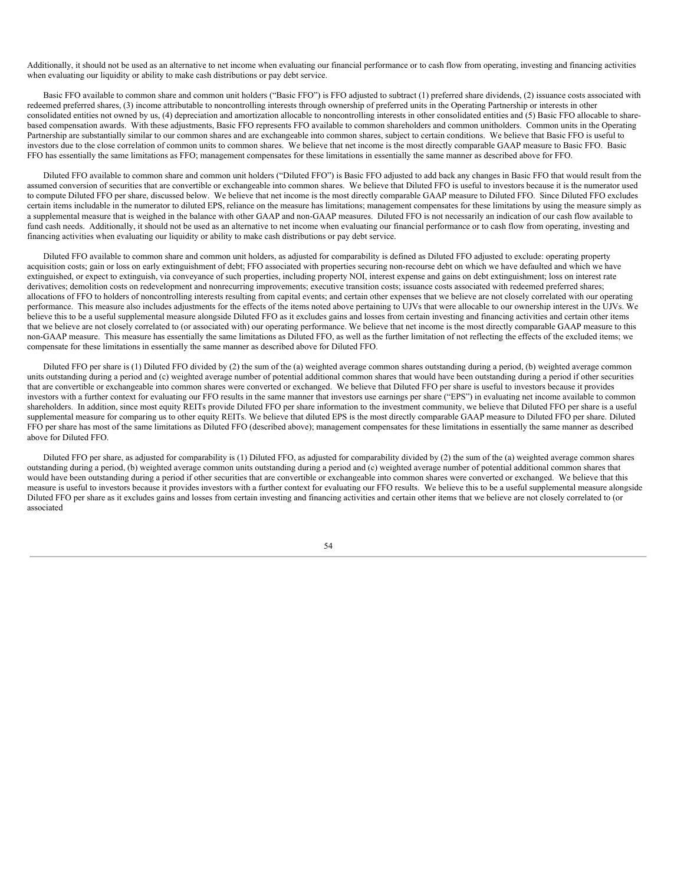Additionally, it should not be used as an alternative to net income when evaluating our financial performance or to cash flow from operating, investing and financing activities when evaluating our liquidity or ability to make cash distributions or pay debt service.

Basic FFO available to common share and common unit holders ("Basic FFO") is FFO adjusted to subtract (1) preferred share dividends, (2) issuance costs associated with redeemed preferred shares, (3) income attributable to noncontrolling interests through ownership of preferred units in the Operating Partnership or interests in other consolidated entities not owned by us, (4) depreciation and amortization allocable to noncontrolling interests in other consolidated entities and (5) Basic FFO allocable to share-based compensation awards. With these adjustments, Basic FFO represents FFO available to common shareholders and common unitholders. Common units in the Operating Partnership are substantially similar to our common shares and are exchangeable into common shares, subject to certain conditions. We believe that Basic FFO is useful to investors due to the close correlation of common units to common shares. We believe that net income is the most directly comparable GAAP measure to Basic FFO. Basic FFO has essentially the same limitations as FFO; management compensates for these limitations in essentially the same manner as described above for FFO.

Diluted FFO available to common share and common unit holders ("Diluted FFO") is Basic FFO adjusted to add back any changes in Basic FFO that would result from the assumed conversion of securities that are convertible or exchangeable into common shares. We believe that Diluted FFO is useful to investors because it is the numerator used to compute Diluted FFO per share, discussed below. We believe that net income is the most directly comparable GAAP measure to Diluted FFO. Since Diluted FFO excludes certain items includable in the numerator to diluted EPS, reliance on the measure has limitations; management compensates for these limitations by using the measure simply as a supplemental measure that is weighed in the balance with other GAAP and non-GAAP measures. Diluted FFO is not necessarily an indication of our cash flow available to fund cash needs. Additionally, it should not be used as an alternative to net income when evaluating our financial performance or to cash flow from operating, investing and financing activities when evaluating our liquidity or ability to make cash distributions or pay debt service.

Diluted FFO available to common share and common unit holders, as adjusted for comparability is defined as Diluted FFO adjusted to exclude: operating property acquisition costs; gain or loss on early extinguishment of debt; FFO associated with properties securing non-recourse debt on which we have defaulted and which we have extinguished, or expect to extinguish, via conveyance of such properties, including property NOI, interest expense and gains on debt extinguishment; loss on interest rate derivatives; demolition costs on redevelopment and nonrecurring improvements; executive transition costs; issuance costs associated with redeemed preferred shares; allocations of FFO to holders of noncontrolling interests resulting from capital events; and certain other expenses that we believe are not closely correlated with our operating performance. This measure also includes adjustments for the effects of the items noted above pertaining to UJVs that were allocable to our ownership interest in the UJVs. We believe this to be a useful supplemental measure alongside Diluted FFO as it excludes gains and losses from certain investing and financing activities and certain other items that we believe are not closely correlated to (or associated with) our operating performance. We believe that net income is the most directly comparable GAAP measure to this non-GAAP measure. This measure has essentially the same limitations as Diluted FFO, as well as the further limitation of not reflecting the effects of the excluded items; we compensate for these limitations in essentially the same manner as described above for Diluted FFO.

Diluted FFO per share is (1) Diluted FFO divided by (2) the sum of the (a) weighted average common shares outstanding during a period, (b) weighted average common units outstanding during a period and (c) weighted average number of potential additional common shares that would have been outstanding during a period if other securities that are convertible or exchangeable into common shares were converted or exchanged. We believe that Diluted FFO per share is useful to investors because it provides investors with a further context for evaluating our FFO results in the same manner that investors use earnings per share ("EPS") in evaluating net income available to common shareholders. In addition, since most equity REITs provide Diluted FFO per share information to the investment community, we believe that Diluted FFO per share is a useful supplemental measure for comparing us to other equity REITs. We believe that diluted EPS is the most directly comparable GAAP measure to Diluted FFO per share. Diluted FFO per share has most of the same limitations as Diluted FFO (described above); management compensates for these limitations in essentially the same manner as described above for Diluted FFO.

Diluted FFO per share, as adjusted for comparability is (1) Diluted FFO, as adjusted for comparability divided by (2) the sum of the (a) weighted average common shares outstanding during a period, (b) weighted average common units outstanding during a period and (c) weighted average number of potential additional common shares that would have been outstanding during a period if other securities that are convertible or exchangeable into common shares were converted or exchanged. We believe that this measure is useful to investors because it provides investors with a further context for evaluating our FFO results. We believe this to be a useful supplemental measure alongside Diluted FFO per share as it excludes gains and losses from certain investing and financing activities and certain other items that we believe are not closely correlated to (or associated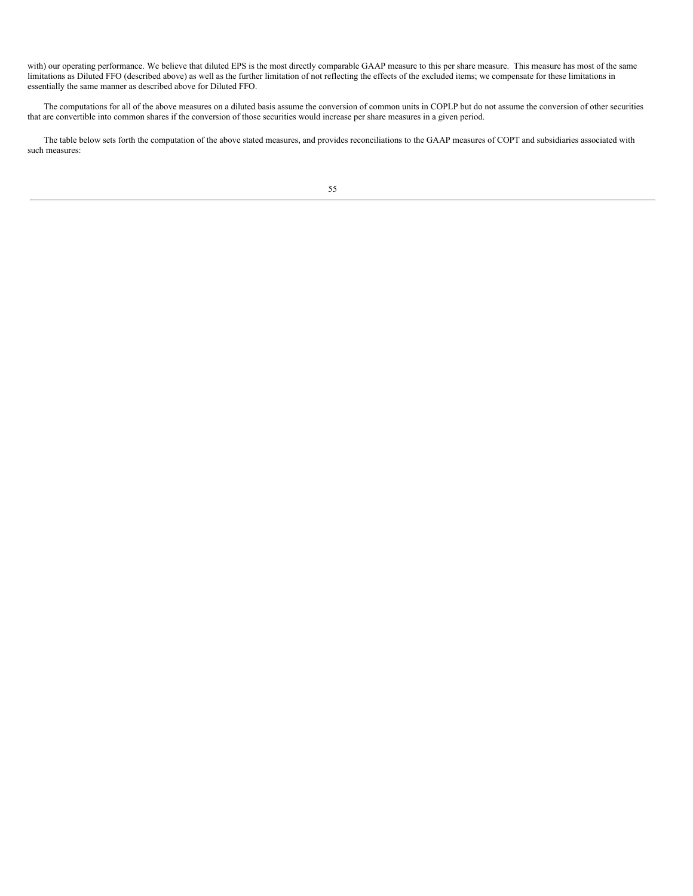with) our operating performance. We believe that diluted EPS is the most directly comparable GAAP measure to this per share measure. This measure has most of the same limitations as Diluted FFO (described above) as well as the further limitation of not reflecting the effects of the excluded items; we compensate for these limitations in essentially the same manner as described above for Diluted FFO.

The computations for all of the above measures on a diluted basis assume the conversion of common units in COPLP but do not assume the conversion of other securities that are convertible into common shares if the conversion of those securities would increase per share measures in a given period.

The table below sets forth the computation of the above stated measures, and provides reconciliations to the GAAP measures of COPT and subsidiaries associated with such measures: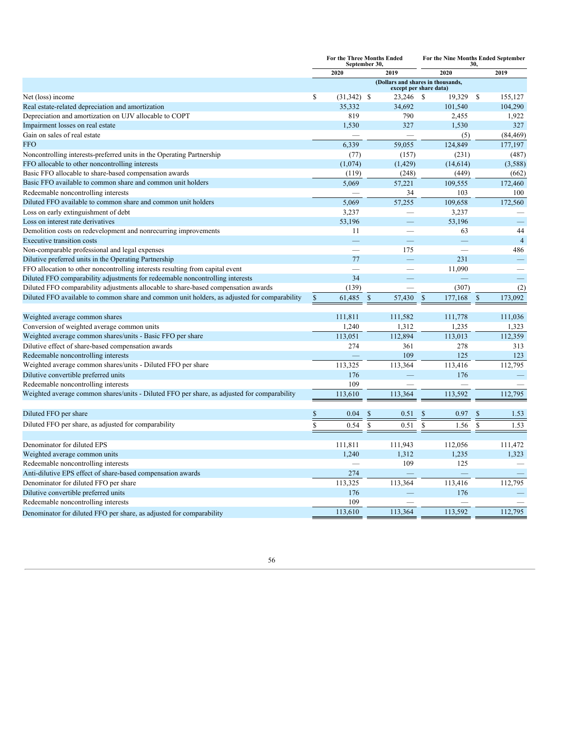| | For the Three Months Ended September 30, | | For the Nine Months Ended September 30, | |
|---|---|---|---|---|
| | 2020 | 2019 | 2020 | 2019 |
| | (Dollars and shares in thousands, except per share data) | | | |
| Net (loss) income | $ (31,342) | $ 23,246 | $ 19,329 | $ 155,127 |
| Real estate-related depreciation and amortization | 35,332 | 34,692 | 101,540 | 104,290 |
| Depreciation and amortization on UJV allocable to COPT | 819 | 790 | 2,455 | 1,922 |
| Impairment losses on real estate | 1,530 | 327 | 1,530 | 327 |
| Gain on sales of real estate | — | — | (5) | (84,469) |
| FFO | 6,339 | 59,055 | 124,849 | 177,197 |
| Noncontrolling interests-preferred units in the Operating Partnership | (77) | (157) | (231) | (487) |
| FFO allocable to other noncontrolling interests | (1,074) | (1,429) | (14,614) | (3,588) |
| Basic FFO allocable to share-based compensation awards | (119) | (248) | (449) | (662) |
| Basic FFO available to common share and common unit holders | 5,069 | 57,221 | 109,555 | 172,460 |
| Redeemable noncontrolling interests | — | 34 | 103 | 100 |
| Diluted FFO available to common share and common unit holders | 5,069 | 57,255 | 109,658 | 172,560 |
| Loss on early extinguishment of debt | 3,237 | — | 3,237 | — |
| Loss on interest rate derivatives | 53,196 | — | 53,196 | — |
| Demolition costs on redevelopment and nonrecurring improvements | 11 | — | 63 | 44 |
| Executive transition costs | — | — | — | 4 |
| Non-comparable professional and legal expenses | — | 175 | — | 486 |
| Dilutive preferred units in the Operating Partnership | 77 | — | 231 | — |
| FFO allocation to other noncontrolling interests resulting from capital event | — | — | 11,090 | — |
| Diluted FFO comparability adjustments for redeemable noncontrolling interests | 34 | — | — | — |
| Diluted FFO comparability adjustments allocable to share-based compensation awards | (139) | — | (307) | (2) |
| Diluted FFO available to common share and common unit holders, as adjusted for comparability | $ 61,485 | $ 57,430 | $ 177,168 | $ 173,092 |
| | | | | |
| Weighted average common shares | 111,811 | 111,582 | 111,778 | 111,036 |
| Conversion of weighted average common units | 1,240 | 1,312 | 1,235 | 1,323 |
| Weighted average common shares/units - Basic FFO per share | 113,051 | 112,894 | 113,013 | 112,359 |
| Dilutive effect of share-based compensation awards | 274 | 361 | 278 | 313 |
| Redeemable noncontrolling interests | — | 109 | 125 | 123 |
| Weighted average common shares/units - Diluted FFO per share | 113,325 | 113,364 | 113,416 | 112,795 |
| Dilutive convertible preferred units | 176 | — | 176 | — |
| Redeemable noncontrolling interests | 109 | — | — | — |
| Weighted average common shares/units - Diluted FFO per share, as adjusted for comparability | 113,610 | 113,364 | 113,592 | 112,795 |
| | | | | |
| Diluted FFO per share | $ 0.04 | $ 0.51 | $ 0.97 | $ 1.53 |
| Diluted FFO per share, as adjusted for comparability | $ 0.54 | $ 0.51 | $ 1.56 | $ 1.53 |
| | | | | |
| Denominator for diluted EPS | 111,811 | 111,943 | 112,056 | 111,472 |
| Weighted average common units | 1,240 | 1,312 | 1,235 | 1,323 |
| Redeemable noncontrolling interests | — | 109 | 125 | — |
| Anti-dilutive EPS effect of share-based compensation awards | 274 | — | — | — |
| Denominator for diluted FFO per share | 113,325 | 113,364 | 113,416 | 112,795 |
| Dilutive convertible preferred units | 176 | — | 176 | — |
| Redeemable noncontrolling interests | 109 | — | — | — |
| Denominator for diluted FFO per share, as adjusted for comparability | 113,610 | 113,364 | 113,592 | 112,795 |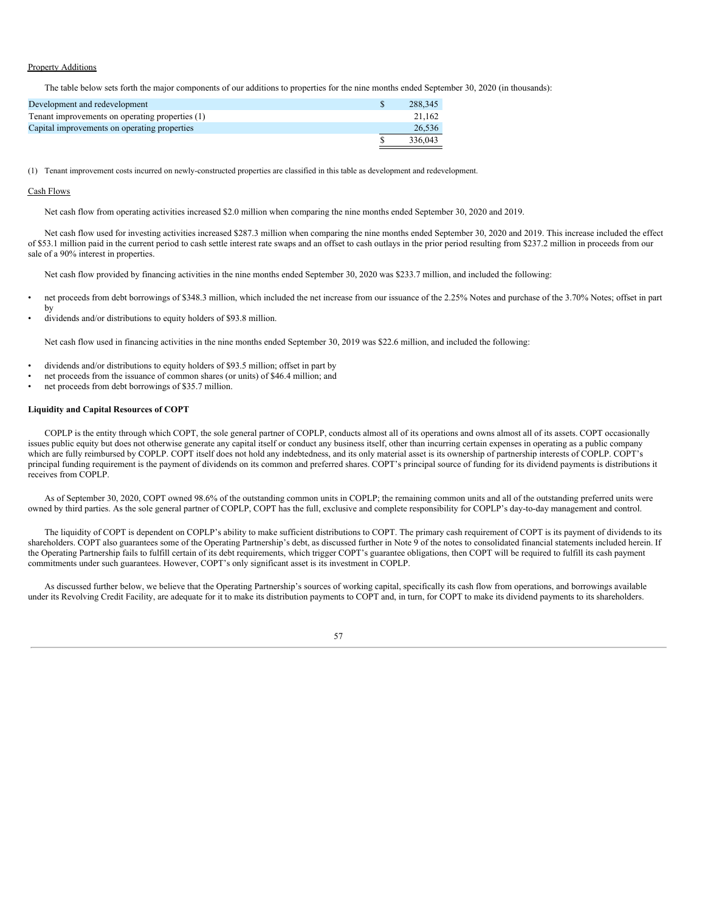Property Additions

The table below sets forth the major components of our additions to properties for the nine months ended September 30, 2020 (in thousands):

| | |
|---|---|
| Development and redevelopment | $ 288,345 |
| Tenant improvements on operating properties (1) | 21,162 |
| Capital improvements on operating properties | 26,536 |
| | $ 336,043 |

(1) Tenant improvement costs incurred on newly-constructed properties are classified in this table as development and redevelopment.

Cash Flows

Net cash flow from operating activities increased $2.0 million when comparing the nine months ended September 30, 2020 and 2019.

Net cash flow used for investing activities increased $287.3 million when comparing the nine months ended September 30, 2020 and 2019. This increase included the effect of $53.1 million paid in the current period to cash settle interest rate swaps and an offset to cash outlays in the prior period resulting from $237.2 million in proceeds from our sale of a 90% interest in properties.

Net cash flow provided by financing activities in the nine months ended September 30, 2020 was $233.7 million, and included the following:

- net proceeds from debt borrowings of $348.3 million, which included the net increase from our issuance of the 2.25% Notes and purchase of the 3.70% Notes; offset in part by
- dividends and/or distributions to equity holders of $93.8 million.

Net cash flow used in financing activities in the nine months ended September 30, 2019 was $22.6 million, and included the following:

- dividends and/or distributions to equity holders of $93.5 million; offset in part by
- net proceeds from the issuance of common shares (or units) of $46.4 million; and
- net proceeds from debt borrowings of $35.7 million.

**Liquidity and Capital Resources of COPT**

COPLP is the entity through which COPT, the sole general partner of COPLP, conducts almost all of its operations and owns almost all of its assets. COPT occasionally issues public equity but does not otherwise generate any capital itself or conduct any business itself, other than incurring certain expenses in operating as a public company which are fully reimbursed by COPLP. COPT itself does not hold any indebtedness, and its only material asset is its ownership of partnership interests of COPLP. COPT's principal funding requirement is the payment of dividends on its common and preferred shares. COPT's principal source of funding for its dividend payments is distributions it receives from COPLP.

As of September 30, 2020, COPT owned 98.6% of the outstanding common units in COPLP; the remaining common units and all of the outstanding preferred units were owned by third parties. As the sole general partner of COPLP, COPT has the full, exclusive and complete responsibility for COPLP's day-to-day management and control.

The liquidity of COPT is dependent on COPLP's ability to make sufficient distributions to COPT. The primary cash requirement of COPT is its payment of dividends to its shareholders. COPT also guarantees some of the Operating Partnership's debt, as discussed further in Note 9 of the notes to consolidated financial statements included herein. If the Operating Partnership fails to fulfill certain of its debt requirements, which trigger COPT's guarantee obligations, then COPT will be required to fulfill its cash payment commitments under such guarantees. However, COPT's only significant asset is its investment in COPLP.

As discussed further below, we believe that the Operating Partnership's sources of working capital, specifically its cash flow from operations, and borrowings available under its Revolving Credit Facility, are adequate for it to make its distribution payments to COPT and, in turn, for COPT to make its dividend payments to its shareholders.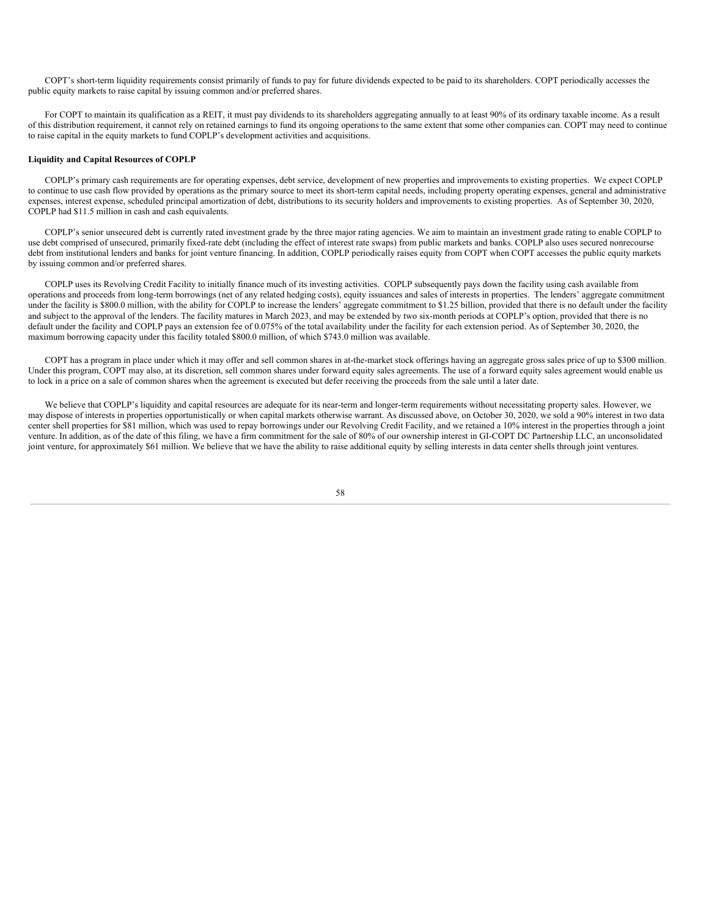COPT's short-term liquidity requirements consist primarily of funds to pay for future dividends expected to be paid to its shareholders. COPT periodically accesses the public equity markets to raise capital by issuing common and/or preferred shares.

For COPT to maintain its qualification as a REIT, it must pay dividends to its shareholders aggregating annually to at least 90% of its ordinary taxable income. As a result of this distribution requirement, it cannot rely on retained earnings to fund its ongoing operations to the same extent that some other companies can. COPT may need to continue to raise capital in the equity markets to fund COPLP's development activities and acquisitions.

**Liquidity and Capital Resources of COPLP**

COPLP's primary cash requirements are for operating expenses, debt service, development of new properties and improvements to existing properties. We expect COPLP to continue to use cash flow provided by operations as the primary source to meet its short-term capital needs, including property operating expenses, general and administrative expenses, interest expense, scheduled principal amortization of debt, distributions to its security holders and improvements to existing properties. As of September 30, 2020, COPLP had $11.5 million in cash and cash equivalents.

COPLP's senior unsecured debt is currently rated investment grade by the three major rating agencies. We aim to maintain an investment grade rating to enable COPLP to use debt comprised of unsecured, primarily fixed-rate debt (including the effect of interest rate swaps) from public markets and banks. COPLP also uses secured nonrecourse debt from institutional lenders and banks for joint venture financing. In addition, COPLP periodically raises equity from COPT when COPT accesses the public equity markets by issuing common and/or preferred shares.

COPLP uses its Revolving Credit Facility to initially finance much of its investing activities. COPLP subsequently pays down the facility using cash available from operations and proceeds from long-term borrowings (net of any related hedging costs), equity issuances and sales of interests in properties. The lenders' aggregate commitment under the facility is $800.0 million, with the ability for COPLP to increase the lenders' aggregate commitment to $1.25 billion, provided that there is no default under the facility and subject to the approval of the lenders. The facility matures in March 2023, and may be extended by two six-month periods at COPLP's option, provided that there is no default under the facility and COPLP pays an extension fee of 0.075% of the total availability under the facility for each extension period. As of September 30, 2020, the maximum borrowing capacity under this facility totaled $800.0 million, of which $743.0 million was available.

COPT has a program in place under which it may offer and sell common shares in at-the-market stock offerings having an aggregate gross sales price of up to $300 million. Under this program, COPT may also, at its discretion, sell common shares under forward equity sales agreements. The use of a forward equity sales agreement would enable us to lock in a price on a sale of common shares when the agreement is executed but defer receiving the proceeds from the sale until a later date.

We believe that COPLP's liquidity and capital resources are adequate for its near-term and longer-term requirements without necessitating property sales. However, we may dispose of interests in properties opportunistically or when capital markets otherwise warrant. As discussed above, on October 30, 2020, we sold a 90% interest in two data center shell properties for $81 million, which was used to repay borrowings under our Revolving Credit Facility, and we retained a 10% interest in the properties through a joint venture. In addition, as of the date of this filing, we have a firm commitment for the sale of 80% of our ownership interest in GI-COPT DC Partnership LLC, an unconsolidated joint venture, for approximately $61 million. We believe that we have the ability to raise additional equity by selling interests in data center shells through joint ventures.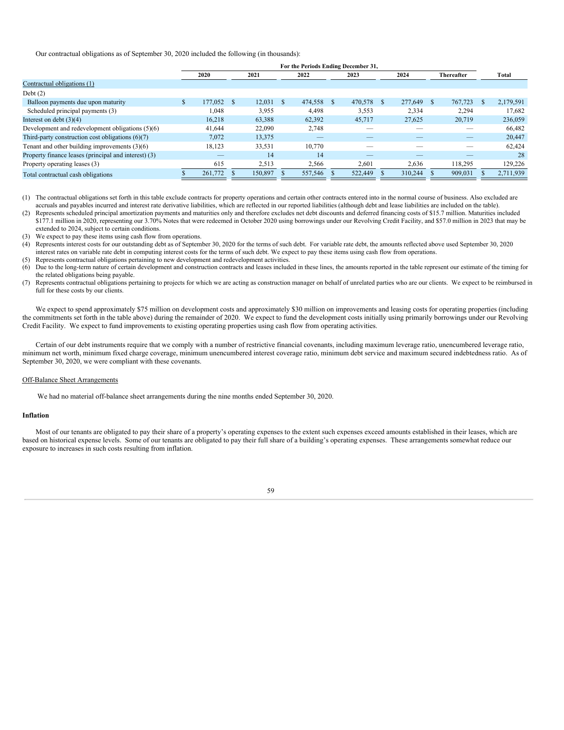Our contractual obligations as of September 30, 2020 included the following (in thousands):

| | For the Periods Ending December 31, | | | | | | |
|---|---|---|---|---|---|---|---|
| | 2020 | 2021 | 2022 | 2023 | 2024 | Thereafter | Total |
| Contractual obligations (1) | | | | | | | |
| Debt (2) | | | | | | | |
| Balloon payments due upon maturity | $ 177,052 | $ 12,031 | $ 474,558 | $ 470,578 | $ 277,649 | $ 767,723 | $ 2,179,591 |
| Scheduled principal payments (3) | 1,048 | 3,955 | 4,498 | 3,553 | 2,334 | 2,294 | 17,682 |
| Interest on debt (3)(4) | 16,218 | 63,388 | 62,392 | 45,717 | 27,625 | 20,719 | 236,059 |
| Development and redevelopment obligations (5)(6) | 41,644 | 22,090 | 2,748 | — | — | — | 66,482 |
| Third-party construction cost obligations (6)(7) | 7,072 | 13,375 | — | — | — | — | 20,447 |
| Tenant and other building improvements (3)(6) | 18,123 | 33,531 | 10,770 | — | — | — | 62,424 |
| Property finance leases (principal and interest) (3) | — | 14 | 14 | — | — | — | 28 |
| Property operating leases (3) | 615 | 2,513 | 2,566 | 2,601 | 2,636 | 118,295 | 129,226 |
| Total contractual cash obligations | $ 261,772 | $ 150,897 | $ 557,546 | $ 522,449 | $ 310,244 | $ 909,031 | $ 2,711,939 |

(1) The contractual obligations set forth in this table exclude contracts for property operations and certain other contracts entered into in the normal course of business. Also excluded are accruals and payables incurred and interest rate derivative liabilities, which are reflected in our reported liabilities (although debt and lease liabilities are included on the table).

(2) Represents scheduled principal amortization payments and maturities only and therefore excludes net debt discounts and deferred financing costs of $15.7 million. Maturities included $177.1 million in 2020, representing our 3.70% Notes that were redeemed in October 2020 using borrowings under our Revolving Credit Facility, and $57.0 million in 2023 that may be extended to 2024, subject to certain conditions.

(3) We expect to pay these items using cash flow from operations.

(4) Represents interest costs for our outstanding debt as of September 30, 2020 for the terms of such debt. For variable rate debt, the amounts reflected above used September 30, 2020 interest rates on variable rate debt in computing interest costs for the terms of such debt. We expect to pay these items using cash flow from operations.

(5) Represents contractual obligations pertaining to new development and redevelopment activities.

(6) Due to the long-term nature of certain development and construction contracts and leases included in these lines, the amounts reported in the table represent our estimate of the timing for the related obligations being payable.

(7) Represents contractual obligations pertaining to projects for which we are acting as construction manager on behalf of unrelated parties who are our clients. We expect to be reimbursed in full for these costs by our clients.

We expect to spend approximately $75 million on development costs and approximately $30 million on improvements and leasing costs for operating properties (including the commitments set forth in the table above) during the remainder of 2020. We expect to fund the development costs initially using primarily borrowings under our Revolving Credit Facility. We expect to fund improvements to existing operating properties using cash flow from operating activities.

Certain of our debt instruments require that we comply with a number of restrictive financial covenants, including maximum leverage ratio, unencumbered leverage ratio, minimum net worth, minimum fixed charge coverage, minimum unencumbered interest coverage ratio, minimum debt service and maximum secured indebtedness ratio. As of September 30, 2020, we were compliant with these covenants.

Off-Balance Sheet Arrangements

We had no material off-balance sheet arrangements during the nine months ended September 30, 2020.

**Inflation**

Most of our tenants are obligated to pay their share of a property's operating expenses to the extent such expenses exceed amounts established in their leases, which are based on historical expense levels. Some of our tenants are obligated to pay their full share of a building's operating expenses. These arrangements somewhat reduce our exposure to increases in such costs resulting from inflation.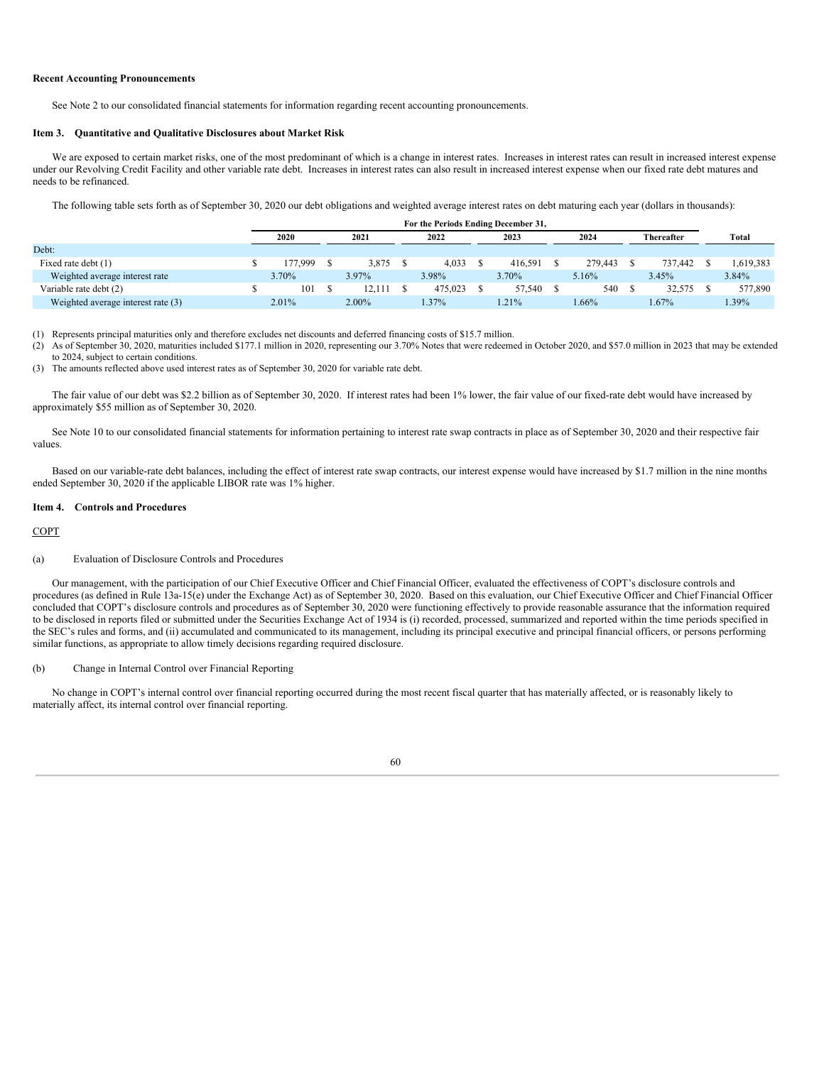**Recent Accounting Pronouncements**

See Note 2 to our consolidated financial statements for information regarding recent accounting pronouncements.

**Item 3. Quantitative and Qualitative Disclosures about Market Risk**

We are exposed to certain market risks, one of the most predominant of which is a change in interest rates. Increases in interest rates can result in increased interest expense under our Revolving Credit Facility and other variable rate debt. Increases in interest rates can also result in increased interest expense when our fixed rate debt matures and needs to be refinanced.

The following table sets forth as of September 30, 2020 our debt obligations and weighted average interest rates on debt maturing each year (dollars in thousands):

| | For the Periods Ending December 31, | | | | | | |
|---|---|---|---|---|---|---|---|
| | 2020 | 2021 | 2022 | 2023 | 2024 | Thereafter | Total |
| Debt: | | | | | | | |
| Fixed rate debt (1) | $ 177,999 | $ 3,875 | $ 4,033 | $ 416,591 | $ 279,443 | $ 737,442 | $ 1,619,383 |
| Weighted average interest rate | 3.70% | 3.97% | 3.98% | 3.70% | 5.16% | 3.45% | 3.84% |
| Variable rate debt (2) | $ 101 | $ 12,111 | $ 475,023 | $ 57,540 | $ 540 | $ 32,575 | $ 577,890 |
| Weighted average interest rate (3) | 2.01% | 2.00% | 1.37% | 1.21% | 1.66% | 1.67% | 1.39% |

(1) Represents principal maturities only and therefore excludes net discounts and deferred financing costs of $15.7 million.

(2) As of September 30, 2020, maturities included $177.1 million in 2020, representing our 3.70% Notes that were redeemed in October 2020, and $57.0 million in 2023 that may be extended to 2024, subject to certain conditions.

(3) The amounts reflected above used interest rates as of September 30, 2020 for variable rate debt.

The fair value of our debt was $2.2 billion as of September 30, 2020. If interest rates had been 1% lower, the fair value of our fixed-rate debt would have increased by approximately $55 million as of September 30, 2020.

See Note 10 to our consolidated financial statements for information pertaining to interest rate swap contracts in place as of September 30, 2020 and their respective fair values.

Based on our variable-rate debt balances, including the effect of interest rate swap contracts, our interest expense would have increased by $1.7 million in the nine months ended September 30, 2020 if the applicable LIBOR rate was 1% higher.

**Item 4. Controls and Procedures**

COPT

(a) Evaluation of Disclosure Controls and Procedures

Our management, with the participation of our Chief Executive Officer and Chief Financial Officer, evaluated the effectiveness of COPT's disclosure controls and procedures (as defined in Rule 13a-15(e) under the Exchange Act) as of September 30, 2020. Based on this evaluation, our Chief Executive Officer and Chief Financial Officer concluded that COPT's disclosure controls and procedures as of September 30, 2020 were functioning effectively to provide reasonable assurance that the information required to be disclosed in reports filed or submitted under the Securities Exchange Act of 1934 is (i) recorded, processed, summarized and reported within the time periods specified in the SEC's rules and forms, and (ii) accumulated and communicated to its management, including its principal executive and principal financial officers, or persons performing similar functions, as appropriate to allow timely decisions regarding required disclosure.

(b) Change in Internal Control over Financial Reporting

No change in COPT's internal control over financial reporting occurred during the most recent fiscal quarter that has materially affected, or is reasonably likely to materially affect, its internal control over financial reporting.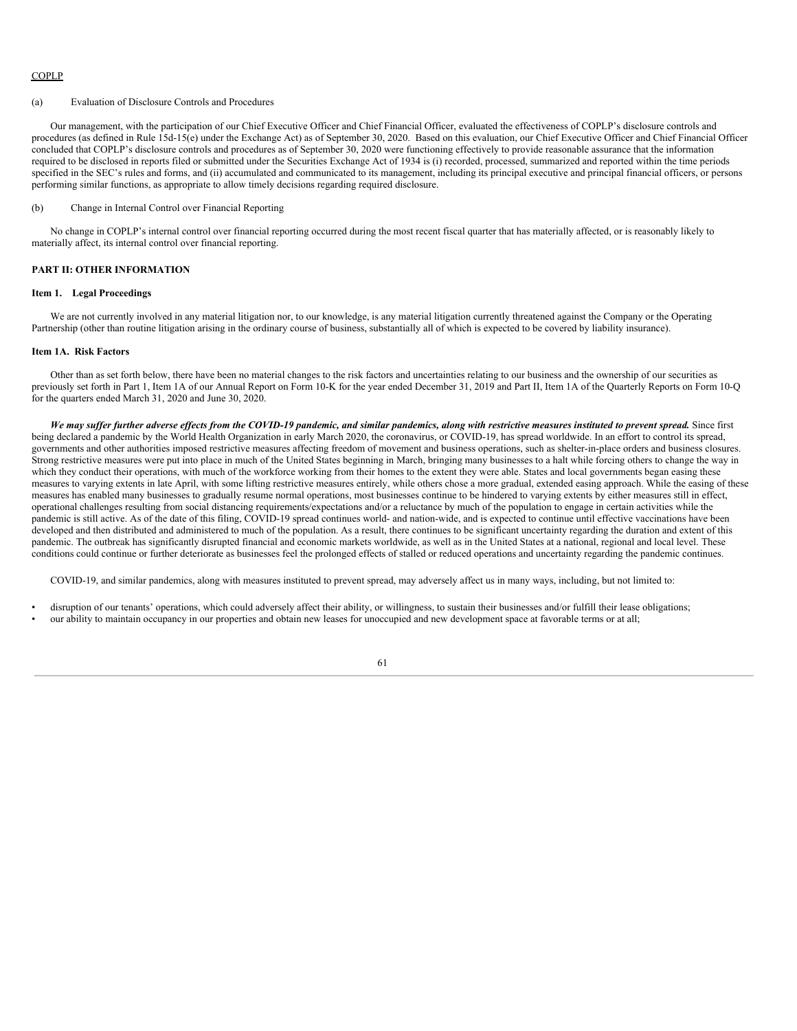COPLP

(a) Evaluation of Disclosure Controls and Procedures

Our management, with the participation of our Chief Executive Officer and Chief Financial Officer, evaluated the effectiveness of COPLP's disclosure controls and procedures (as defined in Rule 15d-15(e) under the Exchange Act) as of September 30, 2020. Based on this evaluation, our Chief Executive Officer and Chief Financial Officer concluded that COPLP's disclosure controls and procedures as of September 30, 2020 were functioning effectively to provide reasonable assurance that the information required to be disclosed in reports filed or submitted under the Securities Exchange Act of 1934 is (i) recorded, processed, summarized and reported within the time periods specified in the SEC's rules and forms, and (ii) accumulated and communicated to its management, including its principal executive and principal financial officers, or persons performing similar functions, as appropriate to allow timely decisions regarding required disclosure.

(b) Change in Internal Control over Financial Reporting

No change in COPLP's internal control over financial reporting occurred during the most recent fiscal quarter that has materially affected, or is reasonably likely to materially affect, its internal control over financial reporting.

## PART II: OTHER INFORMATION

### Item 1. Legal Proceedings

We are not currently involved in any material litigation nor, to our knowledge, is any material litigation currently threatened against the Company or the Operating Partnership (other than routine litigation arising in the ordinary course of business, substantially all of which is expected to be covered by liability insurance).

### Item 1A. Risk Factors

Other than as set forth below, there have been no material changes to the risk factors and uncertainties relating to our business and the ownership of our securities as previously set forth in Part 1, Item 1A of our Annual Report on Form 10-K for the year ended December 31, 2019 and Part II, Item 1A of the Quarterly Reports on Form 10-Q for the quarters ended March 31, 2020 and June 30, 2020.

***We may suffer further adverse effects from the COVID-19 pandemic, and similar pandemics, along with restrictive measures instituted to prevent spread.*** Since first being declared a pandemic by the World Health Organization in early March 2020, the coronavirus, or COVID-19, has spread worldwide. In an effort to control its spread, governments and other authorities imposed restrictive measures affecting freedom of movement and business operations, such as shelter-in-place orders and business closures. Strong restrictive measures were put into place in much of the United States beginning in March, bringing many businesses to a halt while forcing others to change the way in which they conduct their operations, with much of the workforce working from their homes to the extent they were able. States and local governments began easing these measures to varying extents in late April, with some lifting restrictive measures entirely, while others chose a more gradual, extended easing approach. While the easing of these measures has enabled many businesses to gradually resume normal operations, most businesses continue to be hindered to varying extents by either measures still in effect, operational challenges resulting from social distancing requirements/expectations and/or a reluctance by much of the population to engage in certain activities while the pandemic is still active. As of the date of this filing, COVID-19 spread continues world- and nation-wide, and is expected to continue until effective vaccinations have been developed and then distributed and administered to much of the population. As a result, there continues to be significant uncertainty regarding the duration and extent of this pandemic. The outbreak has significantly disrupted financial and economic markets worldwide, as well as in the United States at a national, regional and local level. These conditions could continue or further deteriorate as businesses feel the prolonged effects of stalled or reduced operations and uncertainty regarding the pandemic continues.

COVID-19, and similar pandemics, along with measures instituted to prevent spread, may adversely affect us in many ways, including, but not limited to:

- disruption of our tenants' operations, which could adversely affect their ability, or willingness, to sustain their businesses and/or fulfill their lease obligations;
- our ability to maintain occupancy in our properties and obtain new leases for unoccupied and new development space at favorable terms or at all;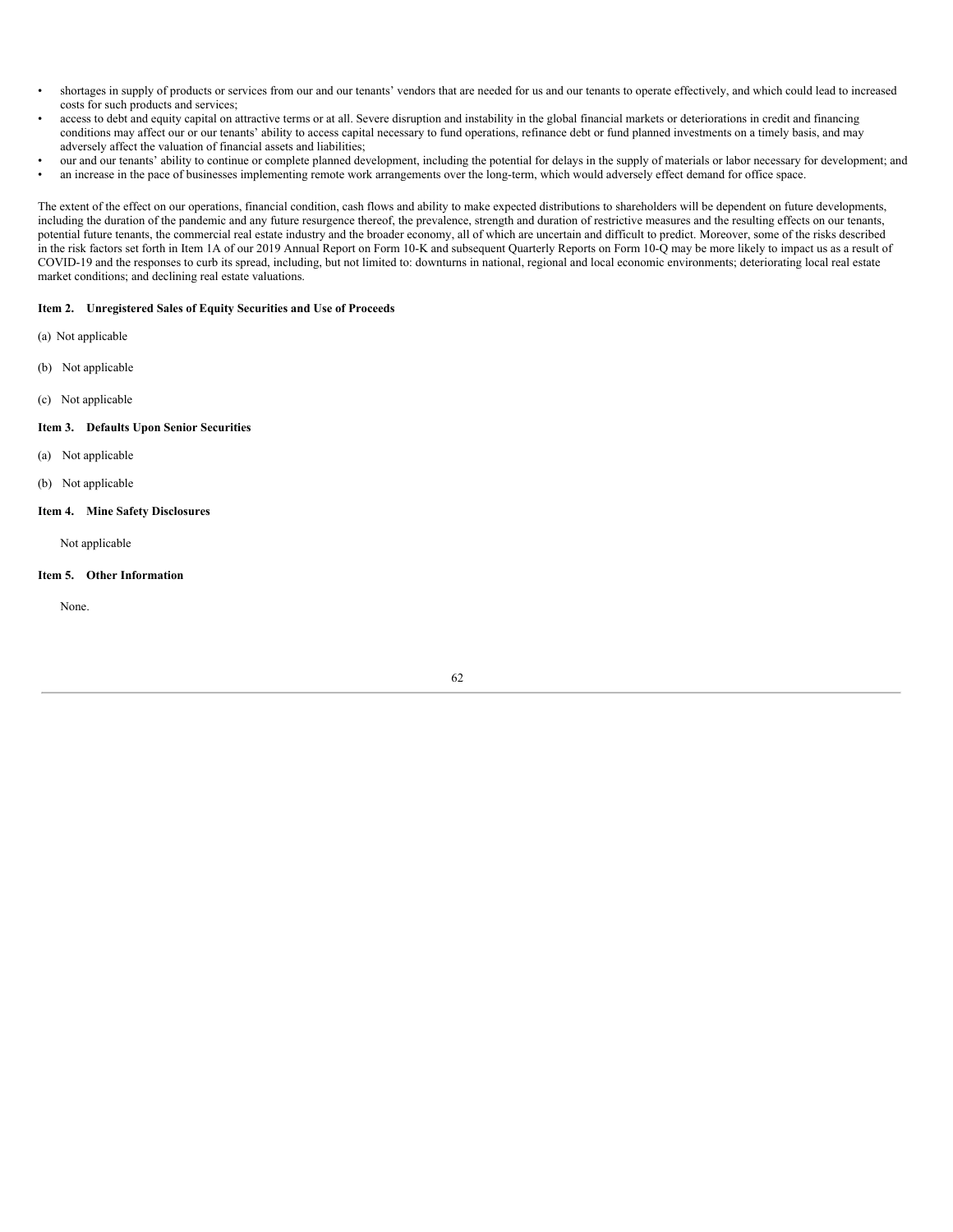- shortages in supply of products or services from our and our tenants' vendors that are needed for us and our tenants to operate effectively, and which could lead to increased costs for such products and services;
- access to debt and equity capital on attractive terms or at all. Severe disruption and instability in the global financial markets or deteriorations in credit and financing conditions may affect our or our tenants' ability to access capital necessary to fund operations, refinance debt or fund planned investments on a timely basis, and may adversely affect the valuation of financial assets and liabilities;
- our and our tenants' ability to continue or complete planned development, including the potential for delays in the supply of materials or labor necessary for development; and
- an increase in the pace of businesses implementing remote work arrangements over the long-term, which would adversely effect demand for office space.

The extent of the effect on our operations, financial condition, cash flows and ability to make expected distributions to shareholders will be dependent on future developments, including the duration of the pandemic and any future resurgence thereof, the prevalence, strength and duration of restrictive measures and the resulting effects on our tenants, potential future tenants, the commercial real estate industry and the broader economy, all of which are uncertain and difficult to predict. Moreover, some of the risks described in the risk factors set forth in Item 1A of our 2019 Annual Report on Form 10-K and subsequent Quarterly Reports on Form 10-Q may be more likely to impact us as a result of COVID-19 and the responses to curb its spread, including, but not limited to: downturns in national, regional and local economic environments; deteriorating local real estate market conditions; and declining real estate valuations.

**Item 2. Unregistered Sales of Equity Securities and Use of Proceeds**

(a) Not applicable

(b) Not applicable

(c) Not applicable

**Item 3. Defaults Upon Senior Securities**

(a) Not applicable

(b) Not applicable

**Item 4. Mine Safety Disclosures**

Not applicable

**Item 5. Other Information**

None.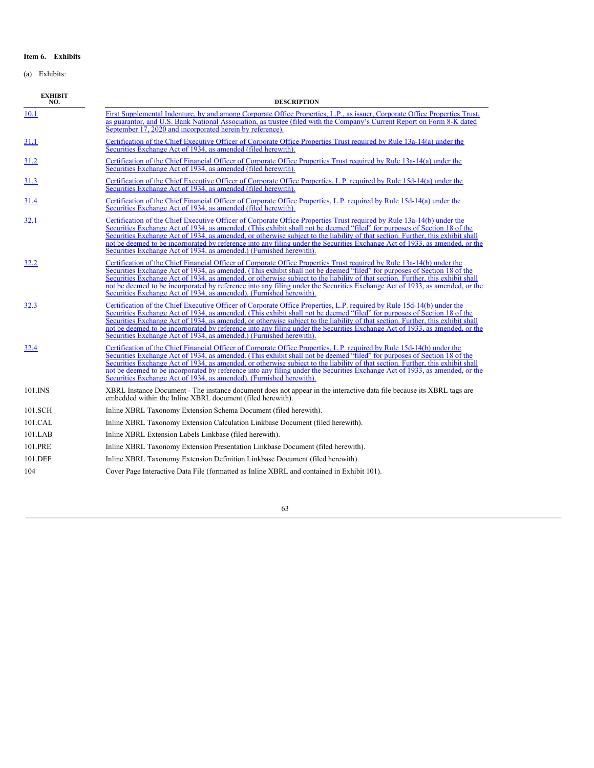**Item 6. Exhibits**

(a) Exhibits:

| EXHIBIT NO. | DESCRIPTION |
|---|---|
| 10.1 | First Supplemental Indenture, by and among Corporate Office Properties, L.P., as issuer, Corporate Office Properties Trust, as guarantor, and U.S. Bank National Association, as trustee (filed with the Company's Current Report on Form 8-K dated September 17, 2020 and incorporated herein by reference). |
| 31.1 | Certification of the Chief Executive Officer of Corporate Office Properties Trust required by Rule 13a-14(a) under the Securities Exchange Act of 1934, as amended (filed herewith). |
| 31.2 | Certification of the Chief Financial Officer of Corporate Office Properties Trust required by Rule 13a-14(a) under the Securities Exchange Act of 1934, as amended (filed herewith). |
| 31.3 | Certification of the Chief Executive Officer of Corporate Office Properties, L.P. required by Rule 15d-14(a) under the Securities Exchange Act of 1934, as amended (filed herewith). |
| 31.4 | Certification of the Chief Financial Officer of Corporate Office Properties, L.P. required by Rule 15d-14(a) under the Securities Exchange Act of 1934, as amended (filed herewith). |
| 32.1 | Certification of the Chief Executive Officer of Corporate Office Properties Trust required by Rule 13a-14(b) under the Securities Exchange Act of 1934, as amended. (This exhibit shall not be deemed "filed" for purposes of Section 18 of the Securities Exchange Act of 1934, as amended, or otherwise subject to the liability of that section. Further, this exhibit shall not be deemed to be incorporated by reference into any filing under the Securities Exchange Act of 1933, as amended, or the Securities Exchange Act of 1934, as amended.) (Furnished herewith). |
| 32.2 | Certification of the Chief Financial Officer of Corporate Office Properties Trust required by Rule 13a-14(b) under the Securities Exchange Act of 1934, as amended. (This exhibit shall not be deemed "filed" for purposes of Section 18 of the Securities Exchange Act of 1934, as amended, or otherwise subject to the liability of that section. Further, this exhibit shall not be deemed to be incorporated by reference into any filing under the Securities Exchange Act of 1933, as amended, or the Securities Exchange Act of 1934, as amended). (Furnished herewith). |
| 32.3 | Certification of the Chief Executive Officer of Corporate Office Properties, L.P. required by Rule 15d-14(b) under the Securities Exchange Act of 1934, as amended. (This exhibit shall not be deemed "filed" for purposes of Section 18 of the Securities Exchange Act of 1934, as amended, or otherwise subject to the liability of that section. Further, this exhibit shall not be deemed to be incorporated by reference into any filing under the Securities Exchange Act of 1933, as amended, or the Securities Exchange Act of 1934, as amended.) (Furnished herewith). |
| 32.4 | Certification of the Chief Financial Officer of Corporate Office Properties, L.P. required by Rule 15d-14(b) under the Securities Exchange Act of 1934, as amended. (This exhibit shall not be deemed "filed" for purposes of Section 18 of the Securities Exchange Act of 1934, as amended, or otherwise subject to the liability of that section. Further, this exhibit shall not be deemed to be incorporated by reference into any filing under the Securities Exchange Act of 1933, as amended, or the Securities Exchange Act of 1934, as amended). (Furnished herewith). |
| 101.INS | XBRL Instance Document - The instance document does not appear in the interactive data file because its XBRL tags are embedded within the Inline XBRL document (filed herewith). |
| 101.SCH | Inline XBRL Taxonomy Extension Schema Document (filed herewith). |
| 101.CAL | Inline XBRL Taxonomy Extension Calculation Linkbase Document (filed herewith). |
| 101.LAB | Inline XBRL Extension Labels Linkbase (filed herewith). |
| 101.PRE | Inline XBRL Taxonomy Extension Presentation Linkbase Document (filed herewith). |
| 101.DEF | Inline XBRL Taxonomy Extension Definition Linkbase Document (filed herewith). |
| 104 | Cover Page Interactive Data File (formatted as Inline XBRL and contained in Exhibit 101). |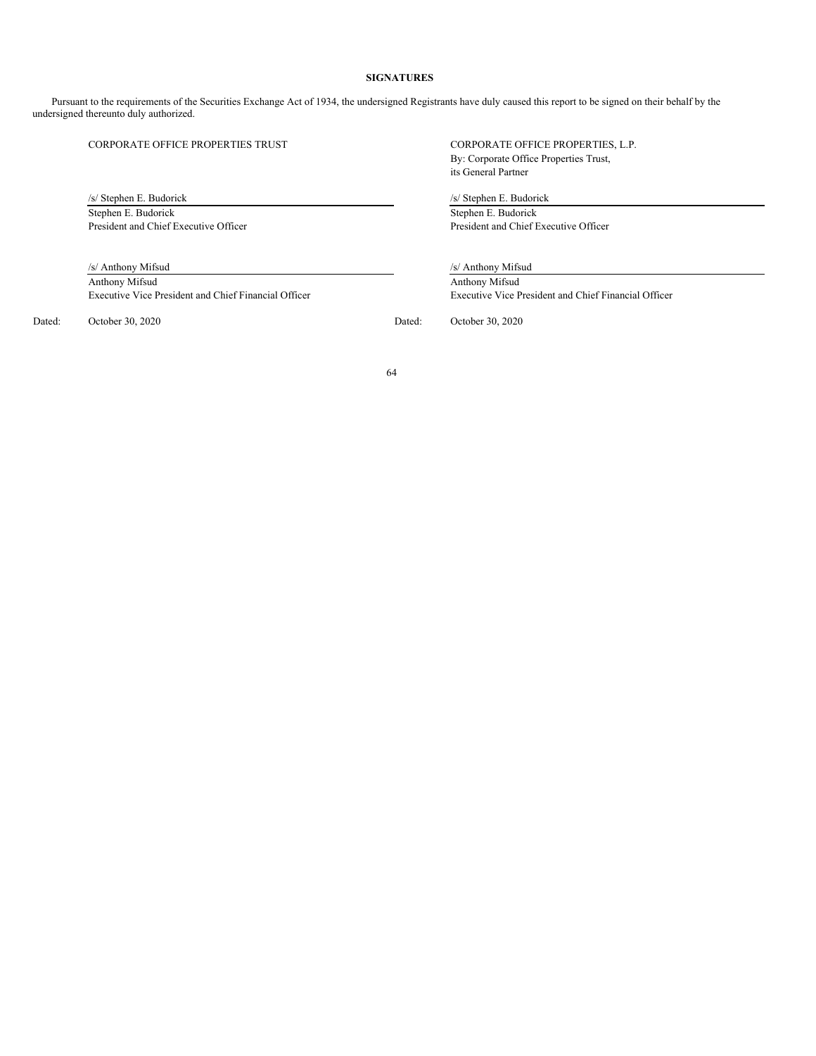**SIGNATURES**

Pursuant to the requirements of the Securities Exchange Act of 1934, the undersigned Registrants have duly caused this report to be signed on their behalf by the undersigned thereunto duly authorized.

| | | | |
|---|---|---|---|
| | CORPORATE OFFICE PROPERTIES TRUST | | CORPORATE OFFICE PROPERTIES, L.P.<br>By: Corporate Office Properties Trust,<br>its General Partner |
| | /s/ Stephen E. Budorick | | /s/ Stephen E. Budorick |
| | Stephen E. Budorick<br>President and Chief Executive Officer | | Stephen E. Budorick<br>President and Chief Executive Officer |
| | /s/ Anthony Mifsud | | /s/ Anthony Mifsud |
| | Anthony Mifsud<br>Executive Vice President and Chief Financial Officer | | Anthony Mifsud<br>Executive Vice President and Chief Financial Officer |
| Dated: | October 30, 2020 | Dated: | October 30, 2020 |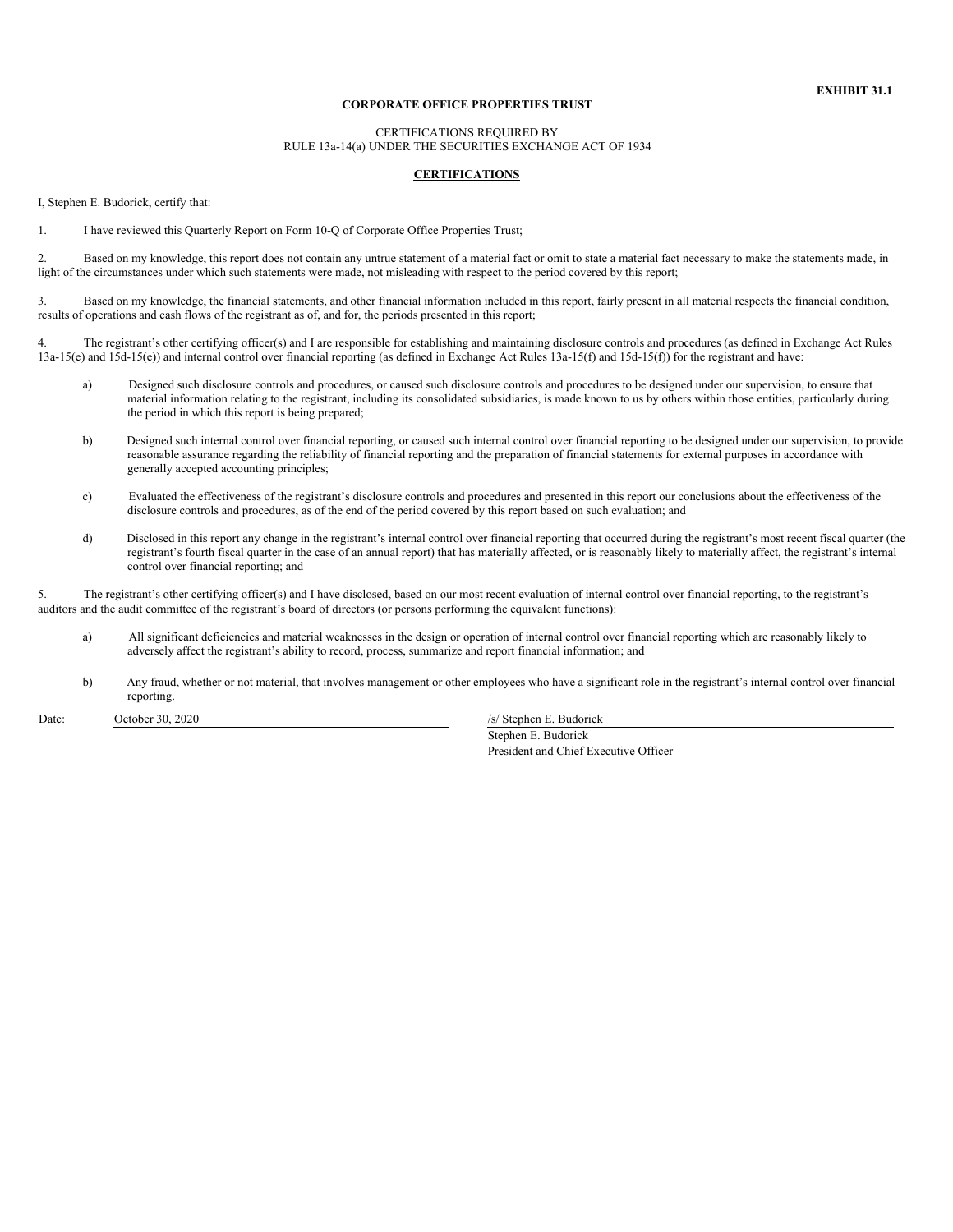**EXHIBIT 31.1**

**CORPORATE OFFICE PROPERTIES TRUST**

CERTIFICATIONS REQUIRED BY
RULE 13a-14(a) UNDER THE SECURITIES EXCHANGE ACT OF 1934

**CERTIFICATIONS**

I, Stephen E. Budorick, certify that:

1. I have reviewed this Quarterly Report on Form 10-Q of Corporate Office Properties Trust;

2. Based on my knowledge, this report does not contain any untrue statement of a material fact or omit to state a material fact necessary to make the statements made, in light of the circumstances under which such statements were made, not misleading with respect to the period covered by this report;

3. Based on my knowledge, the financial statements, and other financial information included in this report, fairly present in all material respects the financial condition, results of operations and cash flows of the registrant as of, and for, the periods presented in this report;

4. The registrant's other certifying officer(s) and I are responsible for establishing and maintaining disclosure controls and procedures (as defined in Exchange Act Rules 13a-15(e) and 15d-15(e)) and internal control over financial reporting (as defined in Exchange Act Rules 13a-15(f) and 15d-15(f)) for the registrant and have:

   a) Designed such disclosure controls and procedures, or caused such disclosure controls and procedures to be designed under our supervision, to ensure that material information relating to the registrant, including its consolidated subsidiaries, is made known to us by others within those entities, particularly during the period in which this report is being prepared;

   b) Designed such internal control over financial reporting, or caused such internal control over financial reporting to be designed under our supervision, to provide reasonable assurance regarding the reliability of financial reporting and the preparation of financial statements for external purposes in accordance with generally accepted accounting principles;

   c) Evaluated the effectiveness of the registrant's disclosure controls and procedures and presented in this report our conclusions about the effectiveness of the disclosure controls and procedures, as of the end of the period covered by this report based on such evaluation; and

   d) Disclosed in this report any change in the registrant's internal control over financial reporting that occurred during the registrant's most recent fiscal quarter (the registrant's fourth fiscal quarter in the case of an annual report) that has materially affected, or is reasonably likely to materially affect, the registrant's internal control over financial reporting; and

5. The registrant's other certifying officer(s) and I have disclosed, based on our most recent evaluation of internal control over financial reporting, to the registrant's auditors and the audit committee of the registrant's board of directors (or persons performing the equivalent functions):

   a) All significant deficiencies and material weaknesses in the design or operation of internal control over financial reporting which are reasonably likely to adversely affect the registrant's ability to record, process, summarize and report financial information; and

   b) Any fraud, whether or not material, that involves management or other employees who have a significant role in the registrant's internal control over financial reporting.

Date: October 30, 2020

/s/ Stephen E. Budorick
Stephen E. Budorick
President and Chief Executive Officer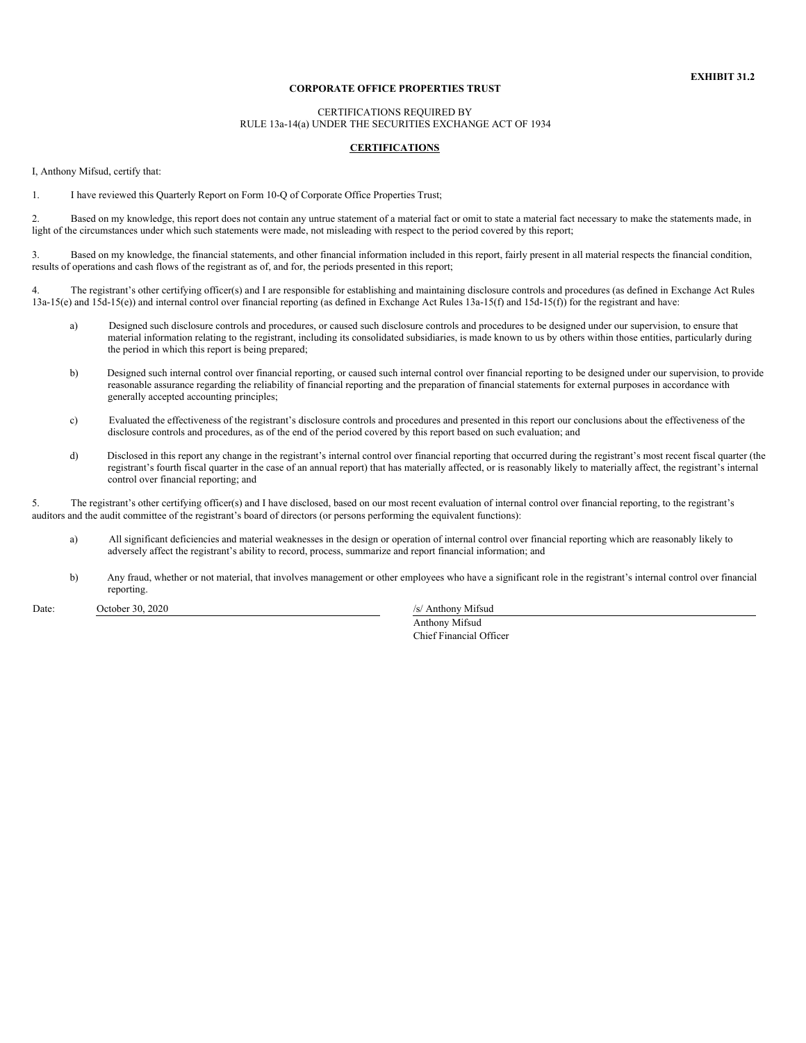**EXHIBIT 31.2**

**CORPORATE OFFICE PROPERTIES TRUST**

CERTIFICATIONS REQUIRED BY
RULE 13a-14(a) UNDER THE SECURITIES EXCHANGE ACT OF 1934

**CERTIFICATIONS**

I, Anthony Mifsud, certify that:

1. I have reviewed this Quarterly Report on Form 10-Q of Corporate Office Properties Trust;

2. Based on my knowledge, this report does not contain any untrue statement of a material fact or omit to state a material fact necessary to make the statements made, in light of the circumstances under which such statements were made, not misleading with respect to the period covered by this report;

3. Based on my knowledge, the financial statements, and other financial information included in this report, fairly present in all material respects the financial condition, results of operations and cash flows of the registrant as of, and for, the periods presented in this report;

4. The registrant's other certifying officer(s) and I are responsible for establishing and maintaining disclosure controls and procedures (as defined in Exchange Act Rules 13a-15(e) and 15d-15(e)) and internal control over financial reporting (as defined in Exchange Act Rules 13a-15(f) and 15d-15(f)) for the registrant and have:

   a) Designed such disclosure controls and procedures, or caused such disclosure controls and procedures to be designed under our supervision, to ensure that material information relating to the registrant, including its consolidated subsidiaries, is made known to us by others within those entities, particularly during the period in which this report is being prepared;

   b) Designed such internal control over financial reporting, or caused such internal control over financial reporting to be designed under our supervision, to provide reasonable assurance regarding the reliability of financial reporting and the preparation of financial statements for external purposes in accordance with generally accepted accounting principles;

   c) Evaluated the effectiveness of the registrant's disclosure controls and procedures and presented in this report our conclusions about the effectiveness of the disclosure controls and procedures, as of the end of the period covered by this report based on such evaluation; and

   d) Disclosed in this report any change in the registrant's internal control over financial reporting that occurred during the registrant's most recent fiscal quarter (the registrant's fourth fiscal quarter in the case of an annual report) that has materially affected, or is reasonably likely to materially affect, the registrant's internal control over financial reporting; and

5. The registrant's other certifying officer(s) and I have disclosed, based on our most recent evaluation of internal control over financial reporting, to the registrant's auditors and the audit committee of the registrant's board of directors (or persons performing the equivalent functions):

   a) All significant deficiencies and material weaknesses in the design or operation of internal control over financial reporting which are reasonably likely to adversely affect the registrant's ability to record, process, summarize and report financial information; and

   b) Any fraud, whether or not material, that involves management or other employees who have a significant role in the registrant's internal control over financial reporting.

Date: October 30, 2020

/s/ Anthony Mifsud
Anthony Mifsud
Chief Financial Officer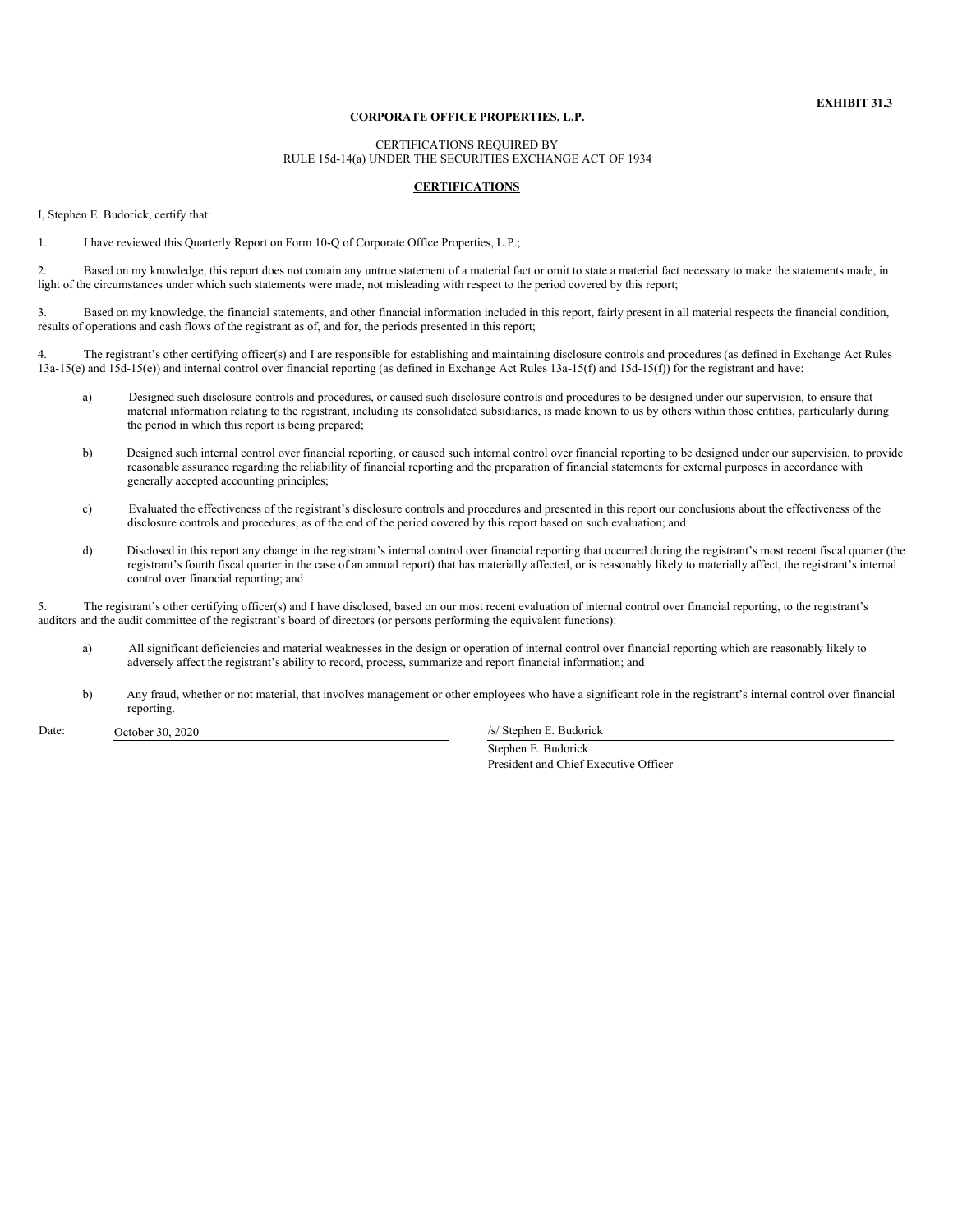**EXHIBIT 31.3**

**CORPORATE OFFICE PROPERTIES, L.P.**

CERTIFICATIONS REQUIRED BY
RULE 15d-14(a) UNDER THE SECURITIES EXCHANGE ACT OF 1934

**CERTIFICATIONS**

I, Stephen E. Budorick, certify that:

1. I have reviewed this Quarterly Report on Form 10-Q of Corporate Office Properties, L.P.;

2. Based on my knowledge, this report does not contain any untrue statement of a material fact or omit to state a material fact necessary to make the statements made, in light of the circumstances under which such statements were made, not misleading with respect to the period covered by this report;

3. Based on my knowledge, the financial statements, and other financial information included in this report, fairly present in all material respects the financial condition, results of operations and cash flows of the registrant as of, and for, the periods presented in this report;

4. The registrant's other certifying officer(s) and I are responsible for establishing and maintaining disclosure controls and procedures (as defined in Exchange Act Rules 13a-15(e) and 15d-15(e)) and internal control over financial reporting (as defined in Exchange Act Rules 13a-15(f) and 15d-15(f)) for the registrant and have:

   a) Designed such disclosure controls and procedures, or caused such disclosure controls and procedures to be designed under our supervision, to ensure that material information relating to the registrant, including its consolidated subsidiaries, is made known to us by others within those entities, particularly during the period in which this report is being prepared;

   b) Designed such internal control over financial reporting, or caused such internal control over financial reporting to be designed under our supervision, to provide reasonable assurance regarding the reliability of financial reporting and the preparation of financial statements for external purposes in accordance with generally accepted accounting principles;

   c) Evaluated the effectiveness of the registrant's disclosure controls and procedures and presented in this report our conclusions about the effectiveness of the disclosure controls and procedures, as of the end of the period covered by this report based on such evaluation; and

   d) Disclosed in this report any change in the registrant's internal control over financial reporting that occurred during the registrant's most recent fiscal quarter (the registrant's fourth fiscal quarter in the case of an annual report) that has materially affected, or is reasonably likely to materially affect, the registrant's internal control over financial reporting; and

5. The registrant's other certifying officer(s) and I have disclosed, based on our most recent evaluation of internal control over financial reporting, to the registrant's auditors and the audit committee of the registrant's board of directors (or persons performing the equivalent functions):

   a) All significant deficiencies and material weaknesses in the design or operation of internal control over financial reporting which are reasonably likely to adversely affect the registrant's ability to record, process, summarize and report financial information; and

   b) Any fraud, whether or not material, that involves management or other employees who have a significant role in the registrant's internal control over financial reporting.

Date: October 30, 2020

/s/ Stephen E. Budorick
Stephen E. Budorick
President and Chief Executive Officer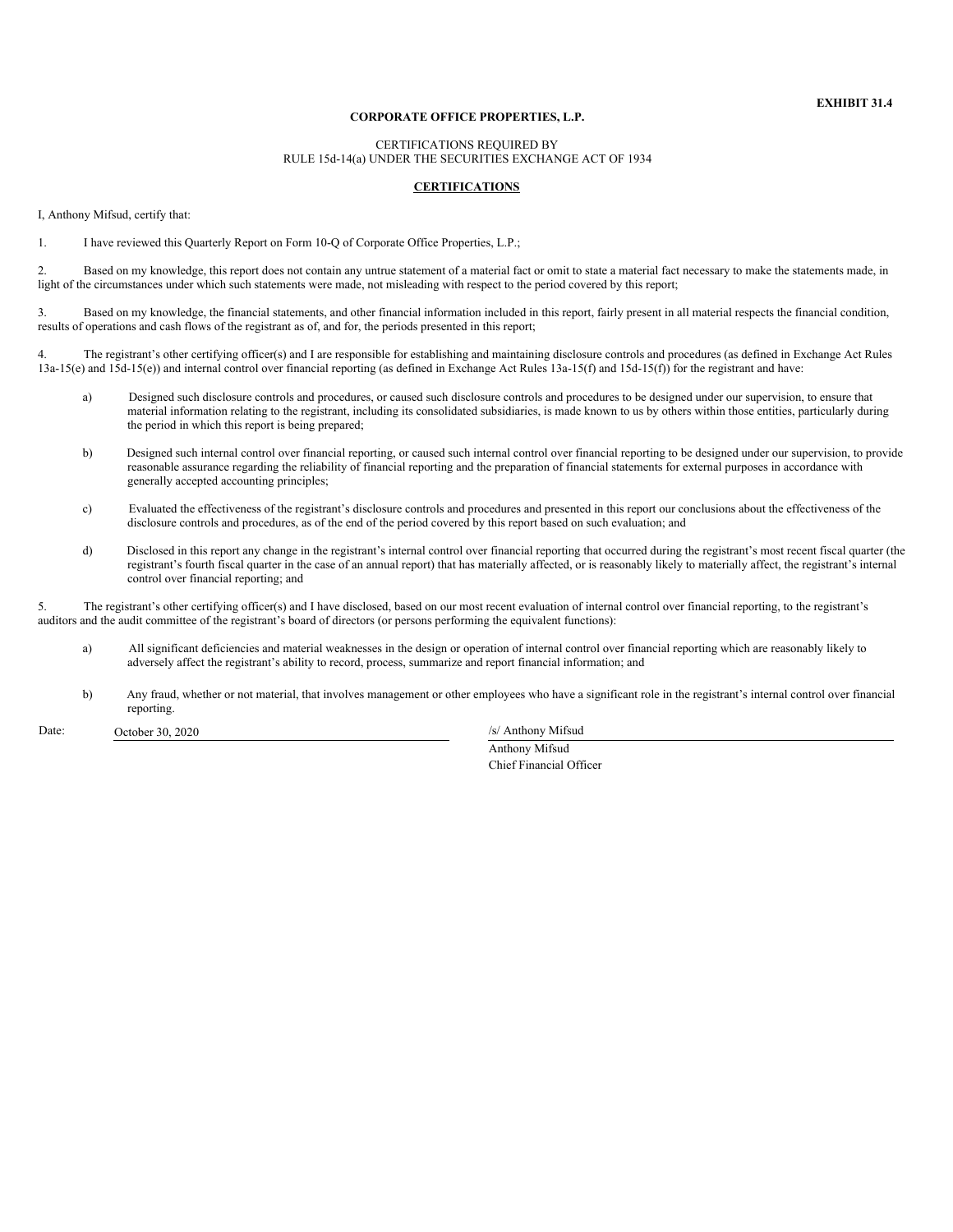**EXHIBIT 31.4**

**CORPORATE OFFICE PROPERTIES, L.P.**

CERTIFICATIONS REQUIRED BY
RULE 15d-14(a) UNDER THE SECURITIES EXCHANGE ACT OF 1934

**CERTIFICATIONS**

I, Anthony Mifsud, certify that:

1. I have reviewed this Quarterly Report on Form 10-Q of Corporate Office Properties, L.P.;

2. Based on my knowledge, this report does not contain any untrue statement of a material fact or omit to state a material fact necessary to make the statements made, in light of the circumstances under which such statements were made, not misleading with respect to the period covered by this report;

3. Based on my knowledge, the financial statements, and other financial information included in this report, fairly present in all material respects the financial condition, results of operations and cash flows of the registrant as of, and for, the periods presented in this report;

4. The registrant's other certifying officer(s) and I are responsible for establishing and maintaining disclosure controls and procedures (as defined in Exchange Act Rules 13a-15(e) and 15d-15(e)) and internal control over financial reporting (as defined in Exchange Act Rules 13a-15(f) and 15d-15(f)) for the registrant and have:

   a) Designed such disclosure controls and procedures, or caused such disclosure controls and procedures to be designed under our supervision, to ensure that material information relating to the registrant, including its consolidated subsidiaries, is made known to us by others within those entities, particularly during the period in which this report is being prepared;

   b) Designed such internal control over financial reporting, or caused such internal control over financial reporting to be designed under our supervision, to provide reasonable assurance regarding the reliability of financial reporting and the preparation of financial statements for external purposes in accordance with generally accepted accounting principles;

   c) Evaluated the effectiveness of the registrant's disclosure controls and procedures and presented in this report our conclusions about the effectiveness of the disclosure controls and procedures, as of the end of the period covered by this report based on such evaluation; and

   d) Disclosed in this report any change in the registrant's internal control over financial reporting that occurred during the registrant's most recent fiscal quarter (the registrant's fourth fiscal quarter in the case of an annual report) that has materially affected, or is reasonably likely to materially affect, the registrant's internal control over financial reporting; and

5. The registrant's other certifying officer(s) and I have disclosed, based on our most recent evaluation of internal control over financial reporting, to the registrant's auditors and the audit committee of the registrant's board of directors (or persons performing the equivalent functions):

   a) All significant deficiencies and material weaknesses in the design or operation of internal control over financial reporting which are reasonably likely to adversely affect the registrant's ability to record, process, summarize and report financial information; and

   b) Any fraud, whether or not material, that involves management or other employees who have a significant role in the registrant's internal control over financial reporting.

Date: October 30, 2020

/s/ Anthony Mifsud
Anthony Mifsud
Chief Financial Officer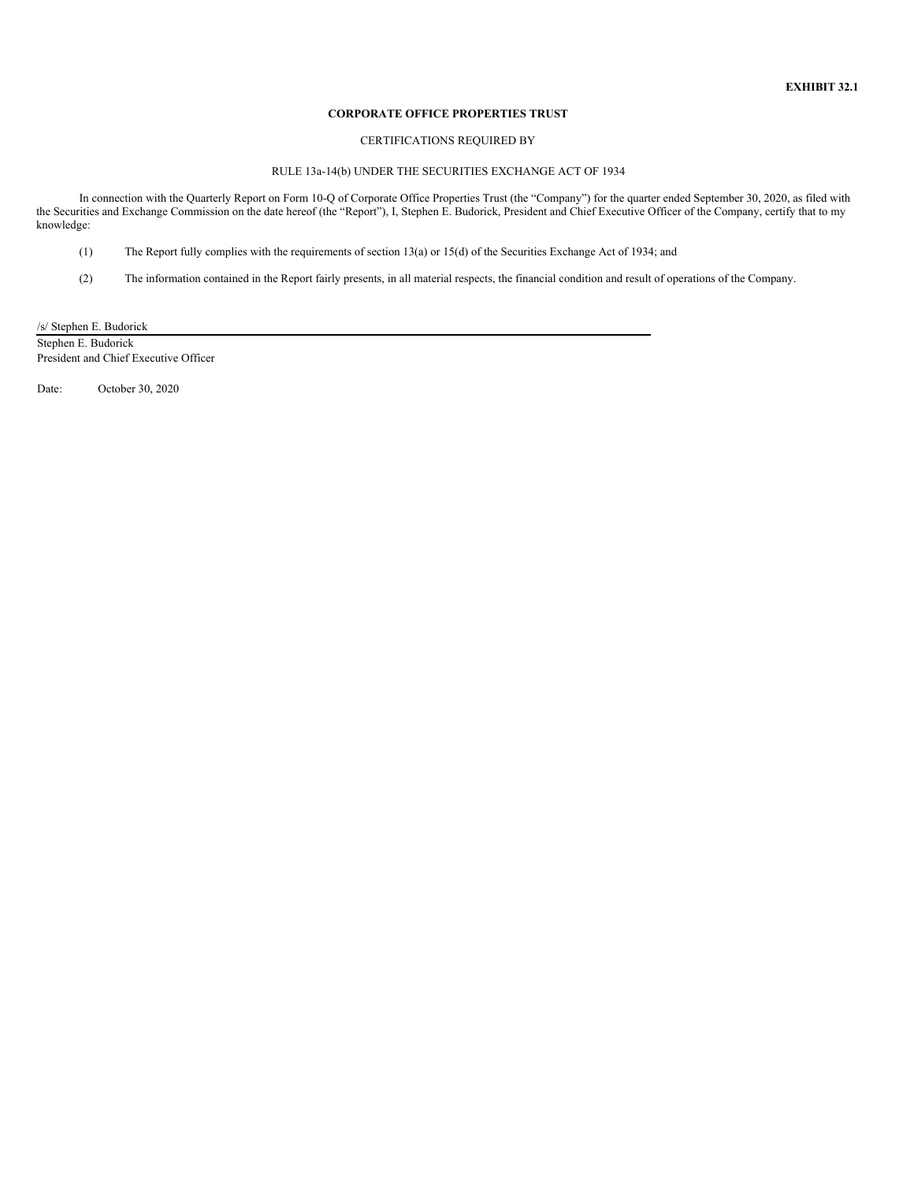**EXHIBIT 32.1**

**CORPORATE OFFICE PROPERTIES TRUST**

CERTIFICATIONS REQUIRED BY

RULE 13a-14(b) UNDER THE SECURITIES EXCHANGE ACT OF 1934

In connection with the Quarterly Report on Form 10-Q of Corporate Office Properties Trust (the "Company") for the quarter ended September 30, 2020, as filed with the Securities and Exchange Commission on the date hereof (the "Report"), I, Stephen E. Budorick, President and Chief Executive Officer of the Company, certify that to my knowledge:

(1) The Report fully complies with the requirements of section 13(a) or 15(d) of the Securities Exchange Act of 1934; and

(2) The information contained in the Report fairly presents, in all material respects, the financial condition and result of operations of the Company.

/s/ Stephen E. Budorick

Stephen E. Budorick
President and Chief Executive Officer

Date: October 30, 2020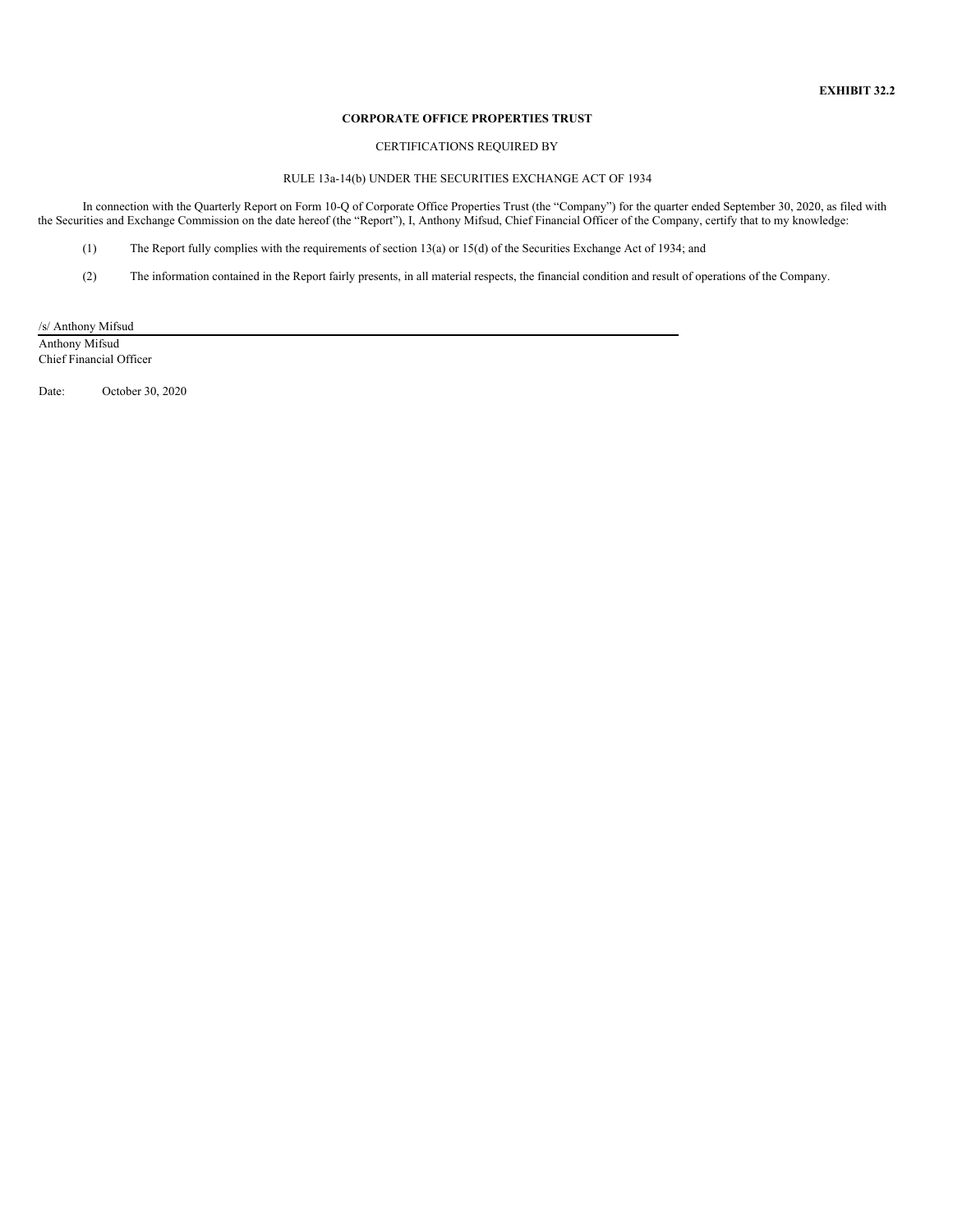**EXHIBIT 32.2**

**CORPORATE OFFICE PROPERTIES TRUST**

CERTIFICATIONS REQUIRED BY

RULE 13a-14(b) UNDER THE SECURITIES EXCHANGE ACT OF 1934

In connection with the Quarterly Report on Form 10-Q of Corporate Office Properties Trust (the "Company") for the quarter ended September 30, 2020, as filed with the Securities and Exchange Commission on the date hereof (the "Report"), I, Anthony Mifsud, Chief Financial Officer of the Company, certify that to my knowledge:

(1) The Report fully complies with the requirements of section 13(a) or 15(d) of the Securities Exchange Act of 1934; and

(2) The information contained in the Report fairly presents, in all material respects, the financial condition and result of operations of the Company.

/s/ Anthony Mifsud

Anthony Mifsud
Chief Financial Officer

Date: October 30, 2020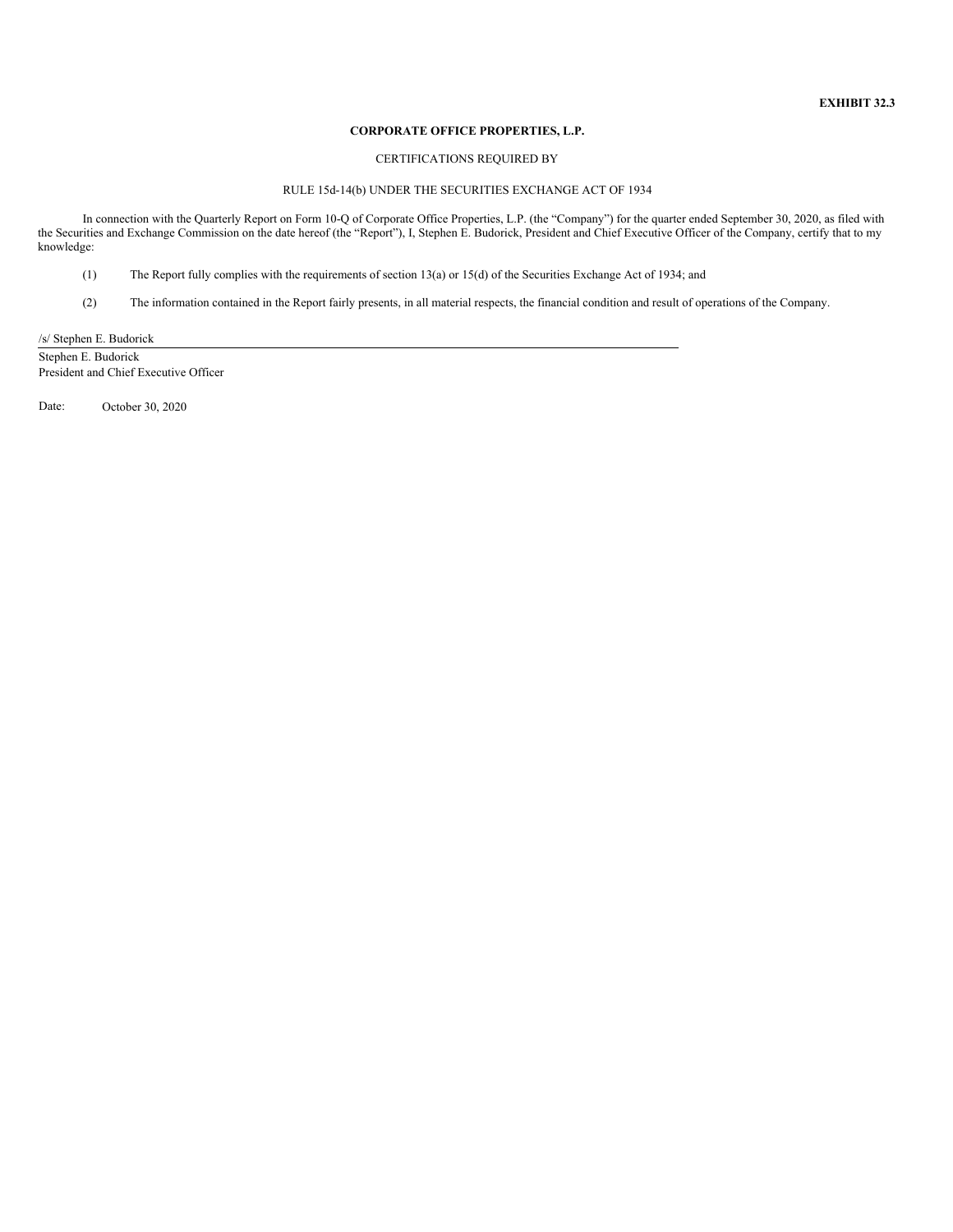**EXHIBIT 32.3**

**CORPORATE OFFICE PROPERTIES, L.P.**

CERTIFICATIONS REQUIRED BY

RULE 15d-14(b) UNDER THE SECURITIES EXCHANGE ACT OF 1934

In connection with the Quarterly Report on Form 10-Q of Corporate Office Properties, L.P. (the “Company”) for the quarter ended September 30, 2020, as filed with the Securities and Exchange Commission on the date hereof (the “Report”), I, Stephen E. Budorick, President and Chief Executive Officer of the Company, certify that to my knowledge:

(1) The Report fully complies with the requirements of section 13(a) or 15(d) of the Securities Exchange Act of 1934; and

(2) The information contained in the Report fairly presents, in all material respects, the financial condition and result of operations of the Company.

/s/ Stephen E. Budorick

Stephen E. Budorick
President and Chief Executive Officer

Date: October 30, 2020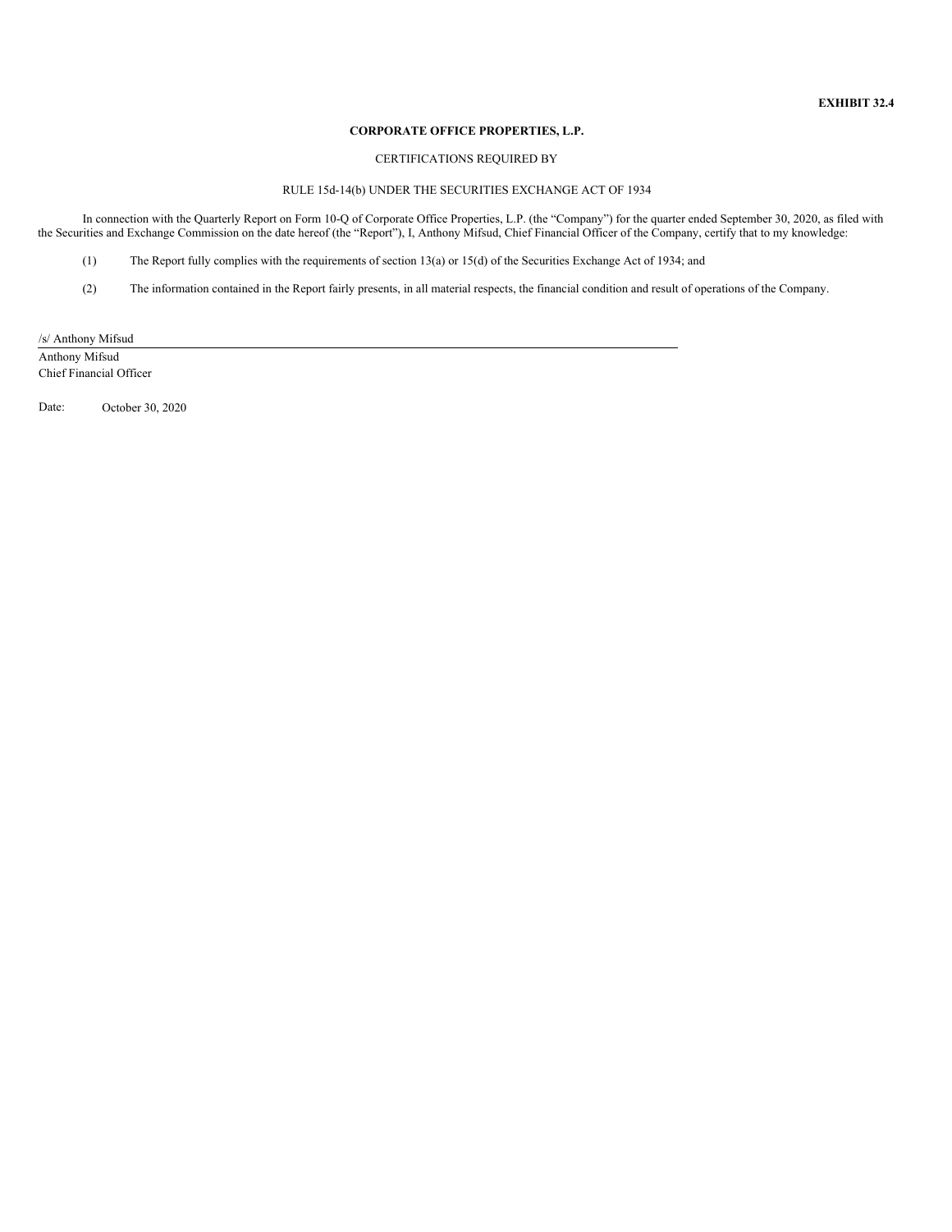**EXHIBIT 32.4**

**CORPORATE OFFICE PROPERTIES, L.P.**

CERTIFICATIONS REQUIRED BY

RULE 15d-14(b) UNDER THE SECURITIES EXCHANGE ACT OF 1934

In connection with the Quarterly Report on Form 10-Q of Corporate Office Properties, L.P. (the "Company") for the quarter ended September 30, 2020, as filed with the Securities and Exchange Commission on the date hereof (the "Report"), I, Anthony Mifsud, Chief Financial Officer of the Company, certify that to my knowledge:

(1) The Report fully complies with the requirements of section 13(a) or 15(d) of the Securities Exchange Act of 1934; and

(2) The information contained in the Report fairly presents, in all material respects, the financial condition and result of operations of the Company.

/s/ Anthony Mifsud

Anthony Mifsud
Chief Financial Officer

Date: October 30, 2020